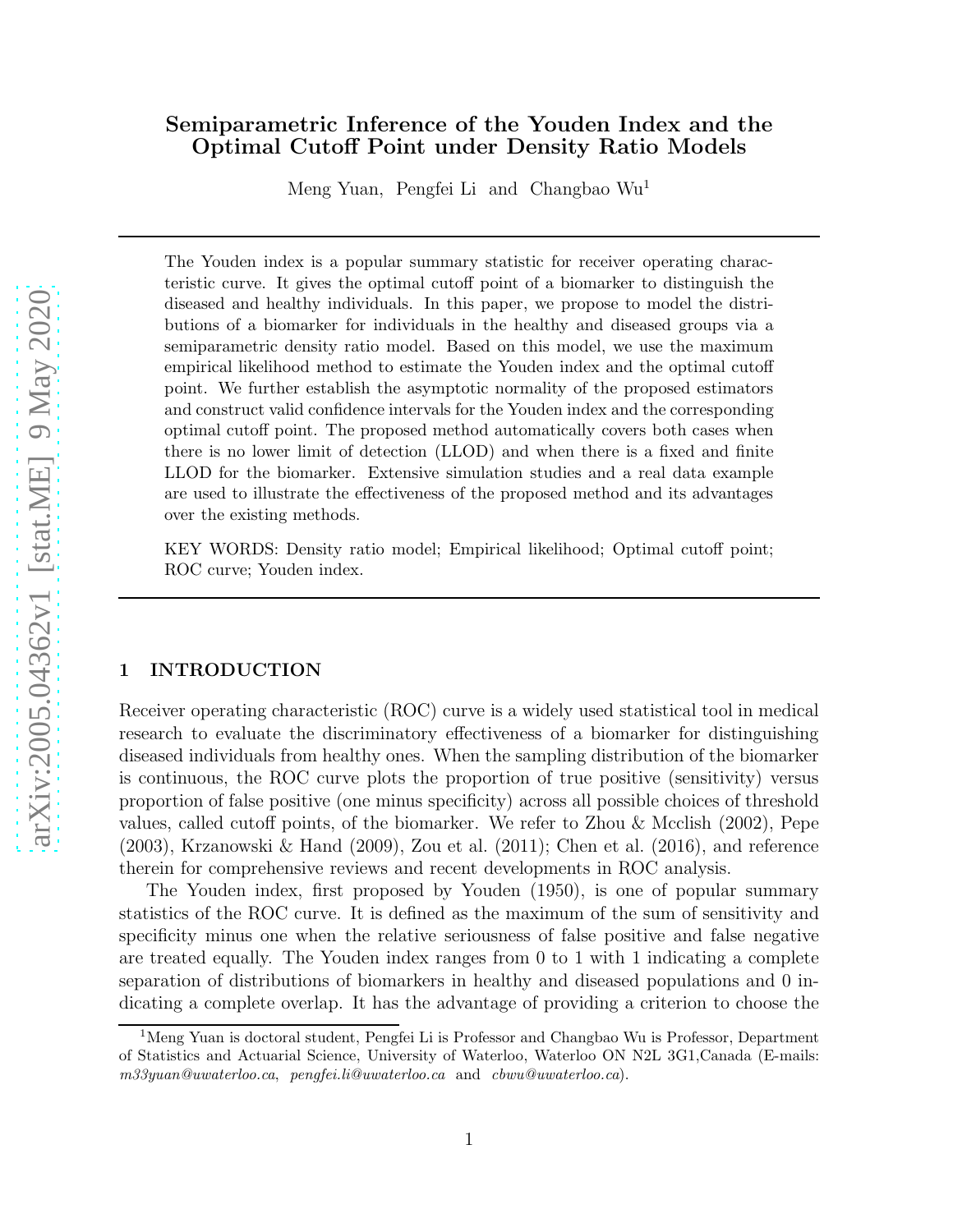# Semiparametric Inference of the Youden Index and the Optimal Cutoff Point under Density Ratio Models

Meng Yuan, Pengfei Li and Changbao Wu[1]

The Youden index is a popular summary statistic for receiver operating characteristic curve. It gives the optimal cutoff point of a biomarker to distinguish the diseased and healthy individuals. In this paper, we propose to model the distributions of a biomarker for individuals in the healthy and diseased groups via a semiparametric density ratio model. Based on this model, we use the maximum empirical likelihood method to estimate the Youden index and the optimal cutoff point. We further establish the asymptotic normality of the proposed estimators and construct valid confidence intervals for the Youden index and the corresponding optimal cutoff point. The proposed method automatically covers both cases when there is no lower limit of detection (LLOD) and when there is a fixed and finite LLOD for the biomarker. Extensive simulation studies and a real data example are used to illustrate the effectiveness of the proposed method and its advantages over the existing methods.

KEY WORDS: Density ratio model; Empirical likelihood; Optimal cutoff point; ROC curve; Youden index.

## 1 INTRODUCTION

Receiver operating characteristic (ROC) curve is a widely used statistical tool in medical research to evaluate the discriminatory effectiveness of a biomarker for distinguishing diseased individuals from healthy ones. When the sampling distribution of the biomarker is continuous, the ROC curve plots the proportion of true positive (sensitivity) versus proportion of false positive (one minus specificity) across all possible choices of threshold values, called cutoff points, of the biomarker. We refer to Zhou & Mcclish (2002), Pepe (2003), Krzanowski & Hand (2009), Zou et al. (2011); Chen et al. (2016), and reference therein for comprehensive reviews and recent developments in ROC analysis.

The Youden index, first proposed by Youden (1950), is one of popular summary statistics of the ROC curve. It is defined as the maximum of the sum of sensitivity and specificity minus one when the relative seriousness of false positive and false negative are treated equally. The Youden index ranges from 0 to 1 with 1 indicating a complete separation of distributions of biomarkers in healthy and diseased populations and 0 indicating a complete overlap. It has the advantage of providing a criterion to choose the

[1] Meng Yuan is doctoral student, Pengfei Li is Professor and Changbao Wu is Professor, Department of Statistics and Actuarial Science, University of Waterloo, Waterloo ON N2L 3G1,Canada (E-mails: *m33yuan@uwaterloo.ca*, *pengfei.li@uwaterloo.ca* and *cbwu@uwaterloo.ca*).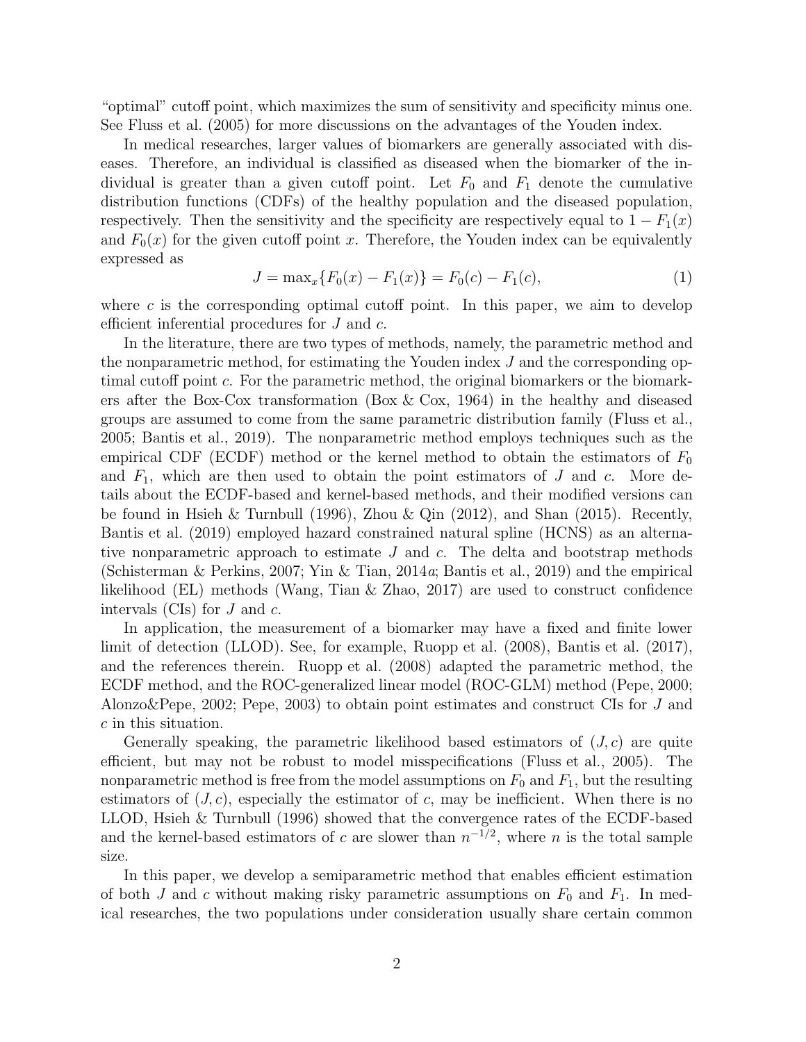"optimal" cutoff point, which maximizes the sum of sensitivity and specificity minus one. See Fluss et al. (2005) for more discussions on the advantages of the Youden index.

In medical researches, larger values of biomarkers are generally associated with diseases. Therefore, an individual is classified as diseased when the biomarker of the individual is greater than a given cutoff point. Let $F_0$ and $F_1$ denote the cumulative distribution functions (CDFs) of the healthy population and the diseased population, respectively. Then the sensitivity and the specificity are respectively equal to $1 - F_1(x)$ and $F_0(x)$ for the given cutoff point $x$. Therefore, the Youden index can be equivalently expressed as

$$J = \max_x \{F_0(x) - F_1(x)\} = F_0(c) - F_1(c), \tag{1}$$

where $c$ is the corresponding optimal cutoff point. In this paper, we aim to develop efficient inferential procedures for $J$ and $c$.

In the literature, there are two types of methods, namely, the parametric method and the nonparametric method, for estimating the Youden index $J$ and the corresponding optimal cutoff point $c$. For the parametric method, the original biomarkers or the biomarkers after the Box-Cox transformation (Box & Cox, 1964) in the healthy and diseased groups are assumed to come from the same parametric distribution family (Fluss et al., 2005; Bantis et al., 2019). The nonparametric method employs techniques such as the empirical CDF (ECDF) method or the kernel method to obtain the estimators of $F_0$ and $F_1$, which are then used to obtain the point estimators of $J$ and $c$. More details about the ECDF-based and kernel-based methods, and their modified versions can be found in Hsieh & Turnbull (1996), Zhou & Qin (2012), and Shan (2015). Recently, Bantis et al. (2019) employed hazard constrained natural spline (HCNS) as an alternative nonparametric approach to estimate $J$ and $c$. The delta and bootstrap methods (Schisterman & Perkins, 2007; Yin & Tian, 2014*a*; Bantis et al., 2019) and the empirical likelihood (EL) methods (Wang, Tian & Zhao, 2017) are used to construct confidence intervals (CIs) for $J$ and $c$.

In application, the measurement of a biomarker may have a fixed and finite lower limit of detection (LLOD). See, for example, Ruopp et al. (2008), Bantis et al. (2017), and the references therein. Ruopp et al. (2008) adapted the parametric method, the ECDF method, and the ROC-generalized linear model (ROC-GLM) method (Pepe, 2000; Alonzo&Pepe, 2002; Pepe, 2003) to obtain point estimates and construct CIs for $J$ and $c$ in this situation.

Generally speaking, the parametric likelihood based estimators of $(J, c)$ are quite efficient, but may not be robust to model misspecifications (Fluss et al., 2005). The nonparametric method is free from the model assumptions on $F_0$ and $F_1$, but the resulting estimators of $(J, c)$, especially the estimator of $c$, may be inefficient. When there is no LLOD, Hsieh & Turnbull (1996) showed that the convergence rates of the ECDF-based and the kernel-based estimators of $c$ are slower than $n^{-1/2}$, where $n$ is the total sample size.

In this paper, we develop a semiparametric method that enables efficient estimation of both $J$ and $c$ without making risky parametric assumptions on $F_0$ and $F_1$. In medical researches, the two populations under consideration usually share certain common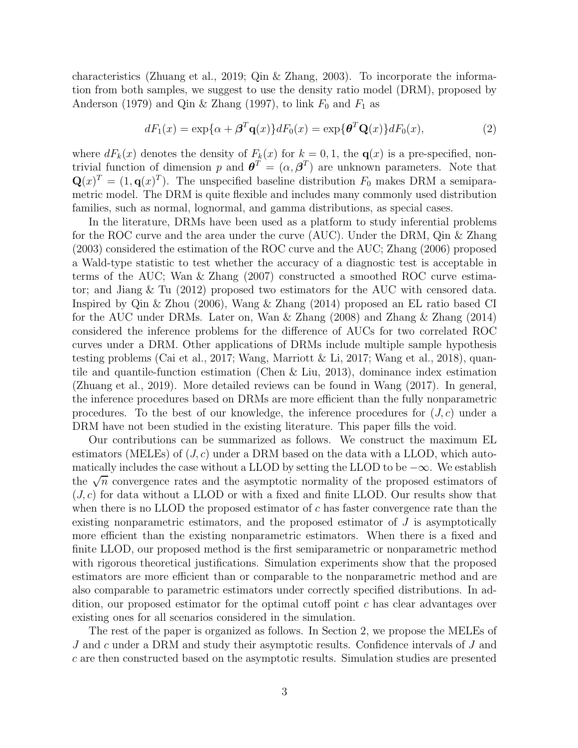characteristics (Zhuang et al., 2019; Qin & Zhang, 2003). To incorporate the information from both samples, we suggest to use the density ratio model (DRM), proposed by Anderson (1979) and Qin & Zhang (1997), to link $F_0$ and $F_1$ as

$$dF_1(x) = \exp\{\alpha + \boldsymbol{\beta}^T \mathbf{q}(x)\} dF_0(x) = \exp\{\boldsymbol{\theta}^T \mathbf{Q}(x)\} dF_0(x), \tag{2}$$

where $dF_k(x)$ denotes the density of $F_k(x)$ for $k = 0, 1$, the $\mathbf{q}(x)$ is a pre-specified, non-trivial function of dimension $p$ and $\boldsymbol{\theta}^T = (\alpha, \boldsymbol{\beta}^T)$ are unknown parameters. Note that $\mathbf{Q}(x)^T = (1, \mathbf{q}(x)^T)$. The unspecified baseline distribution $F_0$ makes DRM a semiparametric model. The DRM is quite flexible and includes many commonly used distribution families, such as normal, lognormal, and gamma distributions, as special cases.

In the literature, DRMs have been used as a platform to study inferential problems for the ROC curve and the area under the curve (AUC). Under the DRM, Qin & Zhang (2003) considered the estimation of the ROC curve and the AUC; Zhang (2006) proposed a Wald-type statistic to test whether the accuracy of a diagnostic test is acceptable in terms of the AUC; Wan & Zhang (2007) constructed a smoothed ROC curve estimator; and Jiang & Tu (2012) proposed two estimators for the AUC with censored data. Inspired by Qin & Zhou (2006), Wang & Zhang (2014) proposed an EL ratio based CI for the AUC under DRMs. Later on, Wan & Zhang (2008) and Zhang & Zhang (2014) considered the inference problems for the difference of AUCs for two correlated ROC curves under a DRM. Other applications of DRMs include multiple sample hypothesis testing problems (Cai et al., 2017; Wang, Marriott & Li, 2017; Wang et al., 2018), quantile and quantile-function estimation (Chen & Liu, 2013), dominance index estimation (Zhuang et al., 2019). More detailed reviews can be found in Wang (2017). In general, the inference procedures based on DRMs are more efficient than the fully nonparametric procedures. To the best of our knowledge, the inference procedures for $(J, c)$ under a DRM have not been studied in the existing literature. This paper fills the void.

Our contributions can be summarized as follows. We construct the maximum EL estimators (MELEs) of $(J, c)$ under a DRM based on the data with a LLOD, which automatically includes the case without a LLOD by setting the LLOD to be $-\infty$. We establish the $\sqrt{n}$ convergence rates and the asymptotic normality of the proposed estimators of $(J, c)$ for data without a LLOD or with a fixed and finite LLOD. Our results show that when there is no LLOD the proposed estimator of $c$ has faster convergence rate than the existing nonparametric estimators, and the proposed estimator of $J$ is asymptotically more efficient than the existing nonparametric estimators. When there is a fixed and finite LLOD, our proposed method is the first semiparametric or nonparametric method with rigorous theoretical justifications. Simulation experiments show that the proposed estimators are more efficient than or comparable to the nonparametric method and are also comparable to parametric estimators under correctly specified distributions. In addition, our proposed estimator for the optimal cutoff point $c$ has clear advantages over existing ones for all scenarios considered in the simulation.

The rest of the paper is organized as follows. In Section 2, we propose the MELEs of $J$ and $c$ under a DRM and study their asymptotic results. Confidence intervals of $J$ and $c$ are then constructed based on the asymptotic results. Simulation studies are presented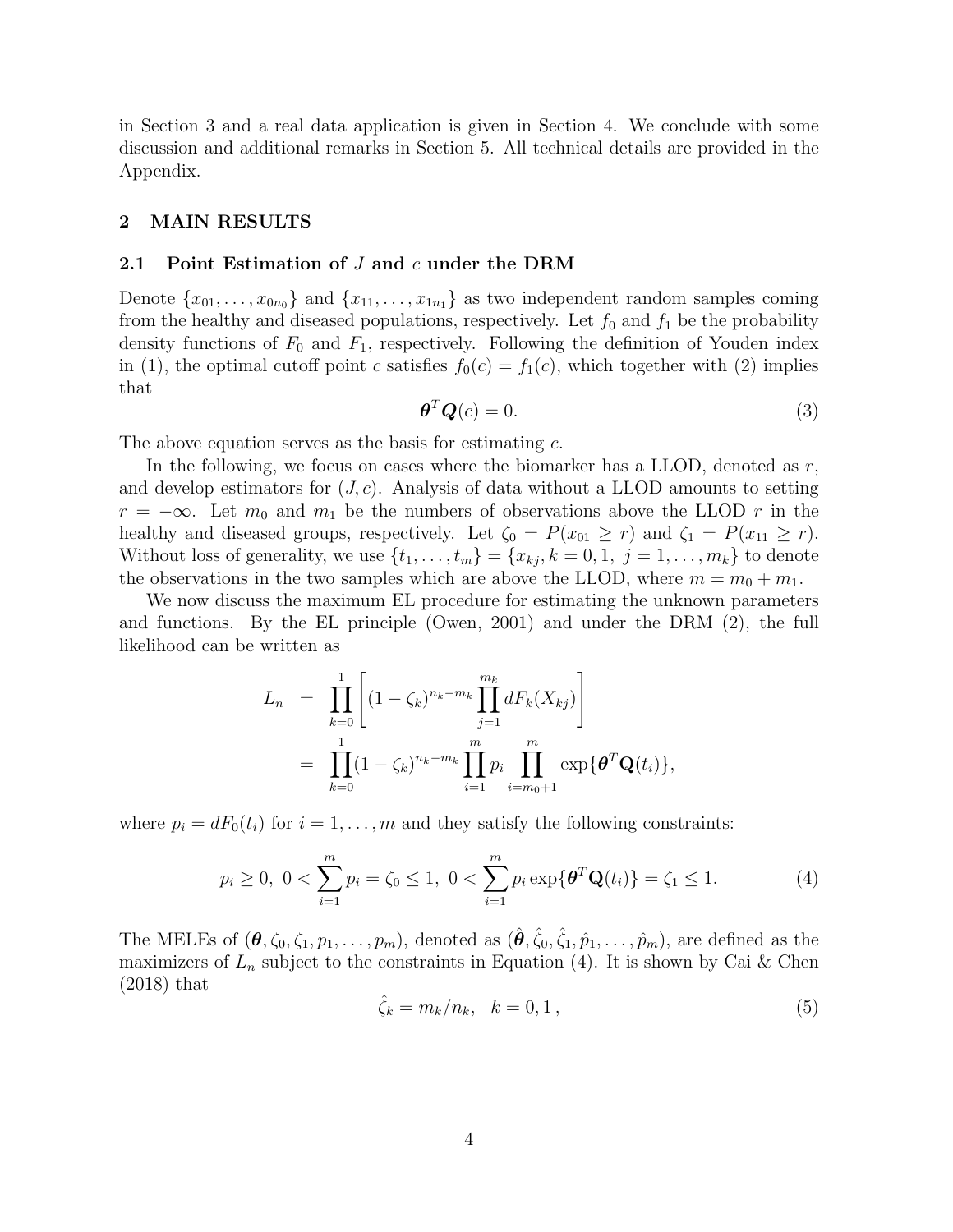in Section 3 and a real data application is given in Section 4. We conclude with some discussion and additional remarks in Section 5. All technical details are provided in the Appendix.

## 2 MAIN RESULTS

### 2.1 Point Estimation of $J$ and $c$ under the DRM

Denote $\{x_{01}, \ldots, x_{0n_0}\}$ and $\{x_{11}, \ldots, x_{1n_1}\}$ as two independent random samples coming from the healthy and diseased populations, respectively. Let $f_0$ and $f_1$ be the probability density functions of $F_0$ and $F_1$, respectively. Following the definition of Youden index in (1), the optimal cutoff point $c$ satisfies $f_0(c) = f_1(c)$, which together with (2) implies that

$$\boldsymbol{\theta}^T \boldsymbol{Q}(c) = 0. \tag{3}$$

The above equation serves as the basis for estimating $c$.

In the following, we focus on cases where the biomarker has a LLOD, denoted as $r$, and develop estimators for $(J, c)$. Analysis of data without a LLOD amounts to setting $r = -\infty$. Let $m_0$ and $m_1$ be the numbers of observations above the LLOD $r$ in the healthy and diseased groups, respectively. Let $\zeta_0 = P(x_{01} \geq r)$ and $\zeta_1 = P(x_{11} \geq r)$. Without loss of generality, we use $\{t_1, \ldots, t_m\} = \{x_{kj}, k = 0, 1,\ j = 1, \ldots, m_k\}$ to denote the observations in the two samples which are above the LLOD, where $m = m_0 + m_1$.

We now discuss the maximum EL procedure for estimating the unknown parameters and functions. By the EL principle (Owen, 2001) and under the DRM (2), the full likelihood can be written as

$$\begin{aligned} L_n &= \prod_{k=0}^{1} \left[ (1 - \zeta_k)^{n_k - m_k} \prod_{j=1}^{m_k} dF_k(X_{kj}) \right] \\ &= \prod_{k=0}^{1} (1 - \zeta_k)^{n_k - m_k} \prod_{i=1}^{m} p_i \prod_{i=m_0+1}^{m} \exp\{\boldsymbol{\theta}^T \mathbf{Q}(t_i)\}, \end{aligned}$$

where $p_i = dF_0(t_i)$ for $i = 1, \ldots, m$ and they satisfy the following constraints:

$$p_i \geq 0,\ 0 < \sum_{i=1}^{m} p_i = \zeta_0 \leq 1,\ 0 < \sum_{i=1}^{m} p_i \exp\{\boldsymbol{\theta}^T \mathbf{Q}(t_i)\} = \zeta_1 \leq 1. \tag{4}$$

The MELEs of $(\boldsymbol{\theta}, \zeta_0, \zeta_1, p_1, \ldots, p_m)$, denoted as $(\hat{\boldsymbol{\theta}}, \hat{\zeta}_0, \hat{\zeta}_1, \hat{p}_1, \ldots, \hat{p}_m)$, are defined as the maximizers of $L_n$ subject to the constraints in Equation (4). It is shown by Cai & Chen (2018) that

$$\hat{\zeta}_k = m_k / n_k, \quad k = 0, 1, \tag{5}$$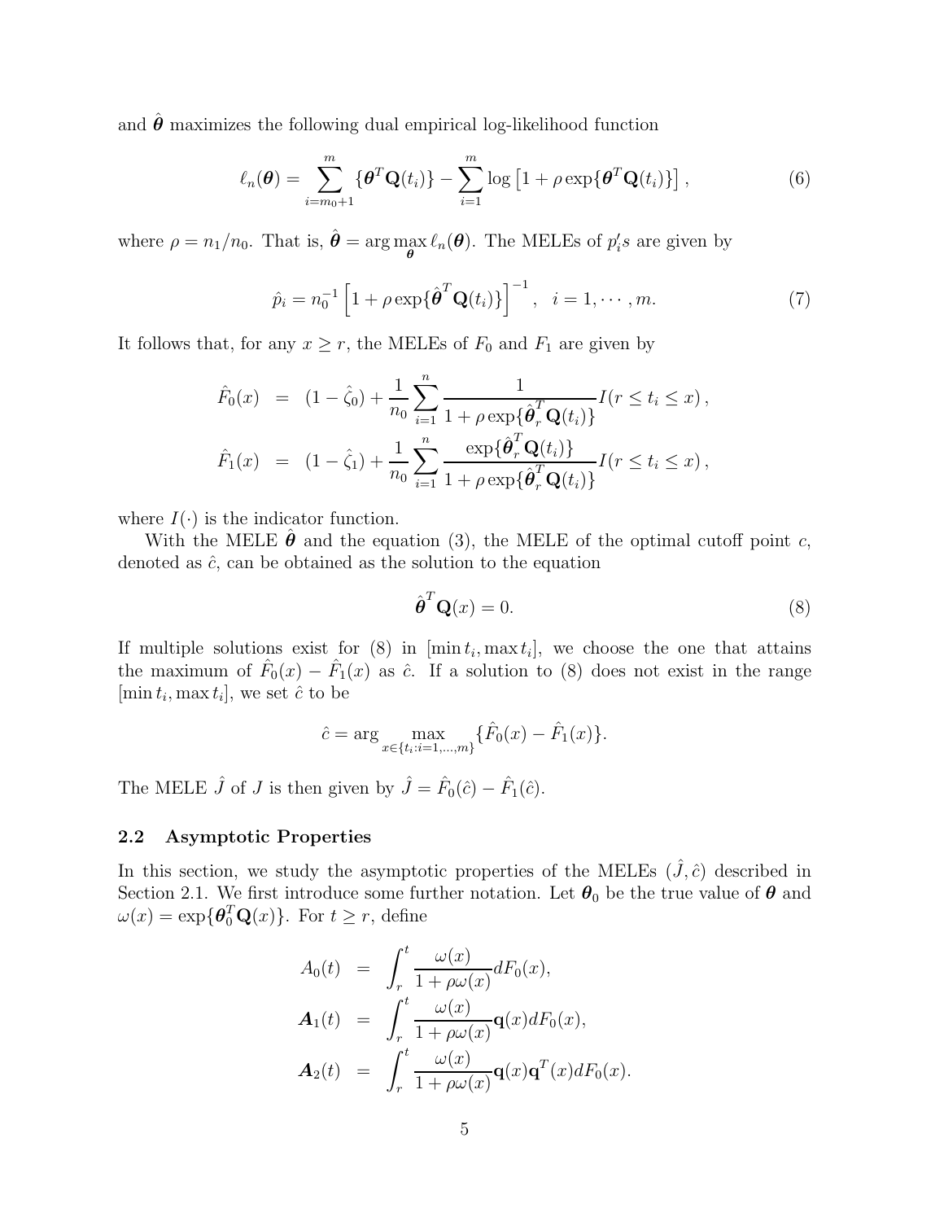and $\hat{\boldsymbol{\theta}}$ maximizes the following dual empirical log-likelihood function

$$\ell_n(\boldsymbol{\theta}) = \sum_{i=m_0+1}^{m} \{\boldsymbol{\theta}^T \mathbf{Q}(t_i)\} - \sum_{i=1}^{m} \log\left[1 + \rho \exp\{\boldsymbol{\theta}^T \mathbf{Q}(t_i)\}\right], \tag{6}$$

where $\rho = n_1/n_0$. That is, $\hat{\boldsymbol{\theta}} = \arg\max_{\boldsymbol{\theta}} \ell_n(\boldsymbol{\theta})$. The MELEs of $p_i's$ are given by

$$\hat{p}_i = n_0^{-1}\left[1 + \rho \exp\{\hat{\boldsymbol{\theta}}^T \mathbf{Q}(t_i)\}\right]^{-1}, \quad i = 1, \cdots, m. \tag{7}$$

It follows that, for any $x \geq r$, the MELEs of $F_0$ and $F_1$ are given by

$$\begin{aligned}
\hat{F}_0(x) &= (1 - \hat{\zeta}_0) + \frac{1}{n_0}\sum_{i=1}^{n} \frac{1}{1 + \rho \exp\{\hat{\boldsymbol{\theta}}_r^T \mathbf{Q}(t_i)\}} I(r \leq t_i \leq x), \\
\hat{F}_1(x) &= (1 - \hat{\zeta}_1) + \frac{1}{n_0}\sum_{i=1}^{n} \frac{\exp\{\hat{\boldsymbol{\theta}}_r^T \mathbf{Q}(t_i)\}}{1 + \rho \exp\{\hat{\boldsymbol{\theta}}_r^T \mathbf{Q}(t_i)\}} I(r \leq t_i \leq x),
\end{aligned}$$

where $I(\cdot)$ is the indicator function.

With the MELE $\hat{\boldsymbol{\theta}}$ and the equation (3), the MELE of the optimal cutoff point $c$, denoted as $\hat{c}$, can be obtained as the solution to the equation

$$\hat{\boldsymbol{\theta}}^T \mathbf{Q}(x) = 0. \tag{8}$$

If multiple solutions exist for (8) in $[\min t_i, \max t_i]$, we choose the one that attains the maximum of $\hat{F}_0(x) - \hat{F}_1(x)$ as $\hat{c}$. If a solution to (8) does not exist in the range $[\min t_i, \max t_i]$, we set $\hat{c}$ to be

$$\hat{c} = \arg\max_{x \in \{t_i : i = 1, \ldots, m\}} \{\hat{F}_0(x) - \hat{F}_1(x)\}.$$

The MELE $\hat{J}$ of $J$ is then given by $\hat{J} = \hat{F}_0(\hat{c}) - \hat{F}_1(\hat{c})$.

### 2.2 Asymptotic Properties

In this section, we study the asymptotic properties of the MELEs $(\hat{J}, \hat{c})$ described in Section 2.1. We first introduce some further notation. Let $\boldsymbol{\theta}_0$ be the true value of $\boldsymbol{\theta}$ and $\omega(x) = \exp\{\boldsymbol{\theta}_0^T \mathbf{Q}(x)\}$. For $t \geq r$, define

$$\begin{aligned}
A_0(t) &= \int_r^t \frac{\omega(x)}{1 + \rho\omega(x)} dF_0(x), \\
\boldsymbol{A}_1(t) &= \int_r^t \frac{\omega(x)}{1 + \rho\omega(x)} \mathbf{q}(x) dF_0(x), \\
\boldsymbol{A}_2(t) &= \int_r^t \frac{\omega(x)}{1 + \rho\omega(x)} \mathbf{q}(x)\mathbf{q}^T(x) dF_0(x).
\end{aligned}$$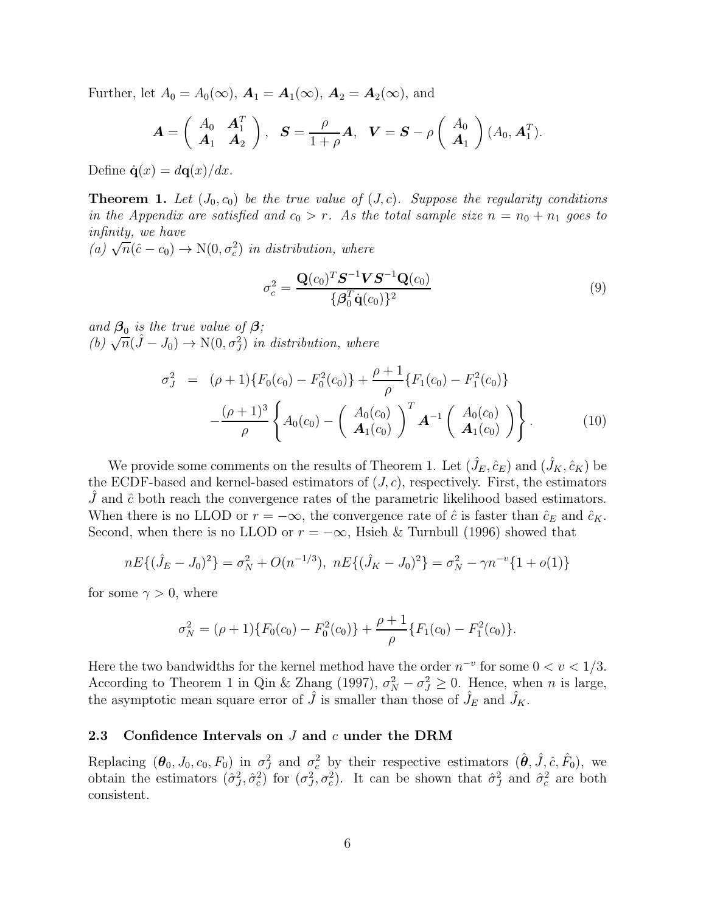Further, let $A_0 = A_0(\infty)$, $\boldsymbol{A}_1 = \boldsymbol{A}_1(\infty)$, $\boldsymbol{A}_2 = \boldsymbol{A}_2(\infty)$, and

$$\boldsymbol{A} = \begin{pmatrix} A_0 & \boldsymbol{A}_1^T \\ \boldsymbol{A}_1 & \boldsymbol{A}_2 \end{pmatrix}, \quad \boldsymbol{S} = \frac{\rho}{1+\rho}\boldsymbol{A}, \quad \boldsymbol{V} = \boldsymbol{S} - \rho \begin{pmatrix} A_0 \\ \boldsymbol{A}_1 \end{pmatrix} (A_0, \boldsymbol{A}_1^T).$$

Define $\dot{\mathbf{q}}(x) = d\mathbf{q}(x)/dx$.

**Theorem 1.** *Let $(J_0, c_0)$ be the true value of $(J, c)$. Suppose the regularity conditions in the Appendix are satisfied and $c_0 > r$. As the total sample size $n = n_0 + n_1$ goes to infinity, we have*

*(a) $\sqrt{n}(\hat{c} - c_0) \to \mathrm{N}(0, \sigma_c^2)$ in distribution, where*

$$\sigma_c^2 = \frac{\mathbf{Q}(c_0)^T \boldsymbol{S}^{-1} \boldsymbol{V} \boldsymbol{S}^{-1} \mathbf{Q}(c_0)}{\{\boldsymbol{\beta}_0^T \dot{\mathbf{q}}(c_0)\}^2} \tag{9}$$

*and $\boldsymbol{\beta}_0$ is the true value of $\boldsymbol{\beta}$;*

*(b) $\sqrt{n}(\hat{J} - J_0) \to \mathrm{N}(0, \sigma_J^2)$ in distribution, where*

$$\begin{aligned} \sigma_J^2 &= (\rho+1)\{F_0(c_0) - F_0^2(c_0)\} + \frac{\rho+1}{\rho}\{F_1(c_0) - F_1^2(c_0)\} \\ &\quad - \frac{(\rho+1)^3}{\rho}\left\{ A_0(c_0) - \begin{pmatrix} A_0(c_0) \\ \boldsymbol{A}_1(c_0) \end{pmatrix}^T \boldsymbol{A}^{-1} \begin{pmatrix} A_0(c_0) \\ \boldsymbol{A}_1(c_0) \end{pmatrix} \right\}. \end{aligned} \tag{10}$$

We provide some comments on the results of Theorem 1. Let $(\hat{J}_E, \hat{c}_E)$ and $(\hat{J}_K, \hat{c}_K)$ be the ECDF-based and kernel-based estimators of $(J, c)$, respectively. First, the estimators $\hat{J}$ and $\hat{c}$ both reach the convergence rates of the parametric likelihood based estimators. When there is no LLOD or $r = -\infty$, the convergence rate of $\hat{c}$ is faster than $\hat{c}_E$ and $\hat{c}_K$. Second, when there is no LLOD or $r = -\infty$, Hsieh & Turnbull (1996) showed that

$$nE\{(\hat{J}_E - J_0)^2\} = \sigma_N^2 + O(n^{-1/3}), \ nE\{(\hat{J}_K - J_0)^2\} = \sigma_N^2 - \gamma n^{-v}\{1 + o(1)\}$$

for some $\gamma > 0$, where

$$\sigma_N^2 = (\rho+1)\{F_0(c_0) - F_0^2(c_0)\} + \frac{\rho+1}{\rho}\{F_1(c_0) - F_1^2(c_0)\}.$$

Here the two bandwidths for the kernel method have the order $n^{-v}$ for some $0 < v < 1/3$. According to Theorem 1 in Qin & Zhang (1997), $\sigma_N^2 - \sigma_J^2 \geq 0$. Hence, when $n$ is large, the asymptotic mean square error of $\hat{J}$ is smaller than those of $\hat{J}_E$ and $\hat{J}_K$.

### 2.3 Confidence Intervals on $J$ and $c$ under the DRM

Replacing $(\boldsymbol{\theta}_0, J_0, c_0, F_0)$ in $\sigma_J^2$ and $\sigma_c^2$ by their respective estimators $(\hat{\boldsymbol{\theta}}, \hat{J}, \hat{c}, \hat{F}_0)$, we obtain the estimators $(\hat{\sigma}_J^2, \hat{\sigma}_c^2)$ for $(\sigma_J^2, \sigma_c^2)$. It can be shown that $\hat{\sigma}_J^2$ and $\hat{\sigma}_c^2$ are both consistent.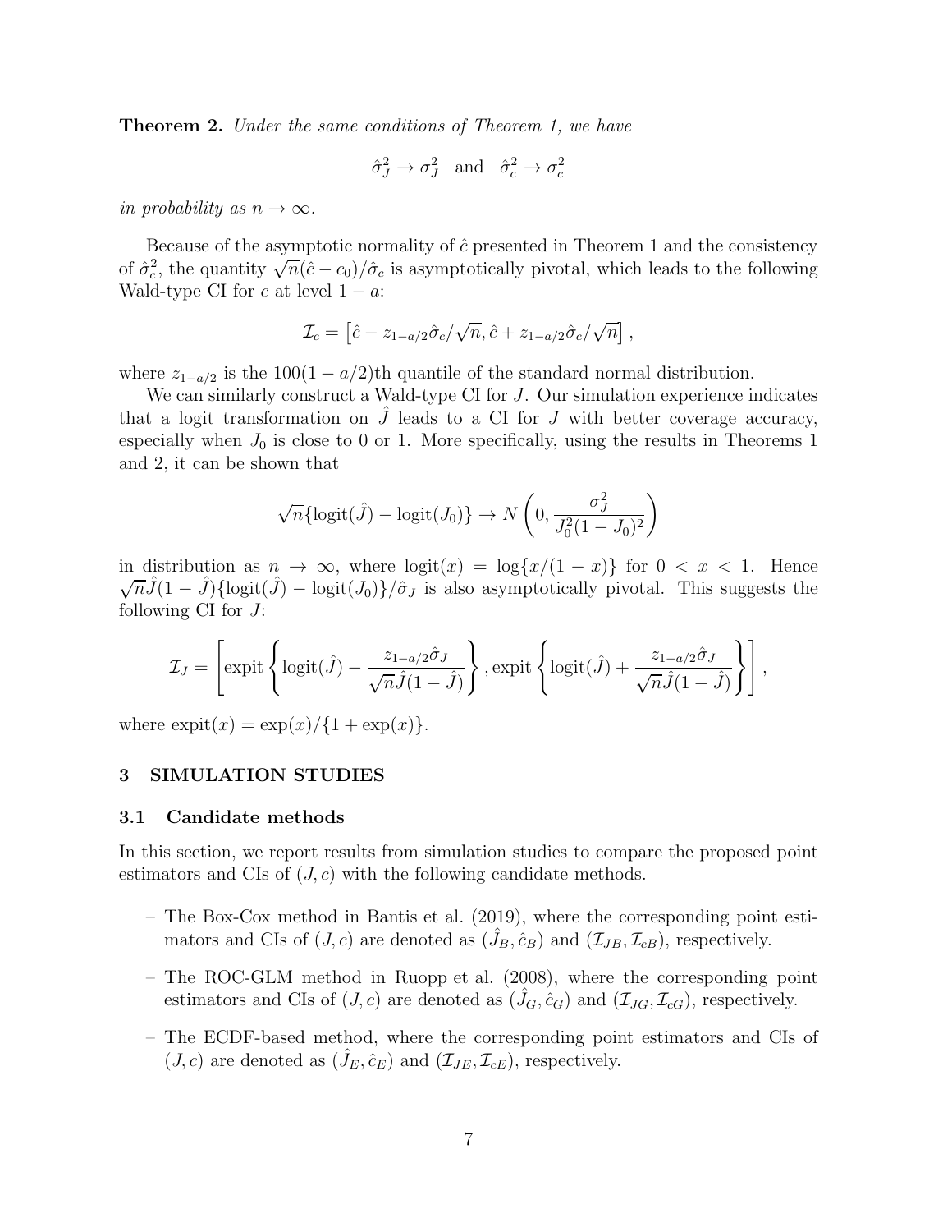**Theorem 2.** *Under the same conditions of Theorem 1, we have*

$$\hat{\sigma}_J^2 \to \sigma_J^2 \quad \text{and} \quad \hat{\sigma}_c^2 \to \sigma_c^2$$

*in probability as $n \to \infty$.*

Because of the asymptotic normality of $\hat{c}$ presented in Theorem 1 and the consistency of $\hat{\sigma}_c^2$, the quantity $\sqrt{n}(\hat{c} - c_0)/\hat{\sigma}_c$ is asymptotically pivotal, which leads to the following Wald-type CI for $c$ at level $1 - a$:

$$\mathcal{I}_c = \left[\hat{c} - z_{1-a/2}\hat{\sigma}_c/\sqrt{n}, \hat{c} + z_{1-a/2}\hat{\sigma}_c/\sqrt{n}\right],$$

where $z_{1-a/2}$ is the $100(1 - a/2)$th quantile of the standard normal distribution.

We can similarly construct a Wald-type CI for $J$. Our simulation experience indicates that a logit transformation on $\hat{J}$ leads to a CI for $J$ with better coverage accuracy, especially when $J_0$ is close to 0 or 1. More specifically, using the results in Theorems 1 and 2, it can be shown that

$$\sqrt{n}\{\text{logit}(\hat{J}) - \text{logit}(J_0)\} \to N\left(0, \frac{\sigma_J^2}{J_0^2(1 - J_0)^2}\right)$$

in distribution as $n \to \infty$, where $\text{logit}(x) = \log\{x/(1 - x)\}$ for $0 < x < 1$. Hence $\sqrt{n}\hat{J}(1 - \hat{J})\{\text{logit}(\hat{J}) - \text{logit}(J_0)\}/\hat{\sigma}_J$ is also asymptotically pivotal. This suggests the following CI for $J$:

$$\mathcal{I}_J = \left[\text{expit}\left\{\text{logit}(\hat{J}) - \frac{z_{1-a/2}\hat{\sigma}_J}{\sqrt{n}\hat{J}(1 - \hat{J})}\right\}, \text{expit}\left\{\text{logit}(\hat{J}) + \frac{z_{1-a/2}\hat{\sigma}_J}{\sqrt{n}\hat{J}(1 - \hat{J})}\right\}\right],$$

where $\text{expit}(x) = \exp(x)/\{1 + \exp(x)\}$.

## 3 SIMULATION STUDIES

### 3.1 Candidate methods

In this section, we report results from simulation studies to compare the proposed point estimators and CIs of $(J, c)$ with the following candidate methods.

- The Box-Cox method in Bantis et al. (2019), where the corresponding point estimators and CIs of $(J, c)$ are denoted as $(\hat{J}_B, \hat{c}_B)$ and $(\mathcal{I}_{JB}, \mathcal{I}_{cB})$, respectively.
- The ROC-GLM method in Ruopp et al. (2008), where the corresponding point estimators and CIs of $(J, c)$ are denoted as $(\hat{J}_G, \hat{c}_G)$ and $(\mathcal{I}_{JG}, \mathcal{I}_{cG})$, respectively.
- The ECDF-based method, where the corresponding point estimators and CIs of $(J, c)$ are denoted as $(\hat{J}_E, \hat{c}_E)$ and $(\mathcal{I}_{JE}, \mathcal{I}_{cE})$, respectively.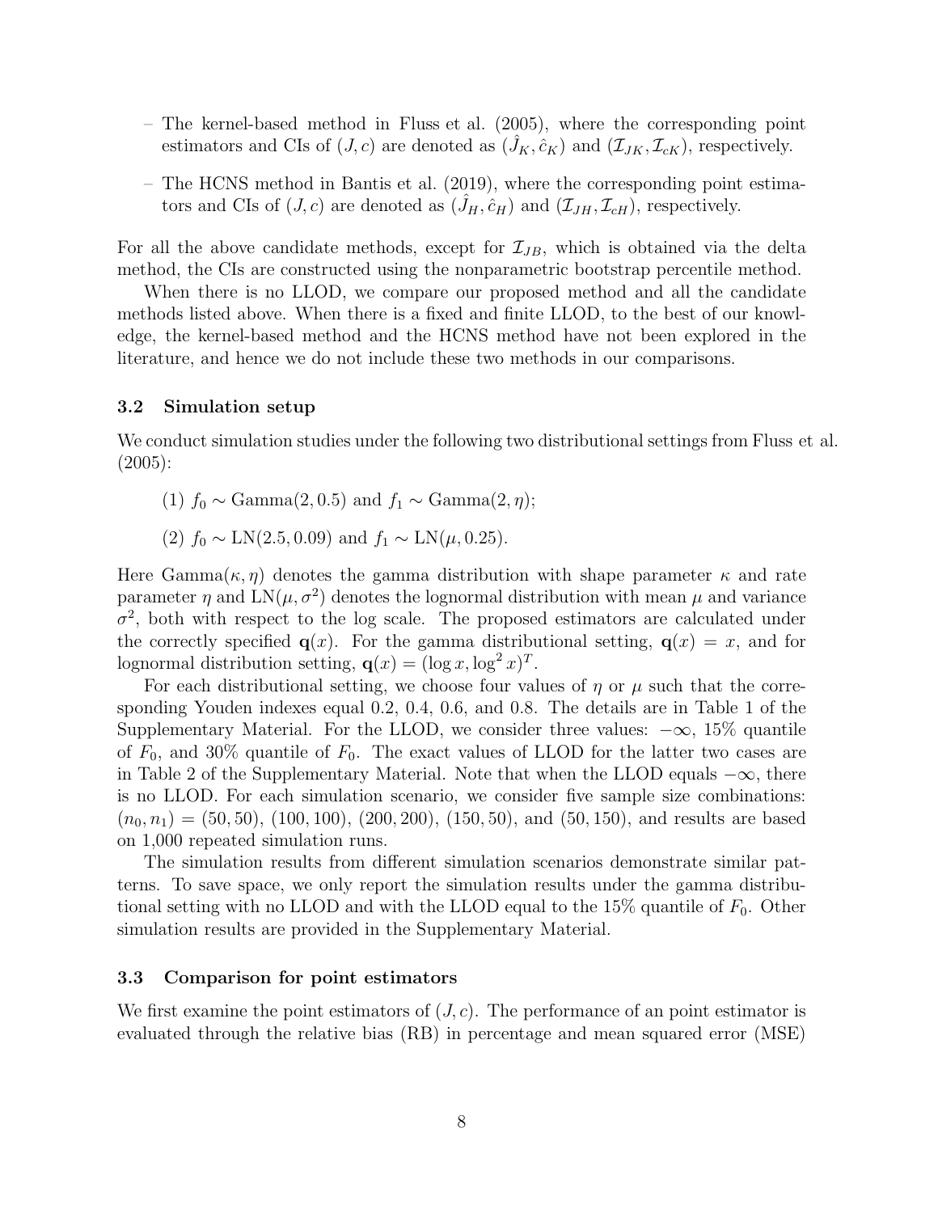- The kernel-based method in Fluss et al. (2005), where the corresponding point estimators and CIs of $(J, c)$ are denoted as $(\hat{J}_K, \hat{c}_K)$ and $(\mathcal{I}_{JK}, \mathcal{I}_{cK})$, respectively.
- The HCNS method in Bantis et al. (2019), where the corresponding point estimators and CIs of $(J, c)$ are denoted as $(\hat{J}_H, \hat{c}_H)$ and $(\mathcal{I}_{JH}, \mathcal{I}_{cH})$, respectively.

For all the above candidate methods, except for $\mathcal{I}_{JB}$, which is obtained via the delta method, the CIs are constructed using the nonparametric bootstrap percentile method.

When there is no LLOD, we compare our proposed method and all the candidate methods listed above. When there is a fixed and finite LLOD, to the best of our knowledge, the kernel-based method and the HCNS method have not been explored in the literature, and hence we do not include these two methods in our comparisons.

### 3.2 Simulation setup

We conduct simulation studies under the following two distributional settings from Fluss et al. (2005):

(1) $f_0 \sim \text{Gamma}(2, 0.5)$ and $f_1 \sim \text{Gamma}(2, \eta)$;

(2) $f_0 \sim \text{LN}(2.5, 0.09)$ and $f_1 \sim \text{LN}(\mu, 0.25)$.

Here $\text{Gamma}(\kappa, \eta)$ denotes the gamma distribution with shape parameter $\kappa$ and rate parameter $\eta$ and $\text{LN}(\mu, \sigma^2)$ denotes the lognormal distribution with mean $\mu$ and variance $\sigma^2$, both with respect to the log scale. The proposed estimators are calculated under the correctly specified $\mathbf{q}(x)$. For the gamma distributional setting, $\mathbf{q}(x) = x$, and for lognormal distribution setting, $\mathbf{q}(x) = (\log x, \log^2 x)^T$.

For each distributional setting, we choose four values of $\eta$ or $\mu$ such that the corresponding Youden indexes equal 0.2, 0.4, 0.6, and 0.8. The details are in Table 1 of the Supplementary Material. For the LLOD, we consider three values: $-\infty$, 15% quantile of $F_0$, and 30% quantile of $F_0$. The exact values of LLOD for the latter two cases are in Table 2 of the Supplementary Material. Note that when the LLOD equals $-\infty$, there is no LLOD. For each simulation scenario, we consider five sample size combinations: $(n_0, n_1) = (50, 50)$, $(100, 100)$, $(200, 200)$, $(150, 50)$, and $(50, 150)$, and results are based on 1,000 repeated simulation runs.

The simulation results from different simulation scenarios demonstrate similar patterns. To save space, we only report the simulation results under the gamma distributional setting with no LLOD and with the LLOD equal to the 15% quantile of $F_0$. Other simulation results are provided in the Supplementary Material.

### 3.3 Comparison for point estimators

We first examine the point estimators of $(J, c)$. The performance of an point estimator is evaluated through the relative bias (RB) in percentage and mean squared error (MSE)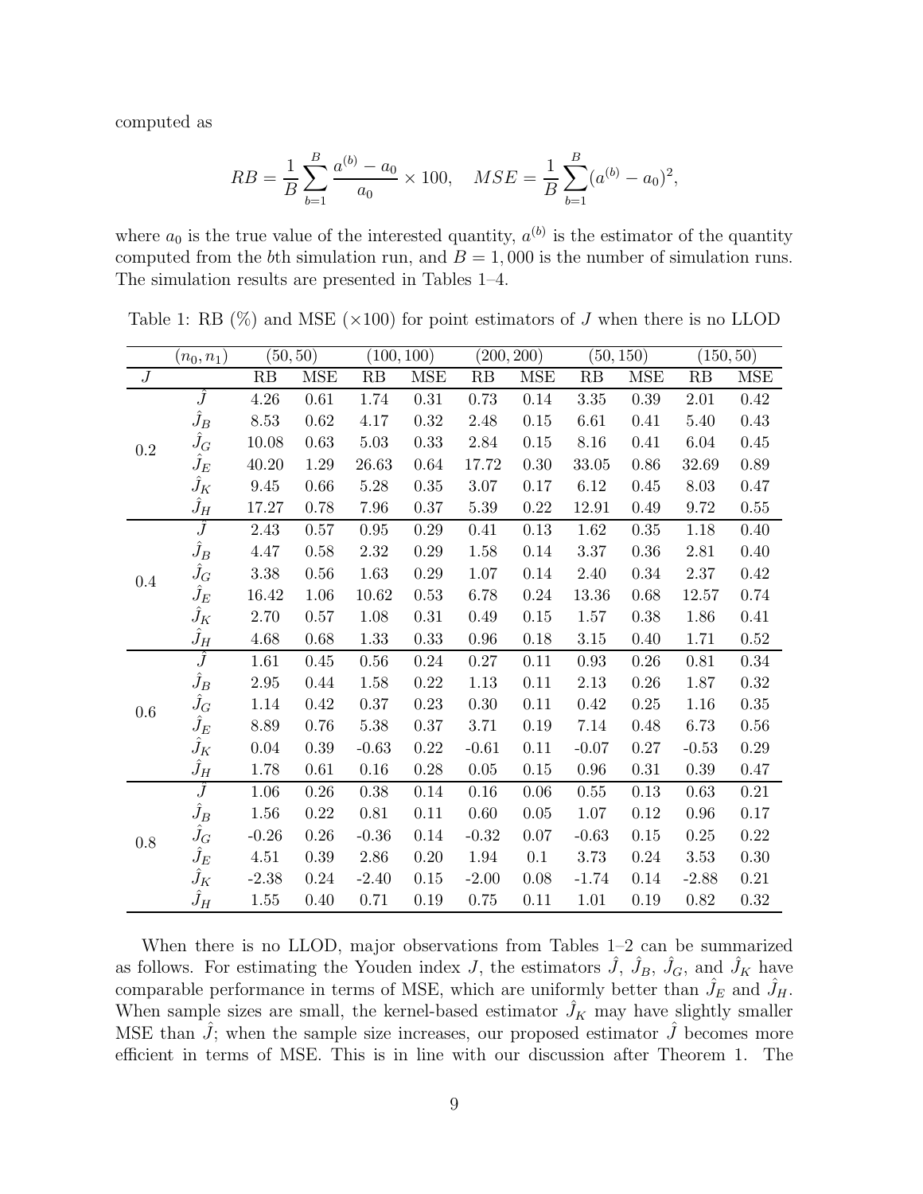computed as

$$RB = \frac{1}{B}\sum_{b=1}^{B}\frac{a^{(b)} - a_0}{a_0} \times 100, \quad MSE = \frac{1}{B}\sum_{b=1}^{B}(a^{(b)} - a_0)^2,$$

where $a_0$ is the true value of the interested quantity, $a^{(b)}$ is the estimator of the quantity computed from the $b$th simulation run, and $B = 1,000$ is the number of simulation runs. The simulation results are presented in Tables 1–4.

Table 1: RB (%) and MSE ($\times 100$) for point estimators of $J$ when there is no LLOD

| | $(n_0, n_1)$ | $(50, 50)$ | | $(100, 100)$ | | $(200, 200)$ | | $(50, 150)$ | | $(150, 50)$ | |
|---|---|---|---|---|---|---|---|---|---|---|---|
| $J$ | | RB | MSE | RB | MSE | RB | MSE | RB | MSE | RB | MSE |
| 0.2 | $\hat{J}$ | 4.26 | 0.61 | 1.74 | 0.31 | 0.73 | 0.14 | 3.35 | 0.39 | 2.01 | 0.42 |
| | $\hat{J}_B$ | 8.53 | 0.62 | 4.17 | 0.32 | 2.48 | 0.15 | 6.61 | 0.41 | 5.40 | 0.43 |
| | $\hat{J}_G$ | 10.08 | 0.63 | 5.03 | 0.33 | 2.84 | 0.15 | 8.16 | 0.41 | 6.04 | 0.45 |
| | $\hat{J}_E$ | 40.20 | 1.29 | 26.63 | 0.64 | 17.72 | 0.30 | 33.05 | 0.86 | 32.69 | 0.89 |
| | $\hat{J}_K$ | 9.45 | 0.66 | 5.28 | 0.35 | 3.07 | 0.17 | 6.12 | 0.45 | 8.03 | 0.47 |
| | $\hat{J}_H$ | 17.27 | 0.78 | 7.96 | 0.37 | 5.39 | 0.22 | 12.91 | 0.49 | 9.72 | 0.55 |
| 0.4 | $\hat{J}$ | 2.43 | 0.57 | 0.95 | 0.29 | 0.41 | 0.13 | 1.62 | 0.35 | 1.18 | 0.40 |
| | $\hat{J}_B$ | 4.47 | 0.58 | 2.32 | 0.29 | 1.58 | 0.14 | 3.37 | 0.36 | 2.81 | 0.40 |
| | $\hat{J}_G$ | 3.38 | 0.56 | 1.63 | 0.29 | 1.07 | 0.14 | 2.40 | 0.34 | 2.37 | 0.42 |
| | $\hat{J}_E$ | 16.42 | 1.06 | 10.62 | 0.53 | 6.78 | 0.24 | 13.36 | 0.68 | 12.57 | 0.74 |
| | $\hat{J}_K$ | 2.70 | 0.57 | 1.08 | 0.31 | 0.49 | 0.15 | 1.57 | 0.38 | 1.86 | 0.41 |
| | $\hat{J}_H$ | 4.68 | 0.68 | 1.33 | 0.33 | 0.96 | 0.18 | 3.15 | 0.40 | 1.71 | 0.52 |
| 0.6 | $\hat{J}$ | 1.61 | 0.45 | 0.56 | 0.24 | 0.27 | 0.11 | 0.93 | 0.26 | 0.81 | 0.34 |
| | $\hat{J}_B$ | 2.95 | 0.44 | 1.58 | 0.22 | 1.13 | 0.11 | 2.13 | 0.26 | 1.87 | 0.32 |
| | $\hat{J}_G$ | 1.14 | 0.42 | 0.37 | 0.23 | 0.30 | 0.11 | 0.42 | 0.25 | 1.16 | 0.35 |
| | $\hat{J}_E$ | 8.89 | 0.76 | 5.38 | 0.37 | 3.71 | 0.19 | 7.14 | 0.48 | 6.73 | 0.56 |
| | $\hat{J}_K$ | 0.04 | 0.39 | -0.63 | 0.22 | -0.61 | 0.11 | -0.07 | 0.27 | -0.53 | 0.29 |
| | $\hat{J}_H$ | 1.78 | 0.61 | 0.16 | 0.28 | 0.05 | 0.15 | 0.96 | 0.31 | 0.39 | 0.47 |
| 0.8 | $\hat{J}$ | 1.06 | 0.26 | 0.38 | 0.14 | 0.16 | 0.06 | 0.55 | 0.13 | 0.63 | 0.21 |
| | $\hat{J}_B$ | 1.56 | 0.22 | 0.81 | 0.11 | 0.60 | 0.05 | 1.07 | 0.12 | 0.96 | 0.17 |
| | $\hat{J}_G$ | -0.26 | 0.26 | -0.36 | 0.14 | -0.32 | 0.07 | -0.63 | 0.15 | 0.25 | 0.22 |
| | $\hat{J}_E$ | 4.51 | 0.39 | 2.86 | 0.20 | 1.94 | 0.1 | 3.73 | 0.24 | 3.53 | 0.30 |
| | $\hat{J}_K$ | -2.38 | 0.24 | -2.40 | 0.15 | -2.00 | 0.08 | -1.74 | 0.14 | -2.88 | 0.21 |
| | $\hat{J}_H$ | 1.55 | 0.40 | 0.71 | 0.19 | 0.75 | 0.11 | 1.01 | 0.19 | 0.82 | 0.32 |

When there is no LLOD, major observations from Tables 1–2 can be summarized as follows. For estimating the Youden index $J$, the estimators $\hat{J}$, $\hat{J}_B$, $\hat{J}_G$, and $\hat{J}_K$ have comparable performance in terms of MSE, which are uniformly better than $\hat{J}_E$ and $\hat{J}_H$. When sample sizes are small, the kernel-based estimator $\hat{J}_K$ may have slightly smaller MSE than $\hat{J}$; when the sample size increases, our proposed estimator $\hat{J}$ becomes more efficient in terms of MSE. This is in line with our discussion after Theorem 1. The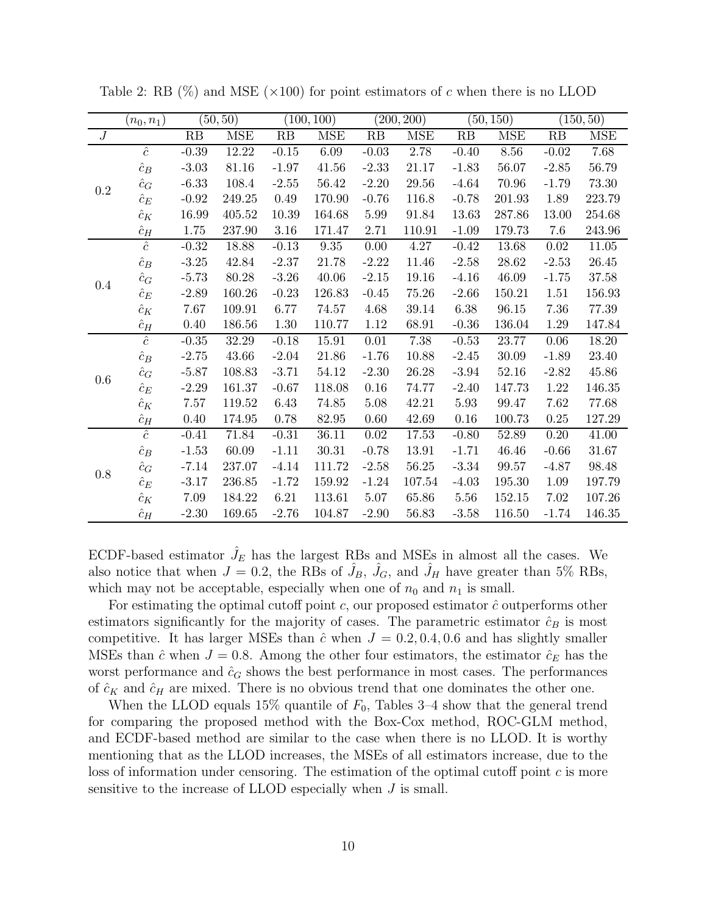Table 2: RB (%) and MSE ($\times 100$) for point estimators of $c$ when there is no LLOD

| | $(n_0, n_1)$ | (50, 50) | | (100, 100) | | (200, 200) | | (50, 150) | | (150, 50) | |
|---|---|---|---|---|---|---|---|---|---|---|---|
| $J$ | | RB | MSE | RB | MSE | RB | MSE | RB | MSE | RB | MSE |
| 0.2 | $\hat{c}$ | -0.39 | 12.22 | -0.15 | 6.09 | -0.03 | 2.78 | -0.40 | 8.56 | -0.02 | 7.68 |
| | $\hat{c}_B$ | -3.03 | 81.16 | -1.97 | 41.56 | -2.33 | 21.17 | -1.83 | 56.07 | -2.85 | 56.79 |
| | $\hat{c}_G$ | -6.33 | 108.4 | -2.55 | 56.42 | -2.20 | 29.56 | -4.64 | 70.96 | -1.79 | 73.30 |
| | $\hat{c}_E$ | -0.92 | 249.25 | 0.49 | 170.90 | -0.76 | 116.8 | -0.78 | 201.93 | 1.89 | 223.79 |
| | $\hat{c}_K$ | 16.99 | 405.52 | 10.39 | 164.68 | 5.99 | 91.84 | 13.63 | 287.86 | 13.00 | 254.68 |
| | $\hat{c}_H$ | 1.75 | 237.90 | 3.16 | 171.47 | 2.71 | 110.91 | -1.09 | 179.73 | 7.6 | 243.96 |
| 0.4 | $\hat{c}$ | -0.32 | 18.88 | -0.13 | 9.35 | 0.00 | 4.27 | -0.42 | 13.68 | 0.02 | 11.05 |
| | $\hat{c}_B$ | -3.25 | 42.84 | -2.37 | 21.78 | -2.22 | 11.46 | -2.58 | 28.62 | -2.53 | 26.45 |
| | $\hat{c}_G$ | -5.73 | 80.28 | -3.26 | 40.06 | -2.15 | 19.16 | -4.16 | 46.09 | -1.75 | 37.58 |
| | $\hat{c}_E$ | -2.89 | 160.26 | -0.23 | 126.83 | -0.45 | 75.26 | -2.66 | 150.21 | 1.51 | 156.93 |
| | $\hat{c}_K$ | 7.67 | 109.91 | 6.77 | 74.57 | 4.68 | 39.14 | 6.38 | 96.15 | 7.36 | 77.39 |
| | $\hat{c}_H$ | 0.40 | 186.56 | 1.30 | 110.77 | 1.12 | 68.91 | -0.36 | 136.04 | 1.29 | 147.84 |
| 0.6 | $\hat{c}$ | -0.35 | 32.29 | -0.18 | 15.91 | 0.01 | 7.38 | -0.53 | 23.77 | 0.06 | 18.20 |
| | $\hat{c}_B$ | -2.75 | 43.66 | -2.04 | 21.86 | -1.76 | 10.88 | -2.45 | 30.09 | -1.89 | 23.40 |
| | $\hat{c}_G$ | -5.87 | 108.83 | -3.71 | 54.12 | -2.30 | 26.28 | -3.94 | 52.16 | -2.82 | 45.86 |
| | $\hat{c}_E$ | -2.29 | 161.37 | -0.67 | 118.08 | 0.16 | 74.77 | -2.40 | 147.73 | 1.22 | 146.35 |
| | $\hat{c}_K$ | 7.57 | 119.52 | 6.43 | 74.85 | 5.08 | 42.21 | 5.93 | 99.47 | 7.62 | 77.68 |
| | $\hat{c}_H$ | 0.40 | 174.95 | 0.78 | 82.95 | 0.60 | 42.69 | 0.16 | 100.73 | 0.25 | 127.29 |
| 0.8 | $\hat{c}$ | -0.41 | 71.84 | -0.31 | 36.11 | 0.02 | 17.53 | -0.80 | 52.89 | 0.20 | 41.00 |
| | $\hat{c}_B$ | -1.53 | 60.09 | -1.11 | 30.31 | -0.78 | 13.91 | -1.71 | 46.46 | -0.66 | 31.67 |
| | $\hat{c}_G$ | -7.14 | 237.07 | -4.14 | 111.72 | -2.58 | 56.25 | -3.34 | 99.57 | -4.87 | 98.48 |
| | $\hat{c}_E$ | -3.17 | 236.85 | -1.72 | 159.92 | -1.24 | 107.54 | -4.03 | 195.30 | 1.09 | 197.79 |
| | $\hat{c}_K$ | 7.09 | 184.22 | 6.21 | 113.61 | 5.07 | 65.86 | 5.56 | 152.15 | 7.02 | 107.26 |
| | $\hat{c}_H$ | -2.30 | 169.65 | -2.76 | 104.87 | -2.90 | 56.83 | -3.58 | 116.50 | -1.74 | 146.35 |

ECDF-based estimator $\hat{J}_E$ has the largest RBs and MSEs in almost all the cases. We also notice that when $J = 0.2$, the RBs of $\hat{J}_B$, $\hat{J}_G$, and $\hat{J}_H$ have greater than 5% RBs, which may not be acceptable, especially when one of $n_0$ and $n_1$ is small.

For estimating the optimal cutoff point $c$, our proposed estimator $\hat{c}$ outperforms other estimators significantly for the majority of cases. The parametric estimator $\hat{c}_B$ is most competitive. It has larger MSEs than $\hat{c}$ when $J = 0.2, 0.4, 0.6$ and has slightly smaller MSEs than $\hat{c}$ when $J = 0.8$. Among the other four estimators, the estimator $\hat{c}_E$ has the worst performance and $\hat{c}_G$ shows the best performance in most cases. The performances of $\hat{c}_K$ and $\hat{c}_H$ are mixed. There is no obvious trend that one dominates the other one.

When the LLOD equals 15% quantile of $F_0$, Tables 3–4 show that the general trend for comparing the proposed method with the Box-Cox method, ROC-GLM method, and ECDF-based method are similar to the case when there is no LLOD. It is worthy mentioning that as the LLOD increases, the MSEs of all estimators increase, due to the loss of information under censoring. The estimation of the optimal cutoff point $c$ is more sensitive to the increase of LLOD especially when $J$ is small.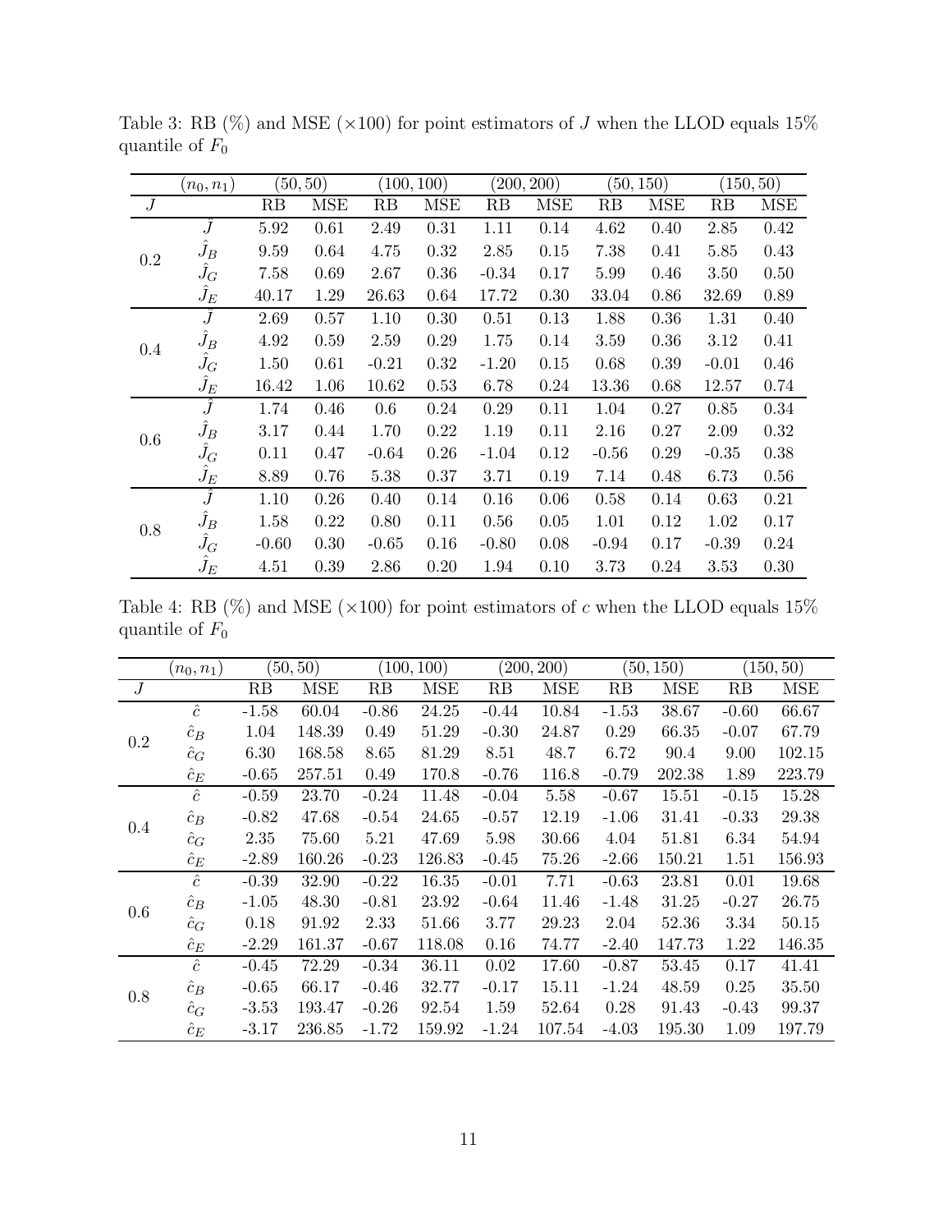Table 3: RB (%) and MSE (×100) for point estimators of $J$ when the LLOD equals 15% quantile of $F_0$

| | $(n_0, n_1)$ | (50, 50) | | (100, 100) | | (200, 200) | | (50, 150) | | (150, 50) | |
|---|---|---|---|---|---|---|---|---|---|---|---|
| $J$ | | RB | MSE | RB | MSE | RB | MSE | RB | MSE | RB | MSE |
| 0.2 | $\hat{J}$ | 5.92 | 0.61 | 2.49 | 0.31 | 1.11 | 0.14 | 4.62 | 0.40 | 2.85 | 0.42 |
| | $\hat{J}_B$ | 9.59 | 0.64 | 4.75 | 0.32 | 2.85 | 0.15 | 7.38 | 0.41 | 5.85 | 0.43 |
| | $\hat{J}_G$ | 7.58 | 0.69 | 2.67 | 0.36 | -0.34 | 0.17 | 5.99 | 0.46 | 3.50 | 0.50 |
| | $\hat{J}_E$ | 40.17 | 1.29 | 26.63 | 0.64 | 17.72 | 0.30 | 33.04 | 0.86 | 32.69 | 0.89 |
| 0.4 | $\hat{J}$ | 2.69 | 0.57 | 1.10 | 0.30 | 0.51 | 0.13 | 1.88 | 0.36 | 1.31 | 0.40 |
| | $\hat{J}_B$ | 4.92 | 0.59 | 2.59 | 0.29 | 1.75 | 0.14 | 3.59 | 0.36 | 3.12 | 0.41 |
| | $\hat{J}_G$ | 1.50 | 0.61 | -0.21 | 0.32 | -1.20 | 0.15 | 0.68 | 0.39 | -0.01 | 0.46 |
| | $\hat{J}_E$ | 16.42 | 1.06 | 10.62 | 0.53 | 6.78 | 0.24 | 13.36 | 0.68 | 12.57 | 0.74 |
| 0.6 | $\hat{J}$ | 1.74 | 0.46 | 0.6 | 0.24 | 0.29 | 0.11 | 1.04 | 0.27 | 0.85 | 0.34 |
| | $\hat{J}_B$ | 3.17 | 0.44 | 1.70 | 0.22 | 1.19 | 0.11 | 2.16 | 0.27 | 2.09 | 0.32 |
| | $\hat{J}_G$ | 0.11 | 0.47 | -0.64 | 0.26 | -1.04 | 0.12 | -0.56 | 0.29 | -0.35 | 0.38 |
| | $\hat{J}_E$ | 8.89 | 0.76 | 5.38 | 0.37 | 3.71 | 0.19 | 7.14 | 0.48 | 6.73 | 0.56 |
| 0.8 | $\hat{J}$ | 1.10 | 0.26 | 0.40 | 0.14 | 0.16 | 0.06 | 0.58 | 0.14 | 0.63 | 0.21 |
| | $\hat{J}_B$ | 1.58 | 0.22 | 0.80 | 0.11 | 0.56 | 0.05 | 1.01 | 0.12 | 1.02 | 0.17 |
| | $\hat{J}_G$ | -0.60 | 0.30 | -0.65 | 0.16 | -0.80 | 0.08 | -0.94 | 0.17 | -0.39 | 0.24 |
| | $\hat{J}_E$ | 4.51 | 0.39 | 2.86 | 0.20 | 1.94 | 0.10 | 3.73 | 0.24 | 3.53 | 0.30 |

Table 4: RB (%) and MSE (×100) for point estimators of $c$ when the LLOD equals 15% quantile of $F_0$

| | $(n_0, n_1)$ | (50, 50) | | (100, 100) | | (200, 200) | | (50, 150) | | (150, 50) | |
|---|---|---|---|---|---|---|---|---|---|---|---|
| $J$ | | RB | MSE | RB | MSE | RB | MSE | RB | MSE | RB | MSE |
| 0.2 | $\hat{c}$ | -1.58 | 60.04 | -0.86 | 24.25 | -0.44 | 10.84 | -1.53 | 38.67 | -0.60 | 66.67 |
| | $\hat{c}_B$ | 1.04 | 148.39 | 0.49 | 51.29 | -0.30 | 24.87 | 0.29 | 66.35 | -0.07 | 67.79 |
| | $\hat{c}_G$ | 6.30 | 168.58 | 8.65 | 81.29 | 8.51 | 48.7 | 6.72 | 90.4 | 9.00 | 102.15 |
| | $\hat{c}_E$ | -0.65 | 257.51 | 0.49 | 170.8 | -0.76 | 116.8 | -0.79 | 202.38 | 1.89 | 223.79 |
| 0.4 | $\hat{c}$ | -0.59 | 23.70 | -0.24 | 11.48 | -0.04 | 5.58 | -0.67 | 15.51 | -0.15 | 15.28 |
| | $\hat{c}_B$ | -0.82 | 47.68 | -0.54 | 24.65 | -0.57 | 12.19 | -1.06 | 31.41 | -0.33 | 29.38 |
| | $\hat{c}_G$ | 2.35 | 75.60 | 5.21 | 47.69 | 5.98 | 30.66 | 4.04 | 51.81 | 6.34 | 54.94 |
| | $\hat{c}_E$ | -2.89 | 160.26 | -0.23 | 126.83 | -0.45 | 75.26 | -2.66 | 150.21 | 1.51 | 156.93 |
| 0.6 | $\hat{c}$ | -0.39 | 32.90 | -0.22 | 16.35 | -0.01 | 7.71 | -0.63 | 23.81 | 0.01 | 19.68 |
| | $\hat{c}_B$ | -1.05 | 48.30 | -0.81 | 23.92 | -0.64 | 11.46 | -1.48 | 31.25 | -0.27 | 26.75 |
| | $\hat{c}_G$ | 0.18 | 91.92 | 2.33 | 51.66 | 3.77 | 29.23 | 2.04 | 52.36 | 3.34 | 50.15 |
| | $\hat{c}_E$ | -2.29 | 161.37 | -0.67 | 118.08 | 0.16 | 74.77 | -2.40 | 147.73 | 1.22 | 146.35 |
| 0.8 | $\hat{c}$ | -0.45 | 72.29 | -0.34 | 36.11 | 0.02 | 17.60 | -0.87 | 53.45 | 0.17 | 41.41 |
| | $\hat{c}_B$ | -0.65 | 66.17 | -0.46 | 32.77 | -0.17 | 15.11 | -1.24 | 48.59 | 0.25 | 35.50 |
| | $\hat{c}_G$ | -3.53 | 193.47 | -0.26 | 92.54 | 1.59 | 52.64 | 0.28 | 91.43 | -0.43 | 99.37 |
| | $\hat{c}_E$ | -3.17 | 236.85 | -1.72 | 159.92 | -1.24 | 107.54 | -4.03 | 195.30 | 1.09 | 197.79 |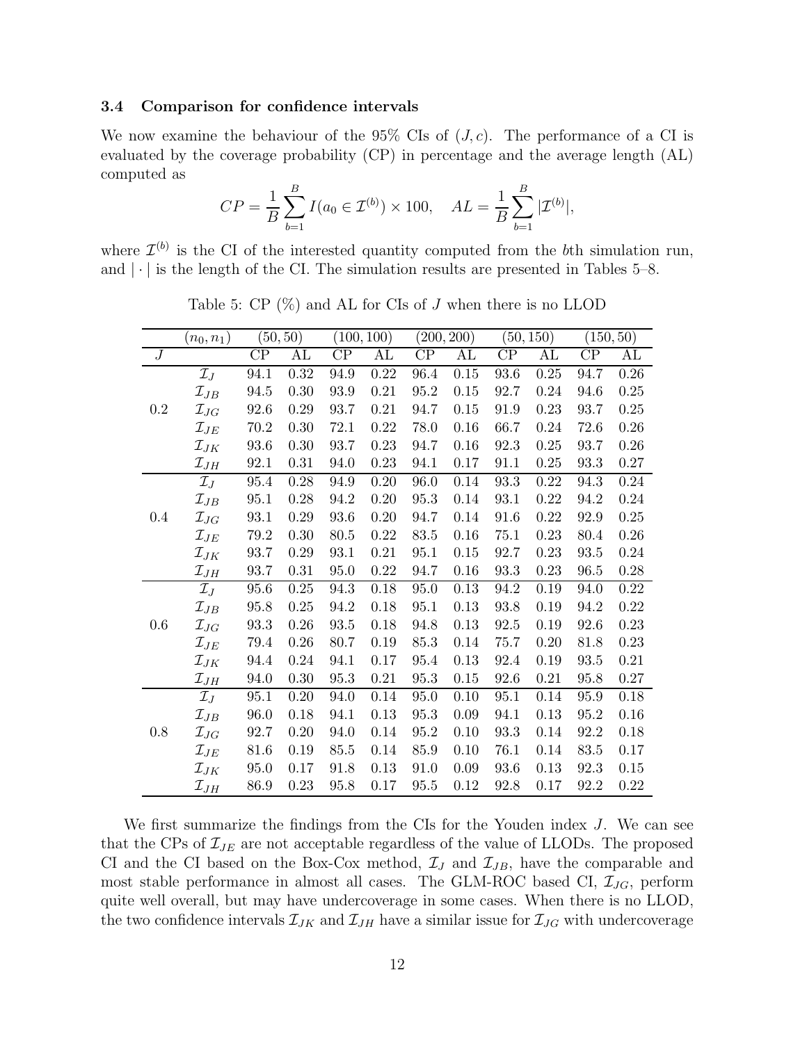### 3.4 Comparison for confidence intervals

We now examine the behaviour of the 95% CIs of $(J, c)$. The performance of a CI is evaluated by the coverage probability (CP) in percentage and the average length (AL) computed as

$$CP = \frac{1}{B}\sum_{b=1}^{B} I(a_0 \in \mathcal{I}^{(b)}) \times 100, \quad AL = \frac{1}{B}\sum_{b=1}^{B} |\mathcal{I}^{(b)}|,$$

where $\mathcal{I}^{(b)}$ is the CI of the interested quantity computed from the $b$th simulation run, and $|\cdot|$ is the length of the CI. The simulation results are presented in Tables 5–8.

Table 5: CP (%) and AL for CIs of $J$ when there is no LLOD

| | $(n_0, n_1)$ | (50, 50) | | (100, 100) | | (200, 200) | | (50, 150) | | (150, 50) | |
|---|---|---|---|---|---|---|---|---|---|---|---|
| $J$ | | CP | AL | CP | AL | CP | AL | CP | AL | CP | AL |
| 0.2 | $\mathcal{I}_J$ | 94.1 | 0.32 | 94.9 | 0.22 | 96.4 | 0.15 | 93.6 | 0.25 | 94.7 | 0.26 |
| | $\mathcal{I}_{JB}$ | 94.5 | 0.30 | 93.9 | 0.21 | 95.2 | 0.15 | 92.7 | 0.24 | 94.6 | 0.25 |
| | $\mathcal{I}_{JG}$ | 92.6 | 0.29 | 93.7 | 0.21 | 94.7 | 0.15 | 91.9 | 0.23 | 93.7 | 0.25 |
| | $\mathcal{I}_{JE}$ | 70.2 | 0.30 | 72.1 | 0.22 | 78.0 | 0.16 | 66.7 | 0.24 | 72.6 | 0.26 |
| | $\mathcal{I}_{JK}$ | 93.6 | 0.30 | 93.7 | 0.23 | 94.7 | 0.16 | 92.3 | 0.25 | 93.7 | 0.26 |
| | $\mathcal{I}_{JH}$ | 92.1 | 0.31 | 94.0 | 0.23 | 94.1 | 0.17 | 91.1 | 0.25 | 93.3 | 0.27 |
| 0.4 | $\mathcal{I}_J$ | 95.4 | 0.28 | 94.9 | 0.20 | 96.0 | 0.14 | 93.3 | 0.22 | 94.3 | 0.24 |
| | $\mathcal{I}_{JB}$ | 95.1 | 0.28 | 94.2 | 0.20 | 95.3 | 0.14 | 93.1 | 0.22 | 94.2 | 0.24 |
| | $\mathcal{I}_{JG}$ | 93.1 | 0.29 | 93.6 | 0.20 | 94.7 | 0.14 | 91.6 | 0.22 | 92.9 | 0.25 |
| | $\mathcal{I}_{JE}$ | 79.2 | 0.30 | 80.5 | 0.22 | 83.5 | 0.16 | 75.1 | 0.23 | 80.4 | 0.26 |
| | $\mathcal{I}_{JK}$ | 93.7 | 0.29 | 93.1 | 0.21 | 95.1 | 0.15 | 92.7 | 0.23 | 93.5 | 0.24 |
| | $\mathcal{I}_{JH}$ | 93.7 | 0.31 | 95.0 | 0.22 | 94.7 | 0.16 | 93.3 | 0.23 | 96.5 | 0.28 |
| 0.6 | $\mathcal{I}_J$ | 95.6 | 0.25 | 94.3 | 0.18 | 95.0 | 0.13 | 94.2 | 0.19 | 94.0 | 0.22 |
| | $\mathcal{I}_{JB}$ | 95.8 | 0.25 | 94.2 | 0.18 | 95.1 | 0.13 | 93.8 | 0.19 | 94.2 | 0.22 |
| | $\mathcal{I}_{JG}$ | 93.3 | 0.26 | 93.5 | 0.18 | 94.8 | 0.13 | 92.5 | 0.19 | 92.6 | 0.23 |
| | $\mathcal{I}_{JE}$ | 79.4 | 0.26 | 80.7 | 0.19 | 85.3 | 0.14 | 75.7 | 0.20 | 81.8 | 0.23 |
| | $\mathcal{I}_{JK}$ | 94.4 | 0.24 | 94.1 | 0.17 | 95.4 | 0.13 | 92.4 | 0.19 | 93.5 | 0.21 |
| | $\mathcal{I}_{JH}$ | 94.0 | 0.30 | 95.3 | 0.21 | 95.3 | 0.15 | 92.6 | 0.21 | 95.8 | 0.27 |
| 0.8 | $\mathcal{I}_J$ | 95.1 | 0.20 | 94.0 | 0.14 | 95.0 | 0.10 | 95.1 | 0.14 | 95.9 | 0.18 |
| | $\mathcal{I}_{JB}$ | 96.0 | 0.18 | 94.1 | 0.13 | 95.3 | 0.09 | 94.1 | 0.13 | 95.2 | 0.16 |
| | $\mathcal{I}_{JG}$ | 92.7 | 0.20 | 94.0 | 0.14 | 95.2 | 0.10 | 93.3 | 0.14 | 92.2 | 0.18 |
| | $\mathcal{I}_{JE}$ | 81.6 | 0.19 | 85.5 | 0.14 | 85.9 | 0.10 | 76.1 | 0.14 | 83.5 | 0.17 |
| | $\mathcal{I}_{JK}$ | 95.0 | 0.17 | 91.8 | 0.13 | 91.0 | 0.09 | 93.6 | 0.13 | 92.3 | 0.15 |
| | $\mathcal{I}_{JH}$ | 86.9 | 0.23 | 95.8 | 0.17 | 95.5 | 0.12 | 92.8 | 0.17 | 92.2 | 0.22 |

We first summarize the findings from the CIs for the Youden index $J$. We can see that the CPs of $\mathcal{I}_{JE}$ are not acceptable regardless of the value of LLODs. The proposed CI and the CI based on the Box-Cox method, $\mathcal{I}_J$ and $\mathcal{I}_{JB}$, have the comparable and most stable performance in almost all cases. The GLM-ROC based CI, $\mathcal{I}_{JG}$, perform quite well overall, but may have undercoverage in some cases. When there is no LLOD, the two confidence intervals $\mathcal{I}_{JK}$ and $\mathcal{I}_{JH}$ have a similar issue for $\mathcal{I}_{JG}$ with undercoverage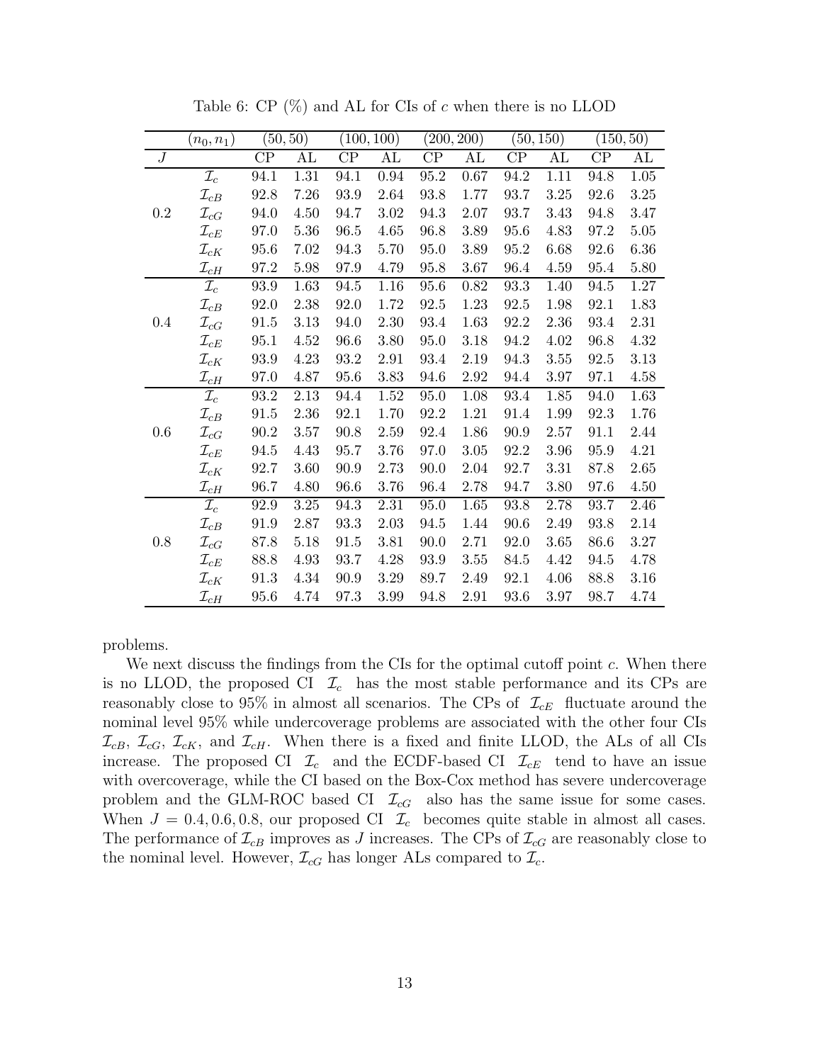Table 6: CP (%) and AL for CIs of $c$ when there is no LLOD

| | $(n_0, n_1)$ | (50, 50) | | (100, 100) | | (200, 200) | | (50, 150) | | (150, 50) | |
|---|---|---|---|---|---|---|---|---|---|---|---|
| $J$ | | CP | AL | CP | AL | CP | AL | CP | AL | CP | AL |
| 0.2 | $\mathcal{I}_c$ | 94.1 | 1.31 | 94.1 | 0.94 | 95.2 | 0.67 | 94.2 | 1.11 | 94.8 | 1.05 |
| | $\mathcal{I}_{cB}$ | 92.8 | 7.26 | 93.9 | 2.64 | 93.8 | 1.77 | 93.7 | 3.25 | 92.6 | 3.25 |
| | $\mathcal{I}_{cG}$ | 94.0 | 4.50 | 94.7 | 3.02 | 94.3 | 2.07 | 93.7 | 3.43 | 94.8 | 3.47 |
| | $\mathcal{I}_{cE}$ | 97.0 | 5.36 | 96.5 | 4.65 | 96.8 | 3.89 | 95.6 | 4.83 | 97.2 | 5.05 |
| | $\mathcal{I}_{cK}$ | 95.6 | 7.02 | 94.3 | 5.70 | 95.0 | 3.89 | 95.2 | 6.68 | 92.6 | 6.36 |
| | $\mathcal{I}_{cH}$ | 97.2 | 5.98 | 97.9 | 4.79 | 95.8 | 3.67 | 96.4 | 4.59 | 95.4 | 5.80 |
| 0.4 | $\mathcal{I}_c$ | 93.9 | 1.63 | 94.5 | 1.16 | 95.6 | 0.82 | 93.3 | 1.40 | 94.5 | 1.27 |
| | $\mathcal{I}_{cB}$ | 92.0 | 2.38 | 92.0 | 1.72 | 92.5 | 1.23 | 92.5 | 1.98 | 92.1 | 1.83 |
| | $\mathcal{I}_{cG}$ | 91.5 | 3.13 | 94.0 | 2.30 | 93.4 | 1.63 | 92.2 | 2.36 | 93.4 | 2.31 |
| | $\mathcal{I}_{cE}$ | 95.1 | 4.52 | 96.6 | 3.80 | 95.0 | 3.18 | 94.2 | 4.02 | 96.8 | 4.32 |
| | $\mathcal{I}_{cK}$ | 93.9 | 4.23 | 93.2 | 2.91 | 93.4 | 2.19 | 94.3 | 3.55 | 92.5 | 3.13 |
| | $\mathcal{I}_{cH}$ | 97.0 | 4.87 | 95.6 | 3.83 | 94.6 | 2.92 | 94.4 | 3.97 | 97.1 | 4.58 |
| 0.6 | $\mathcal{I}_c$ | 93.2 | 2.13 | 94.4 | 1.52 | 95.0 | 1.08 | 93.4 | 1.85 | 94.0 | 1.63 |
| | $\mathcal{I}_{cB}$ | 91.5 | 2.36 | 92.1 | 1.70 | 92.2 | 1.21 | 91.4 | 1.99 | 92.3 | 1.76 |
| | $\mathcal{I}_{cG}$ | 90.2 | 3.57 | 90.8 | 2.59 | 92.4 | 1.86 | 90.9 | 2.57 | 91.1 | 2.44 |
| | $\mathcal{I}_{cE}$ | 94.5 | 4.43 | 95.7 | 3.76 | 97.0 | 3.05 | 92.2 | 3.96 | 95.9 | 4.21 |
| | $\mathcal{I}_{cK}$ | 92.7 | 3.60 | 90.9 | 2.73 | 90.0 | 2.04 | 92.7 | 3.31 | 87.8 | 2.65 |
| | $\mathcal{I}_{cH}$ | 96.7 | 4.80 | 96.6 | 3.76 | 96.4 | 2.78 | 94.7 | 3.80 | 97.6 | 4.50 |
| 0.8 | $\mathcal{I}_c$ | 92.9 | 3.25 | 94.3 | 2.31 | 95.0 | 1.65 | 93.8 | 2.78 | 93.7 | 2.46 |
| | $\mathcal{I}_{cB}$ | 91.9 | 2.87 | 93.3 | 2.03 | 94.5 | 1.44 | 90.6 | 2.49 | 93.8 | 2.14 |
| | $\mathcal{I}_{cG}$ | 87.8 | 5.18 | 91.5 | 3.81 | 90.0 | 2.71 | 92.0 | 3.65 | 86.6 | 3.27 |
| | $\mathcal{I}_{cE}$ | 88.8 | 4.93 | 93.7 | 4.28 | 93.9 | 3.55 | 84.5 | 4.42 | 94.5 | 4.78 |
| | $\mathcal{I}_{cK}$ | 91.3 | 4.34 | 90.9 | 3.29 | 89.7 | 2.49 | 92.1 | 4.06 | 88.8 | 3.16 |
| | $\mathcal{I}_{cH}$ | 95.6 | 4.74 | 97.3 | 3.99 | 94.8 | 2.91 | 93.6 | 3.97 | 98.7 | 4.74 |

problems.

We next discuss the findings from the CIs for the optimal cutoff point $c$. When there is no LLOD, the proposed CI $\mathcal{I}_c$ has the most stable performance and its CPs are reasonably close to 95% in almost all scenarios. The CPs of $\mathcal{I}_{cE}$ fluctuate around the nominal level 95% while undercoverage problems are associated with the other four CIs $\mathcal{I}_{cB}$, $\mathcal{I}_{cG}$, $\mathcal{I}_{cK}$, and $\mathcal{I}_{cH}$. When there is a fixed and finite LLOD, the ALs of all CIs increase. The proposed CI $\mathcal{I}_c$ and the ECDF-based CI $\mathcal{I}_{cE}$ tend to have an issue with overcoverage, while the CI based on the Box-Cox method has severe undercoverage problem and the GLM-ROC based CI $\mathcal{I}_{cG}$ also has the same issue for some cases. When $J = 0.4, 0.6, 0.8$, our proposed CI $\mathcal{I}_c$ becomes quite stable in almost all cases. The performance of $\mathcal{I}_{cB}$ improves as $J$ increases. The CPs of $\mathcal{I}_{cG}$ are reasonably close to the nominal level. However, $\mathcal{I}_{cG}$ has longer ALs compared to $\mathcal{I}_c$.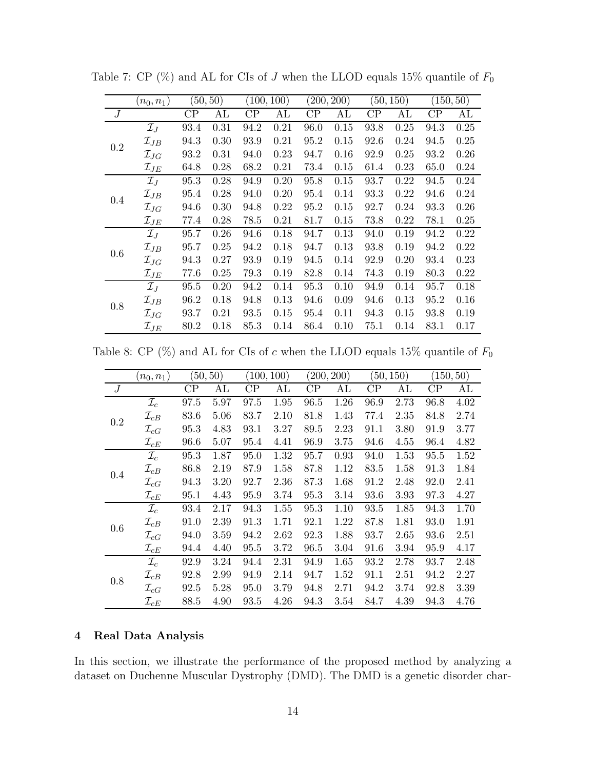Table 7: CP (%) and AL for CIs of $J$ when the LLOD equals 15% quantile of $F_0$

| | $(n_0, n_1)$ | (50, 50) | | (100, 100) | | (200, 200) | | (50, 150) | | (150, 50) | |
|---|---|---|---|---|---|---|---|---|---|---|---|
| $J$ | | CP | AL | CP | AL | CP | AL | CP | AL | CP | AL |
| 0.2 | $\mathcal{I}_J$ | 93.4 | 0.31 | 94.2 | 0.21 | 96.0 | 0.15 | 93.8 | 0.25 | 94.3 | 0.25 |
| | $\mathcal{I}_{JB}$ | 94.3 | 0.30 | 93.9 | 0.21 | 95.2 | 0.15 | 92.6 | 0.24 | 94.5 | 0.25 |
| | $\mathcal{I}_{JG}$ | 93.2 | 0.31 | 94.0 | 0.23 | 94.7 | 0.16 | 92.9 | 0.25 | 93.2 | 0.26 |
| | $\mathcal{I}_{JE}$ | 64.8 | 0.28 | 68.2 | 0.21 | 73.4 | 0.15 | 61.4 | 0.23 | 65.0 | 0.24 |
| 0.4 | $\mathcal{I}_J$ | 95.3 | 0.28 | 94.9 | 0.20 | 95.8 | 0.15 | 93.7 | 0.22 | 94.5 | 0.24 |
| | $\mathcal{I}_{JB}$ | 95.4 | 0.28 | 94.0 | 0.20 | 95.4 | 0.14 | 93.3 | 0.22 | 94.6 | 0.24 |
| | $\mathcal{I}_{JG}$ | 94.6 | 0.30 | 94.8 | 0.22 | 95.2 | 0.15 | 92.7 | 0.24 | 93.3 | 0.26 |
| | $\mathcal{I}_{JE}$ | 77.4 | 0.28 | 78.5 | 0.21 | 81.7 | 0.15 | 73.8 | 0.22 | 78.1 | 0.25 |
| 0.6 | $\mathcal{I}_J$ | 95.7 | 0.26 | 94.6 | 0.18 | 94.7 | 0.13 | 94.0 | 0.19 | 94.2 | 0.22 |
| | $\mathcal{I}_{JB}$ | 95.7 | 0.25 | 94.2 | 0.18 | 94.7 | 0.13 | 93.8 | 0.19 | 94.2 | 0.22 |
| | $\mathcal{I}_{JG}$ | 94.3 | 0.27 | 93.9 | 0.19 | 94.5 | 0.14 | 92.9 | 0.20 | 93.4 | 0.23 |
| | $\mathcal{I}_{JE}$ | 77.6 | 0.25 | 79.3 | 0.19 | 82.8 | 0.14 | 74.3 | 0.19 | 80.3 | 0.22 |
| 0.8 | $\mathcal{I}_J$ | 95.5 | 0.20 | 94.2 | 0.14 | 95.3 | 0.10 | 94.9 | 0.14 | 95.7 | 0.18 |
| | $\mathcal{I}_{JB}$ | 96.2 | 0.18 | 94.8 | 0.13 | 94.6 | 0.09 | 94.6 | 0.13 | 95.2 | 0.16 |
| | $\mathcal{I}_{JG}$ | 93.7 | 0.21 | 93.5 | 0.15 | 95.4 | 0.11 | 94.3 | 0.15 | 93.8 | 0.19 |
| | $\mathcal{I}_{JE}$ | 80.2 | 0.18 | 85.3 | 0.14 | 86.4 | 0.10 | 75.1 | 0.14 | 83.1 | 0.17 |

Table 8: CP (%) and AL for CIs of $c$ when the LLOD equals 15% quantile of $F_0$

| | $(n_0, n_1)$ | (50, 50) | | (100, 100) | | (200, 200) | | (50, 150) | | (150, 50) | |
|---|---|---|---|---|---|---|---|---|---|---|---|
| $J$ | | CP | AL | CP | AL | CP | AL | CP | AL | CP | AL |
| 0.2 | $\mathcal{I}_c$ | 97.5 | 5.97 | 97.5 | 1.95 | 96.5 | 1.26 | 96.9 | 2.73 | 96.8 | 4.02 |
| | $\mathcal{I}_{cB}$ | 83.6 | 5.06 | 83.7 | 2.10 | 81.8 | 1.43 | 77.4 | 2.35 | 84.8 | 2.74 |
| | $\mathcal{I}_{cG}$ | 95.3 | 4.83 | 93.1 | 3.27 | 89.5 | 2.23 | 91.1 | 3.80 | 91.9 | 3.77 |
| | $\mathcal{I}_{cE}$ | 96.6 | 5.07 | 95.4 | 4.41 | 96.9 | 3.75 | 94.6 | 4.55 | 96.4 | 4.82 |
| 0.4 | $\mathcal{I}_c$ | 95.3 | 1.87 | 95.0 | 1.32 | 95.7 | 0.93 | 94.0 | 1.53 | 95.5 | 1.52 |
| | $\mathcal{I}_{cB}$ | 86.8 | 2.19 | 87.9 | 1.58 | 87.8 | 1.12 | 83.5 | 1.58 | 91.3 | 1.84 |
| | $\mathcal{I}_{cG}$ | 94.3 | 3.20 | 92.7 | 2.36 | 87.3 | 1.68 | 91.2 | 2.48 | 92.0 | 2.41 |
| | $\mathcal{I}_{cE}$ | 95.1 | 4.43 | 95.9 | 3.74 | 95.3 | 3.14 | 93.6 | 3.93 | 97.3 | 4.27 |
| 0.6 | $\mathcal{I}_c$ | 93.4 | 2.17 | 94.3 | 1.55 | 95.3 | 1.10 | 93.5 | 1.85 | 94.3 | 1.70 |
| | $\mathcal{I}_{cB}$ | 91.0 | 2.39 | 91.3 | 1.71 | 92.1 | 1.22 | 87.8 | 1.81 | 93.0 | 1.91 |
| | $\mathcal{I}_{cG}$ | 94.0 | 3.59 | 94.2 | 2.62 | 92.3 | 1.88 | 93.7 | 2.65 | 93.6 | 2.51 |
| | $\mathcal{I}_{cE}$ | 94.4 | 4.40 | 95.5 | 3.72 | 96.5 | 3.04 | 91.6 | 3.94 | 95.9 | 4.17 |
| 0.8 | $\mathcal{I}_c$ | 92.9 | 3.24 | 94.4 | 2.31 | 94.9 | 1.65 | 93.2 | 2.78 | 93.7 | 2.48 |
| | $\mathcal{I}_{cB}$ | 92.8 | 2.99 | 94.9 | 2.14 | 94.7 | 1.52 | 91.1 | 2.51 | 94.2 | 2.27 |
| | $\mathcal{I}_{cG}$ | 92.5 | 5.28 | 95.0 | 3.79 | 94.8 | 2.71 | 94.2 | 3.74 | 92.8 | 3.39 |
| | $\mathcal{I}_{cE}$ | 88.5 | 4.90 | 93.5 | 4.26 | 94.3 | 3.54 | 84.7 | 4.39 | 94.3 | 4.76 |

## 4 Real Data Analysis

In this section, we illustrate the performance of the proposed method by analyzing a dataset on Duchenne Muscular Dystrophy (DMD). The DMD is a genetic disorder char-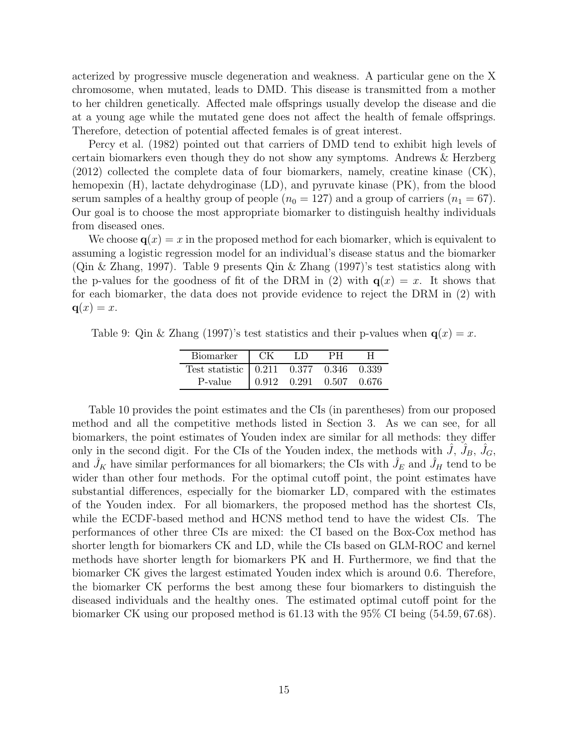acterized by progressive muscle degeneration and weakness. A particular gene on the X chromosome, when mutated, leads to DMD. This disease is transmitted from a mother to her children genetically. Affected male offsprings usually develop the disease and die at a young age while the mutated gene does not affect the health of female offsprings. Therefore, detection of potential affected females is of great interest.

Percy et al. (1982) pointed out that carriers of DMD tend to exhibit high levels of certain biomarkers even though they do not show any symptoms. Andrews & Herzberg (2012) collected the complete data of four biomarkers, namely, creatine kinase (CK), hemopexin (H), lactate dehydroginase (LD), and pyruvate kinase (PK), from the blood serum samples of a healthy group of people ($n_0 = 127$) and a group of carriers ($n_1 = 67$). Our goal is to choose the most appropriate biomarker to distinguish healthy individuals from diseased ones.

We choose $\mathbf{q}(x) = x$ in the proposed method for each biomarker, which is equivalent to assuming a logistic regression model for an individual's disease status and the biomarker (Qin & Zhang, 1997). Table 9 presents Qin & Zhang (1997)'s test statistics along with the p-values for the goodness of fit of the DRM in (2) with $\mathbf{q}(x) = x$. It shows that for each biomarker, the data does not provide evidence to reject the DRM in (2) with $\mathbf{q}(x) = x$.

Table 9: Qin & Zhang (1997)'s test statistics and their p-values when $\mathbf{q}(x) = x$.

| Biomarker | CK | LD | PH | H |
|---|---|---|---|---|
| Test statistic | 0.211 | 0.377 | 0.346 | 0.339 |
| P-value | 0.912 | 0.291 | 0.507 | 0.676 |

Table 10 provides the point estimates and the CIs (in parentheses) from our proposed method and all the competitive methods listed in Section 3. As we can see, for all biomarkers, the point estimates of Youden index are similar for all methods: they differ only in the second digit. For the CIs of the Youden index, the methods with $\hat{J}$, $\hat{J}_B$, $\hat{J}_G$, and $\hat{J}_K$ have similar performances for all biomarkers; the CIs with $\hat{J}_E$ and $\hat{J}_H$ tend to be wider than other four methods. For the optimal cutoff point, the point estimates have substantial differences, especially for the biomarker LD, compared with the estimates of the Youden index. For all biomarkers, the proposed method has the shortest CIs, while the ECDF-based method and HCNS method tend to have the widest CIs. The performances of other three CIs are mixed: the CI based on the Box-Cox method has shorter length for biomarkers CK and LD, while the CIs based on GLM-ROC and kernel methods have shorter length for biomarkers PK and H. Furthermore, we find that the biomarker CK gives the largest estimated Youden index which is around 0.6. Therefore, the biomarker CK performs the best among these four biomarkers to distinguish the diseased individuals and the healthy ones. The estimated optimal cutoff point for the biomarker CK using our proposed method is 61.13 with the 95% CI being $(54.59, 67.68)$.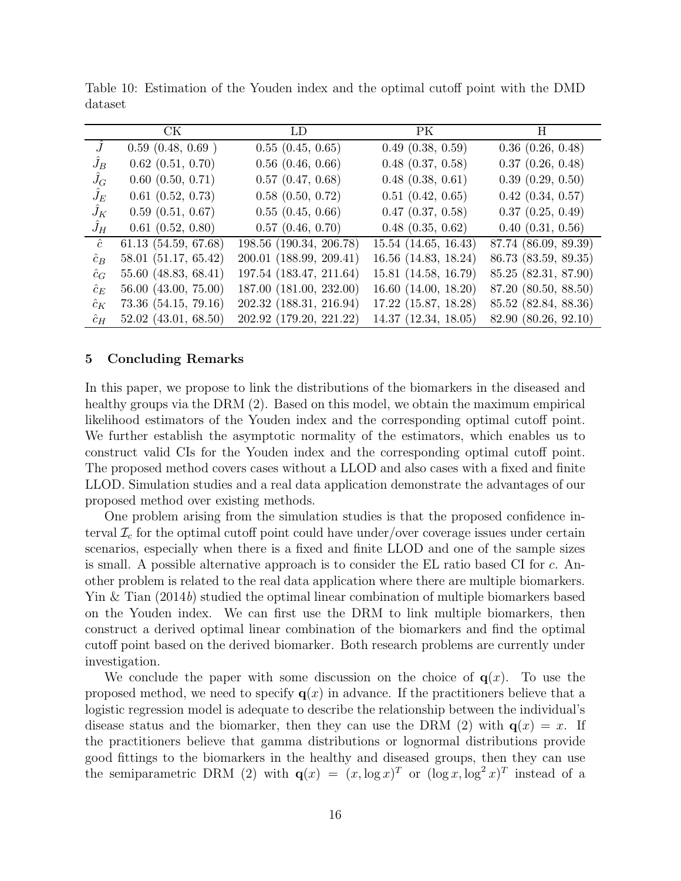Table 10: Estimation of the Youden index and the optimal cutoff point with the DMD dataset

| | CK | LD | PK | H |
|---|---|---|---|---|
| $\hat{J}$ | 0.59 (0.48, 0.69 ) | 0.55 (0.45, 0.65) | 0.49 (0.38, 0.59) | 0.36 (0.26, 0.48) |
| $\hat{J}_B$ | 0.62 (0.51, 0.70) | 0.56 (0.46, 0.66) | 0.48 (0.37, 0.58) | 0.37 (0.26, 0.48) |
| $\hat{J}_G$ | 0.60 (0.50, 0.71) | 0.57 (0.47, 0.68) | 0.48 (0.38, 0.61) | 0.39 (0.29, 0.50) |
| $\hat{J}_E$ | 0.61 (0.52, 0.73) | 0.58 (0.50, 0.72) | 0.51 (0.42, 0.65) | 0.42 (0.34, 0.57) |
| $\hat{J}_K$ | 0.59 (0.51, 0.67) | 0.55 (0.45, 0.66) | 0.47 (0.37, 0.58) | 0.37 (0.25, 0.49) |
| $\hat{J}_H$ | 0.61 (0.52, 0.80) | 0.57 (0.46, 0.70) | 0.48 (0.35, 0.62) | 0.40 (0.31, 0.56) |
| $\hat{c}$ | 61.13 (54.59, 67.68) | 198.56 (190.34, 206.78) | 15.54 (14.65, 16.43) | 87.74 (86.09, 89.39) |
| $\hat{c}_B$ | 58.01 (51.17, 65.42) | 200.01 (188.99, 209.41) | 16.56 (14.83, 18.24) | 86.73 (83.59, 89.35) |
| $\hat{c}_G$ | 55.60 (48.83, 68.41) | 197.54 (183.47, 211.64) | 15.81 (14.58, 16.79) | 85.25 (82.31, 87.90) |
| $\hat{c}_E$ | 56.00 (43.00, 75.00) | 187.00 (181.00, 232.00) | 16.60 (14.00, 18.20) | 87.20 (80.50, 88.50) |
| $\hat{c}_K$ | 73.36 (54.15, 79.16) | 202.32 (188.31, 216.94) | 17.22 (15.87, 18.28) | 85.52 (82.84, 88.36) |
| $\hat{c}_H$ | 52.02 (43.01, 68.50) | 202.92 (179.20, 221.22) | 14.37 (12.34, 18.05) | 82.90 (80.26, 92.10) |

## 5 Concluding Remarks

In this paper, we propose to link the distributions of the biomarkers in the diseased and healthy groups via the DRM (2). Based on this model, we obtain the maximum empirical likelihood estimators of the Youden index and the corresponding optimal cutoff point. We further establish the asymptotic normality of the estimators, which enables us to construct valid CIs for the Youden index and the corresponding optimal cutoff point. The proposed method covers cases without a LLOD and also cases with a fixed and finite LLOD. Simulation studies and a real data application demonstrate the advantages of our proposed method over existing methods.

One problem arising from the simulation studies is that the proposed confidence interval $\mathcal{I}_c$ for the optimal cutoff point could have under/over coverage issues under certain scenarios, especially when there is a fixed and finite LLOD and one of the sample sizes is small. A possible alternative approach is to consider the EL ratio based CI for $c$. Another problem is related to the real data application where there are multiple biomarkers. Yin & Tian (2014*b*) studied the optimal linear combination of multiple biomarkers based on the Youden index. We can first use the DRM to link multiple biomarkers, then construct a derived optimal linear combination of the biomarkers and find the optimal cutoff point based on the derived biomarker. Both research problems are currently under investigation.

We conclude the paper with some discussion on the choice of $\mathbf{q}(x)$. To use the proposed method, we need to specify $\mathbf{q}(x)$ in advance. If the practitioners believe that a logistic regression model is adequate to describe the relationship between the individual's disease status and the biomarker, then they can use the DRM (2) with $\mathbf{q}(x) = x$. If the practitioners believe that gamma distributions or lognormal distributions provide good fittings to the biomarkers in the healthy and diseased groups, then they can use the semiparametric DRM (2) with $\mathbf{q}(x) = (x, \log x)^T$ or $(\log x, \log^2 x)^T$ instead of a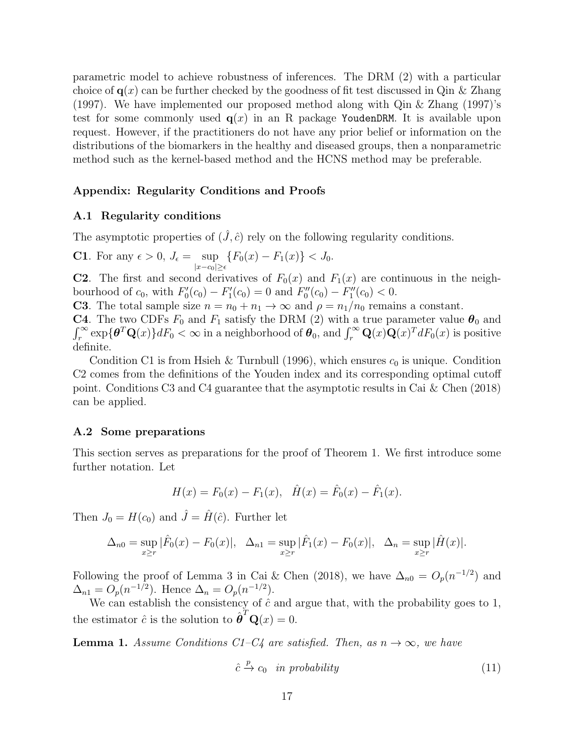parametric model to achieve robustness of inferences. The DRM (2) with a particular choice of $\mathbf{q}(x)$ can be further checked by the goodness of fit test discussed in Qin & Zhang (1997). We have implemented our proposed method along with Qin & Zhang (1997)'s test for some commonly used $\mathbf{q}(x)$ in an R package `YoudenDRM`. It is available upon request. However, if the practitioners do not have any prior belief or information on the distributions of the biomarkers in the healthy and diseased groups, then a nonparametric method such as the kernel-based method and the HCNS method may be preferable.

## Appendix: Regularity Conditions and Proofs

### A.1 Regularity conditions

The asymptotic properties of $(\hat{J}, \hat{c})$ rely on the following regularity conditions.

**C1**. For any $\epsilon > 0$, $J_\epsilon = \sup_{|x-c_0|\geq\epsilon} \{F_0(x) - F_1(x)\} < J_0$.

**C2**. The first and second derivatives of $F_0(x)$ and $F_1(x)$ are continuous in the neighbourhood of $c_0$, with $F_0'(c_0) - F_1'(c_0) = 0$ and $F_0''(c_0) - F_1''(c_0) < 0$.

**C3**. The total sample size $n = n_0 + n_1 \to \infty$ and $\rho = n_1/n_0$ remains a constant.

**C4**. The two CDFs $F_0$ and $F_1$ satisfy the DRM (2) with a true parameter value $\boldsymbol{\theta}_0$ and $\int_r^\infty \exp\{\boldsymbol{\theta}^T \mathbf{Q}(x)\} dF_0 < \infty$ in a neighborhood of $\boldsymbol{\theta}_0$, and $\int_r^\infty \mathbf{Q}(x)\mathbf{Q}(x)^T dF_0(x)$ is positive definite.

Condition C1 is from Hsieh & Turnbull (1996), which ensures $c_0$ is unique. Condition C2 comes from the definitions of the Youden index and its corresponding optimal cutoff point. Conditions C3 and C4 guarantee that the asymptotic results in Cai & Chen (2018) can be applied.

### A.2 Some preparations

This section serves as preparations for the proof of Theorem 1. We first introduce some further notation. Let

$$H(x) = F_0(x) - F_1(x), \quad \hat{H}(x) = \hat{F}_0(x) - \hat{F}_1(x).$$

Then $J_0 = H(c_0)$ and $\hat{J} = \hat{H}(\hat{c})$. Further let

$$\Delta_{n0} = \sup_{x\geq r} |\hat{F}_0(x) - F_0(x)|, \quad \Delta_{n1} = \sup_{x\geq r} |\hat{F}_1(x) - F_0(x)|, \quad \Delta_n = \sup_{x\geq r} |\hat{H}(x)|.$$

Following the proof of Lemma 3 in Cai & Chen (2018), we have $\Delta_{n0} = O_p(n^{-1/2})$ and $\Delta_{n1} = O_p(n^{-1/2})$. Hence $\Delta_n = O_p(n^{-1/2})$.

We can establish the consistency of $\hat{c}$ and argue that, with the probability goes to 1, the estimator $\hat{c}$ is the solution to $\hat{\boldsymbol{\theta}}^T \mathbf{Q}(x) = 0$.

**Lemma 1.** *Assume Conditions C1–C4 are satisfied. Then, as $n \to \infty$, we have*

$$\hat{c} \xrightarrow{p} c_0 \quad \textit{in probability} \tag{11}$$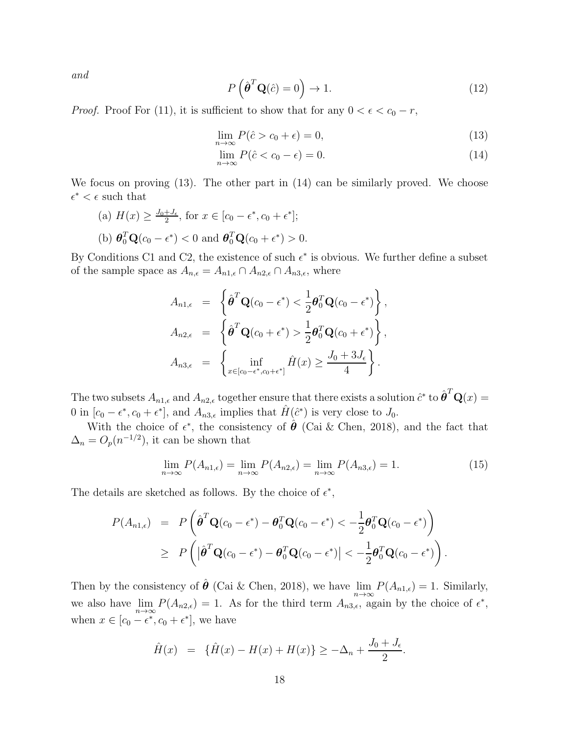*and*

$$P\left(\hat{\boldsymbol{\theta}}^T\mathbf{Q}(\hat{c}) = 0\right) \to 1. \tag{12}$$

*Proof.* Proof For (11), it is sufficient to show that for any $0 < \epsilon < c_0 - r$,

$$\lim_{n\to\infty} P(\hat{c} > c_0 + \epsilon) = 0, \tag{13}$$

$$\lim_{n\to\infty} P(\hat{c} < c_0 - \epsilon) = 0. \tag{14}$$

We focus on proving (13). The other part in (14) can be similarly proved. We choose $\epsilon^* < \epsilon$ such that

(a) $H(x) \geq \frac{J_0 + J_\epsilon}{2}$, for $x \in [c_0 - \epsilon^*, c_0 + \epsilon^*]$;

(b) $\boldsymbol{\theta}_0^T\mathbf{Q}(c_0 - \epsilon^*) < 0$ and $\boldsymbol{\theta}_0^T\mathbf{Q}(c_0 + \epsilon^*) > 0$.

By Conditions C1 and C2, the existence of such $\epsilon^*$ is obvious. We further define a subset of the sample space as $A_{n,\epsilon} = A_{n1,\epsilon} \cap A_{n2,\epsilon} \cap A_{n3,\epsilon}$, where

$$\begin{aligned}
A_{n1,\epsilon} &= \left\{\hat{\boldsymbol{\theta}}^T\mathbf{Q}(c_0 - \epsilon^*) < \frac{1}{2}\boldsymbol{\theta}_0^T\mathbf{Q}(c_0 - \epsilon^*)\right\}, \\
A_{n2,\epsilon} &= \left\{\hat{\boldsymbol{\theta}}^T\mathbf{Q}(c_0 + \epsilon^*) > \frac{1}{2}\boldsymbol{\theta}_0^T\mathbf{Q}(c_0 + \epsilon^*)\right\}, \\
A_{n3,\epsilon} &= \left\{\inf_{x\in[c_0-\epsilon^*, c_0+\epsilon^*]} \hat{H}(x) \geq \frac{J_0 + 3J_\epsilon}{4}\right\}.
\end{aligned}$$

The two subsets $A_{n1,\epsilon}$ and $A_{n2,\epsilon}$ together ensure that there exists a solution $\hat{c}^*$ to $\hat{\boldsymbol{\theta}}^T\mathbf{Q}(x) = 0$ in $[c_0 - \epsilon^*, c_0 + \epsilon^*]$, and $A_{n3,\epsilon}$ implies that $\hat{H}(\hat{c}^*)$ is very close to $J_0$.

With the choice of $\epsilon^*$, the consistency of $\hat{\boldsymbol{\theta}}$ (Cai & Chen, 2018), and the fact that $\Delta_n = O_p(n^{-1/2})$, it can be shown that

$$\lim_{n\to\infty} P(A_{n1,\epsilon}) = \lim_{n\to\infty} P(A_{n2,\epsilon}) = \lim_{n\to\infty} P(A_{n3,\epsilon}) = 1. \tag{15}$$

The details are sketched as follows. By the choice of $\epsilon^*$,

$$\begin{aligned}
P(A_{n1,\epsilon}) &= P\left(\hat{\boldsymbol{\theta}}^T\mathbf{Q}(c_0 - \epsilon^*) - \boldsymbol{\theta}_0^T\mathbf{Q}(c_0 - \epsilon^*) < -\frac{1}{2}\boldsymbol{\theta}_0^T\mathbf{Q}(c_0 - \epsilon^*)\right) \\
&\geq P\left(\left|\hat{\boldsymbol{\theta}}^T\mathbf{Q}(c_0 - \epsilon^*) - \boldsymbol{\theta}_0^T\mathbf{Q}(c_0 - \epsilon^*)\right| < -\frac{1}{2}\boldsymbol{\theta}_0^T\mathbf{Q}(c_0 - \epsilon^*)\right).
\end{aligned}$$

Then by the consistency of $\hat{\boldsymbol{\theta}}$ (Cai & Chen, 2018), we have $\lim_{n\to\infty} P(A_{n1,\epsilon}) = 1$. Similarly, we also have $\lim_{n\to\infty} P(A_{n2,\epsilon}) = 1$. As for the third term $A_{n3,\epsilon}$, again by the choice of $\epsilon^*$, when $x \in [c_0 - \epsilon^*, c_0 + \epsilon^*]$, we have

$$\hat{H}(x) = \{\hat{H}(x) - H(x) + H(x)\} \geq -\Delta_n + \frac{J_0 + J_\epsilon}{2}.$$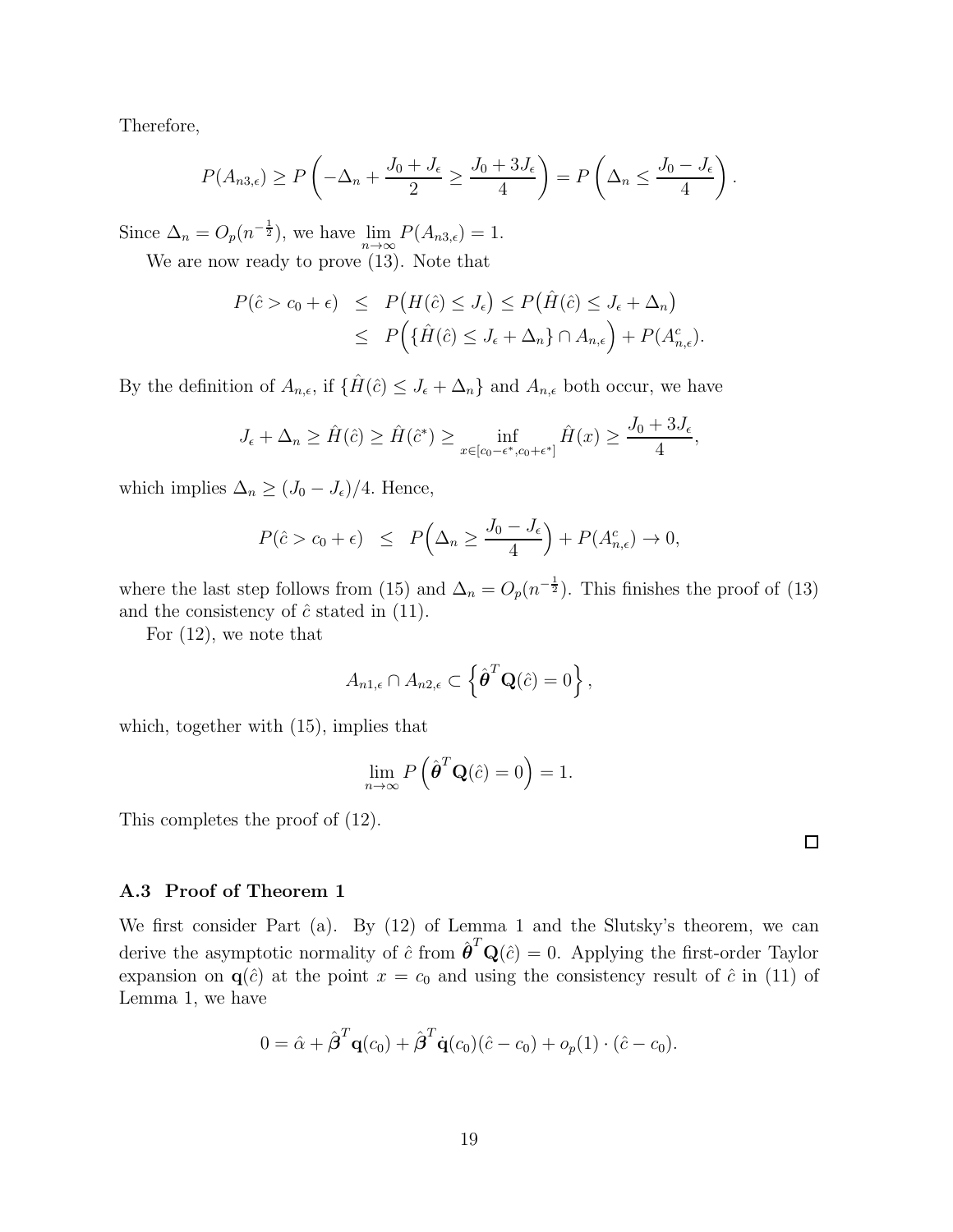Therefore,

$$P(A_{n3,\epsilon}) \geq P\left(-\Delta_n + \frac{J_0 + J_\epsilon}{2} \geq \frac{J_0 + 3J_\epsilon}{4}\right) = P\left(\Delta_n \leq \frac{J_0 - J_\epsilon}{4}\right).$$

Since $\Delta_n = O_p(n^{-\frac{1}{2}})$, we have $\lim_{n\to\infty} P(A_{n3,\epsilon}) = 1$.

We are now ready to prove (13). Note that

$$\begin{aligned}
P(\hat{c} > c_0 + \epsilon) &\leq P\big(H(\hat{c}) \leq J_\epsilon\big) \leq P\big(\hat{H}(\hat{c}) \leq J_\epsilon + \Delta_n\big) \\
&\leq P\Big(\{\hat{H}(\hat{c}) \leq J_\epsilon + \Delta_n\} \cap A_{n,\epsilon}\Big) + P(A_{n,\epsilon}^c).
\end{aligned}$$

By the definition of $A_{n,\epsilon}$, if $\{\hat{H}(\hat{c}) \leq J_\epsilon + \Delta_n\}$ and $A_{n,\epsilon}$ both occur, we have

$$J_\epsilon + \Delta_n \geq \hat{H}(\hat{c}) \geq \hat{H}(\hat{c}^*) \geq \inf_{x\in[c_0-\epsilon^*, c_0+\epsilon^*]} \hat{H}(x) \geq \frac{J_0 + 3J_\epsilon}{4},$$

which implies $\Delta_n \geq (J_0 - J_\epsilon)/4$. Hence,

$$P(\hat{c} > c_0 + \epsilon) \leq P\Big(\Delta_n \geq \frac{J_0 - J_\epsilon}{4}\Big) + P(A_{n,\epsilon}^c) \to 0,$$

where the last step follows from (15) and $\Delta_n = O_p(n^{-\frac{1}{2}})$. This finishes the proof of (13) and the consistency of $\hat{c}$ stated in (11).

For (12), we note that

$$A_{n1,\epsilon} \cap A_{n2,\epsilon} \subset \left\{\hat{\boldsymbol{\theta}}^T \mathbf{Q}(\hat{c}) = 0\right\},$$

which, together with (15), implies that

$$\lim_{n\to\infty} P\left(\hat{\boldsymbol{\theta}}^T \mathbf{Q}(\hat{c}) = 0\right) = 1.$$

This completes the proof of (12).

□

### A.3 Proof of Theorem 1

We first consider Part (a). By (12) of Lemma 1 and the Slutsky's theorem, we can derive the asymptotic normality of $\hat{c}$ from $\hat{\boldsymbol{\theta}}^T \mathbf{Q}(\hat{c}) = 0$. Applying the first-order Taylor expansion on $\mathbf{q}(\hat{c})$ at the point $x = c_0$ and using the consistency result of $\hat{c}$ in (11) of Lemma 1, we have

$$0 = \hat{\alpha} + \hat{\boldsymbol{\beta}}^T \mathbf{q}(c_0) + \hat{\boldsymbol{\beta}}^T \dot{\mathbf{q}}(c_0)(\hat{c} - c_0) + o_p(1) \cdot (\hat{c} - c_0).$$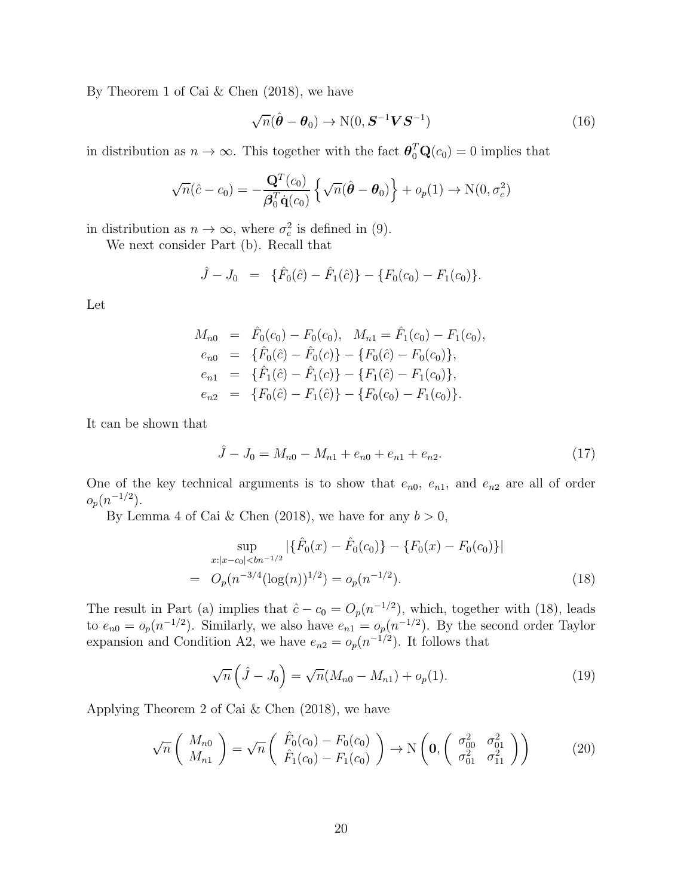By Theorem 1 of Cai & Chen (2018), we have

$$\sqrt{n}(\hat{\boldsymbol{\theta}} - \boldsymbol{\theta}_0) \to \mathrm{N}(0, \boldsymbol{S}^{-1}\boldsymbol{V}\boldsymbol{S}^{-1}) \tag{16}$$

in distribution as $n \to \infty$. This together with the fact $\boldsymbol{\theta}_0^T \mathbf{Q}(c_0) = 0$ implies that

$$\sqrt{n}(\hat{c} - c_0) = -\frac{\mathbf{Q}^T(c_0)}{\boldsymbol{\beta}_0^T \dot{\mathbf{q}}(c_0)} \left\{ \sqrt{n}(\hat{\boldsymbol{\theta}} - \boldsymbol{\theta}_0) \right\} + o_p(1) \to \mathrm{N}(0, \sigma_c^2)$$

in distribution as $n \to \infty$, where $\sigma_c^2$ is defined in (9).

We next consider Part (b). Recall that

$$\hat{J} - J_0 \;\; = \;\; \{\hat{F}_0(\hat{c}) - \hat{F}_1(\hat{c})\} - \{F_0(c_0) - F_1(c_0)\}.$$

Let

$$\begin{aligned}
M_{n0} &= \hat{F}_0(c_0) - F_0(c_0), \quad M_{n1} = \hat{F}_1(c_0) - F_1(c_0), \\
e_{n0} &= \{\hat{F}_0(\hat{c}) - \hat{F}_0(c)\} - \{F_0(\hat{c}) - F_0(c_0)\}, \\
e_{n1} &= \{\hat{F}_1(\hat{c}) - \hat{F}_1(c)\} - \{F_1(\hat{c}) - F_1(c_0)\}, \\
e_{n2} &= \{F_0(\hat{c}) - F_1(\hat{c})\} - \{F_0(c_0) - F_1(c_0)\}.
\end{aligned}$$

It can be shown that

$$\hat{J} - J_0 = M_{n0} - M_{n1} + e_{n0} + e_{n1} + e_{n2}. \tag{17}$$

One of the key technical arguments is to show that $e_{n0}$, $e_{n1}$, and $e_{n2}$ are all of order $o_p(n^{-1/2})$.

By Lemma 4 of Cai & Chen (2018), we have for any $b > 0$,

$$\begin{aligned}
&\sup_{x:|x-c_0|<bn^{-1/2}} |\{\hat{F}_0(x) - \hat{F}_0(c_0)\} - \{F_0(x) - F_0(c_0)\}| \\
= \;\; & O_p(n^{-3/4}(\log(n))^{1/2}) = o_p(n^{-1/2}).
\end{aligned} \tag{18}$$

The result in Part (a) implies that $\hat{c} - c_0 = O_p(n^{-1/2})$, which, together with (18), leads to $e_{n0} = o_p(n^{-1/2})$. Similarly, we also have $e_{n1} = o_p(n^{-1/2})$. By the second order Taylor expansion and Condition A2, we have $e_{n2} = o_p(n^{-1/2})$. It follows that

$$\sqrt{n}\left(\hat{J} - J_0\right) = \sqrt{n}(M_{n0} - M_{n1}) + o_p(1). \tag{19}$$

Applying Theorem 2 of Cai & Chen (2018), we have

$$\sqrt{n}\begin{pmatrix} M_{n0} \\ M_{n1} \end{pmatrix} = \sqrt{n}\begin{pmatrix} \hat{F}_0(c_0) - F_0(c_0) \\ \hat{F}_1(c_0) - F_1(c_0) \end{pmatrix} \to \mathrm{N}\left(\mathbf{0}, \begin{pmatrix} \sigma_{00}^2 & \sigma_{01}^2 \\ \sigma_{01}^2 & \sigma_{11}^2 \end{pmatrix}\right) \tag{20}$$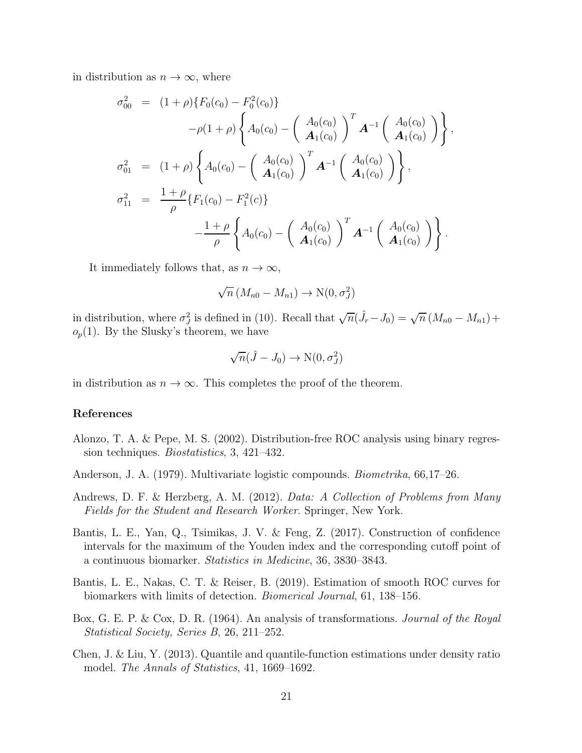in distribution as $n \to \infty$, where

$$
\begin{aligned}
\sigma_{00}^2 &= (1+\rho)\{F_0(c_0) - F_0^2(c_0)\} \\
&\qquad -\rho(1+\rho)\left\{A_0(c_0) - \begin{pmatrix} A_0(c_0) \\ \boldsymbol{A}_1(c_0) \end{pmatrix}^T \boldsymbol{A}^{-1} \begin{pmatrix} A_0(c_0) \\ \boldsymbol{A}_1(c_0) \end{pmatrix}\right\}, \\
\sigma_{01}^2 &= (1+\rho)\left\{A_0(c_0) - \begin{pmatrix} A_0(c_0) \\ \boldsymbol{A}_1(c_0) \end{pmatrix}^T \boldsymbol{A}^{-1} \begin{pmatrix} A_0(c_0) \\ \boldsymbol{A}_1(c_0) \end{pmatrix}\right\}, \\
\sigma_{11}^2 &= \frac{1+\rho}{\rho}\{F_1(c_0) - F_1^2(c)\} \\
&\qquad -\frac{1+\rho}{\rho}\left\{A_0(c_0) - \begin{pmatrix} A_0(c_0) \\ \boldsymbol{A}_1(c_0) \end{pmatrix}^T \boldsymbol{A}^{-1} \begin{pmatrix} A_0(c_0) \\ \boldsymbol{A}_1(c_0) \end{pmatrix}\right\}.
\end{aligned}
$$

It immediately follows that, as $n \to \infty$,

$$
\sqrt{n}\,(M_{n0} - M_{n1}) \to \mathrm{N}(0, \sigma_J^2)
$$

in distribution, where $\sigma_J^2$ is defined in (10). Recall that $\sqrt{n}(\hat{J}_r - J_0) = \sqrt{n}\,(M_{n0} - M_{n1}) + o_p(1)$. By the Slusky's theorem, we have

$$
\sqrt{n}(\hat{J} - J_0) \to \mathrm{N}(0, \sigma_J^2)
$$

in distribution as $n \to \infty$. This completes the proof of the theorem.

## References

Alonzo, T. A. & Pepe, M. S. (2002). Distribution-free ROC analysis using binary regression techniques. *Biostatistics*, 3, 421–432.

Anderson, J. A. (1979). Multivariate logistic compounds. *Biometrika*, 66,17–26.

Andrews, D. F. & Herzberg, A. M. (2012). *Data: A Collection of Problems from Many Fields for the Student and Research Worker*. Springer, New York.

Bantis, L. E., Yan, Q., Tsimikas, J. V. & Feng, Z. (2017). Construction of confidence intervals for the maximum of the Youden index and the corresponding cutoff point of a continuous biomarker. *Statistics in Medicine*, 36, 3830–3843.

Bantis, L. E., Nakas, C. T. & Reiser, B. (2019). Estimation of smooth ROC curves for biomarkers with limits of detection. *Biomerical Journal*, 61, 138–156.

Box, G. E. P. & Cox, D. R. (1964). An analysis of transformations. *Journal of the Royal Statistical Society, Series B*, 26, 211–252.

Chen, J. & Liu, Y. (2013). Quantile and quantile-function estimations under density ratio model. *The Annals of Statistics*, 41, 1669–1692.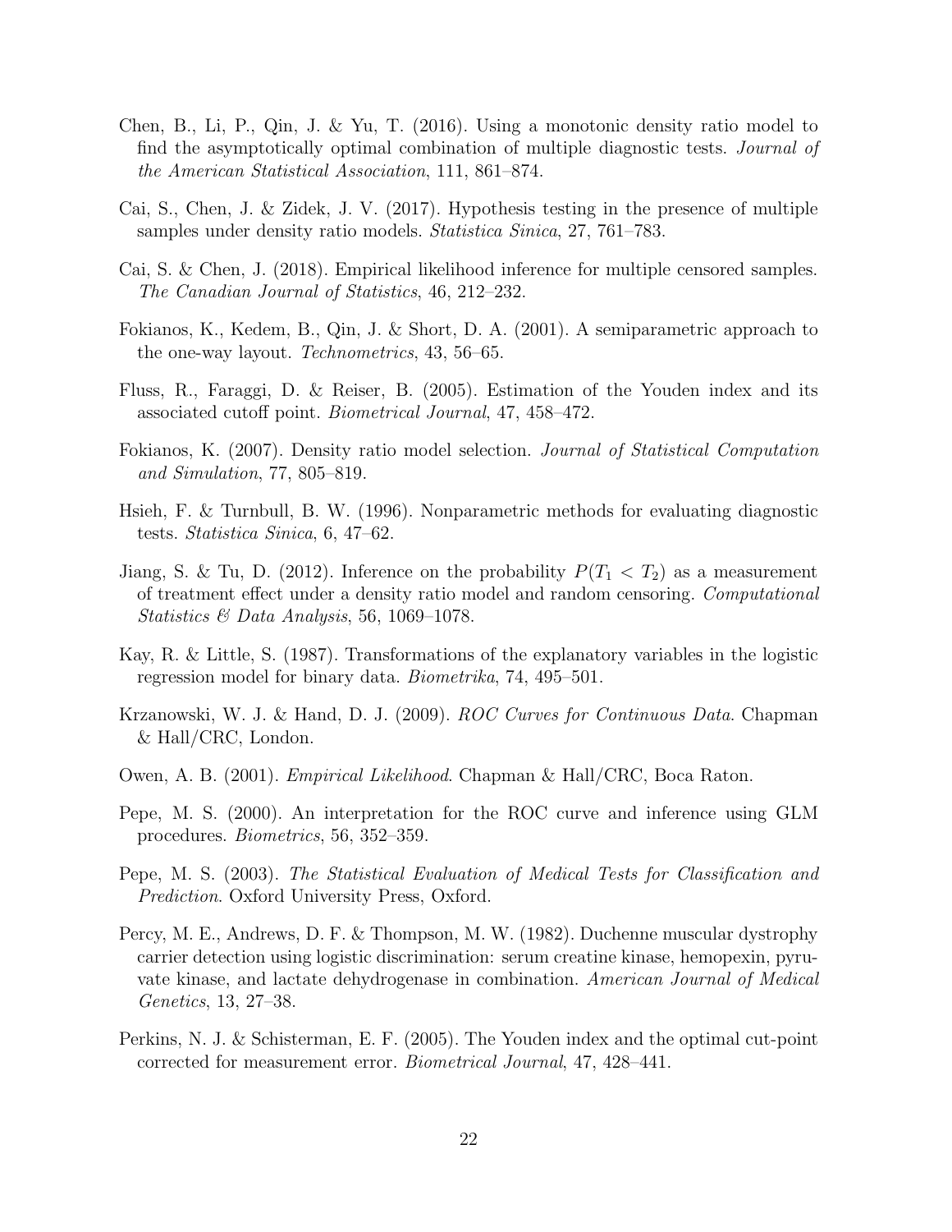Chen, B., Li, P., Qin, J. & Yu, T. (2016). Using a monotonic density ratio model to find the asymptotically optimal combination of multiple diagnostic tests. *Journal of the American Statistical Association*, 111, 861–874.

Cai, S., Chen, J. & Zidek, J. V. (2017). Hypothesis testing in the presence of multiple samples under density ratio models. *Statistica Sinica*, 27, 761–783.

Cai, S. & Chen, J. (2018). Empirical likelihood inference for multiple censored samples. *The Canadian Journal of Statistics*, 46, 212–232.

Fokianos, K., Kedem, B., Qin, J. & Short, D. A. (2001). A semiparametric approach to the one-way layout. *Technometrics*, 43, 56–65.

Fluss, R., Faraggi, D. & Reiser, B. (2005). Estimation of the Youden index and its associated cutoff point. *Biometrical Journal*, 47, 458–472.

Fokianos, K. (2007). Density ratio model selection. *Journal of Statistical Computation and Simulation*, 77, 805–819.

Hsieh, F. & Turnbull, B. W. (1996). Nonparametric methods for evaluating diagnostic tests. *Statistica Sinica*, 6, 47–62.

Jiang, S. & Tu, D. (2012). Inference on the probability $P(T_1 < T_2)$ as a measurement of treatment effect under a density ratio model and random censoring. *Computational Statistics & Data Analysis*, 56, 1069–1078.

Kay, R. & Little, S. (1987). Transformations of the explanatory variables in the logistic regression model for binary data. *Biometrika*, 74, 495–501.

Krzanowski, W. J. & Hand, D. J. (2009). *ROC Curves for Continuous Data*. Chapman & Hall/CRC, London.

Owen, A. B. (2001). *Empirical Likelihood*. Chapman & Hall/CRC, Boca Raton.

Pepe, M. S. (2000). An interpretation for the ROC curve and inference using GLM procedures. *Biometrics*, 56, 352–359.

Pepe, M. S. (2003). *The Statistical Evaluation of Medical Tests for Classification and Prediction*. Oxford University Press, Oxford.

Percy, M. E., Andrews, D. F. & Thompson, M. W. (1982). Duchenne muscular dystrophy carrier detection using logistic discrimination: serum creatine kinase, hemopexin, pyruvate kinase, and lactate dehydrogenase in combination. *American Journal of Medical Genetics*, 13, 27–38.

Perkins, N. J. & Schisterman, E. F. (2005). The Youden index and the optimal cut-point corrected for measurement error. *Biometrical Journal*, 47, 428–441.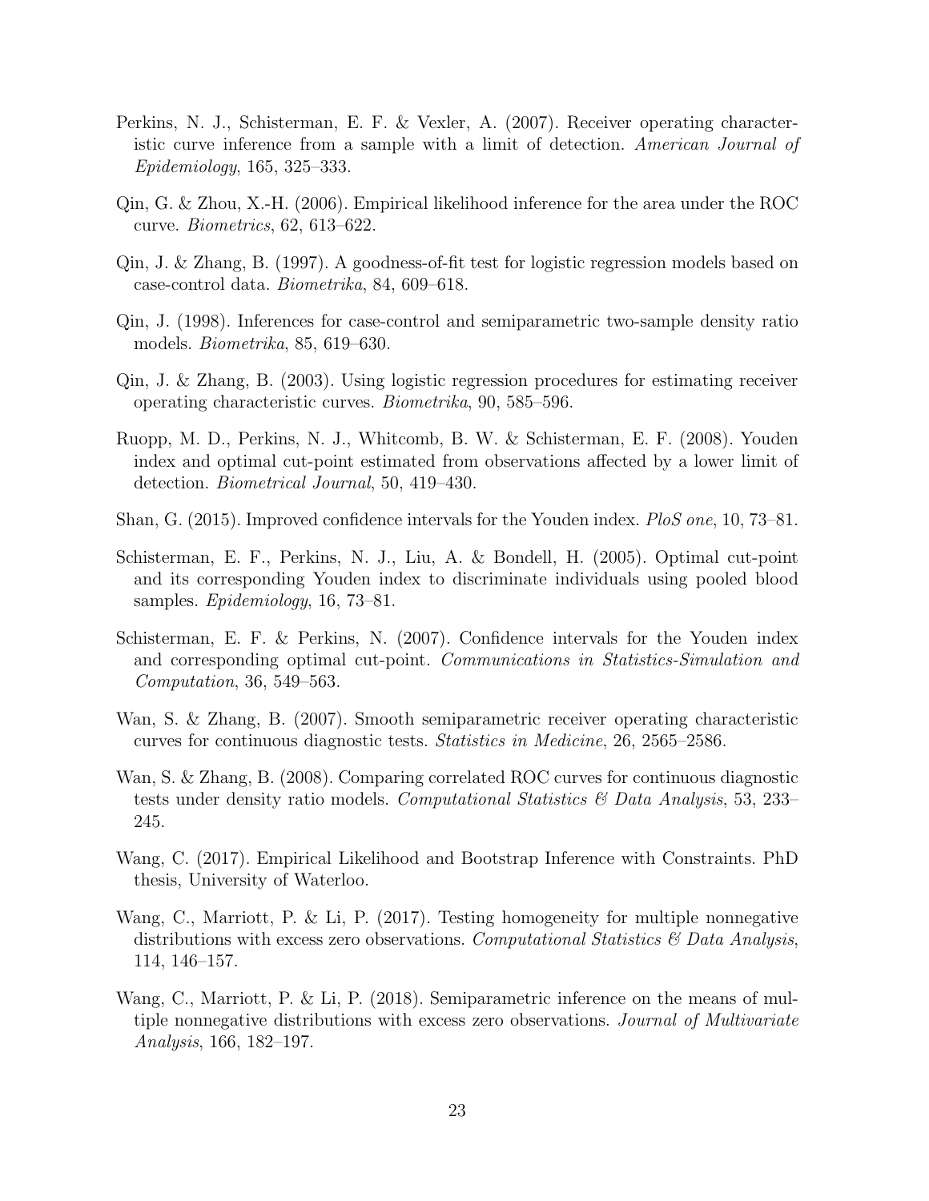Perkins, N. J., Schisterman, E. F. & Vexler, A. (2007). Receiver operating characteristic curve inference from a sample with a limit of detection. *American Journal of Epidemiology*, 165, 325–333.

Qin, G. & Zhou, X.-H. (2006). Empirical likelihood inference for the area under the ROC curve. *Biometrics*, 62, 613–622.

Qin, J. & Zhang, B. (1997). A goodness-of-fit test for logistic regression models based on case-control data. *Biometrika*, 84, 609–618.

Qin, J. (1998). Inferences for case-control and semiparametric two-sample density ratio models. *Biometrika*, 85, 619–630.

Qin, J. & Zhang, B. (2003). Using logistic regression procedures for estimating receiver operating characteristic curves. *Biometrika*, 90, 585–596.

Ruopp, M. D., Perkins, N. J., Whitcomb, B. W. & Schisterman, E. F. (2008). Youden index and optimal cut-point estimated from observations affected by a lower limit of detection. *Biometrical Journal*, 50, 419–430.

Shan, G. (2015). Improved confidence intervals for the Youden index. *PloS one*, 10, 73–81.

Schisterman, E. F., Perkins, N. J., Liu, A. & Bondell, H. (2005). Optimal cut-point and its corresponding Youden index to discriminate individuals using pooled blood samples. *Epidemiology*, 16, 73–81.

Schisterman, E. F. & Perkins, N. (2007). Confidence intervals for the Youden index and corresponding optimal cut-point. *Communications in Statistics-Simulation and Computation*, 36, 549–563.

Wan, S. & Zhang, B. (2007). Smooth semiparametric receiver operating characteristic curves for continuous diagnostic tests. *Statistics in Medicine*, 26, 2565–2586.

Wan, S. & Zhang, B. (2008). Comparing correlated ROC curves for continuous diagnostic tests under density ratio models. *Computational Statistics & Data Analysis*, 53, 233–245.

Wang, C. (2017). Empirical Likelihood and Bootstrap Inference with Constraints. PhD thesis, University of Waterloo.

Wang, C., Marriott, P. & Li, P. (2017). Testing homogeneity for multiple nonnegative distributions with excess zero observations. *Computational Statistics & Data Analysis*, 114, 146–157.

Wang, C., Marriott, P. & Li, P. (2018). Semiparametric inference on the means of multiple nonnegative distributions with excess zero observations. *Journal of Multivariate Analysis*, 166, 182–197.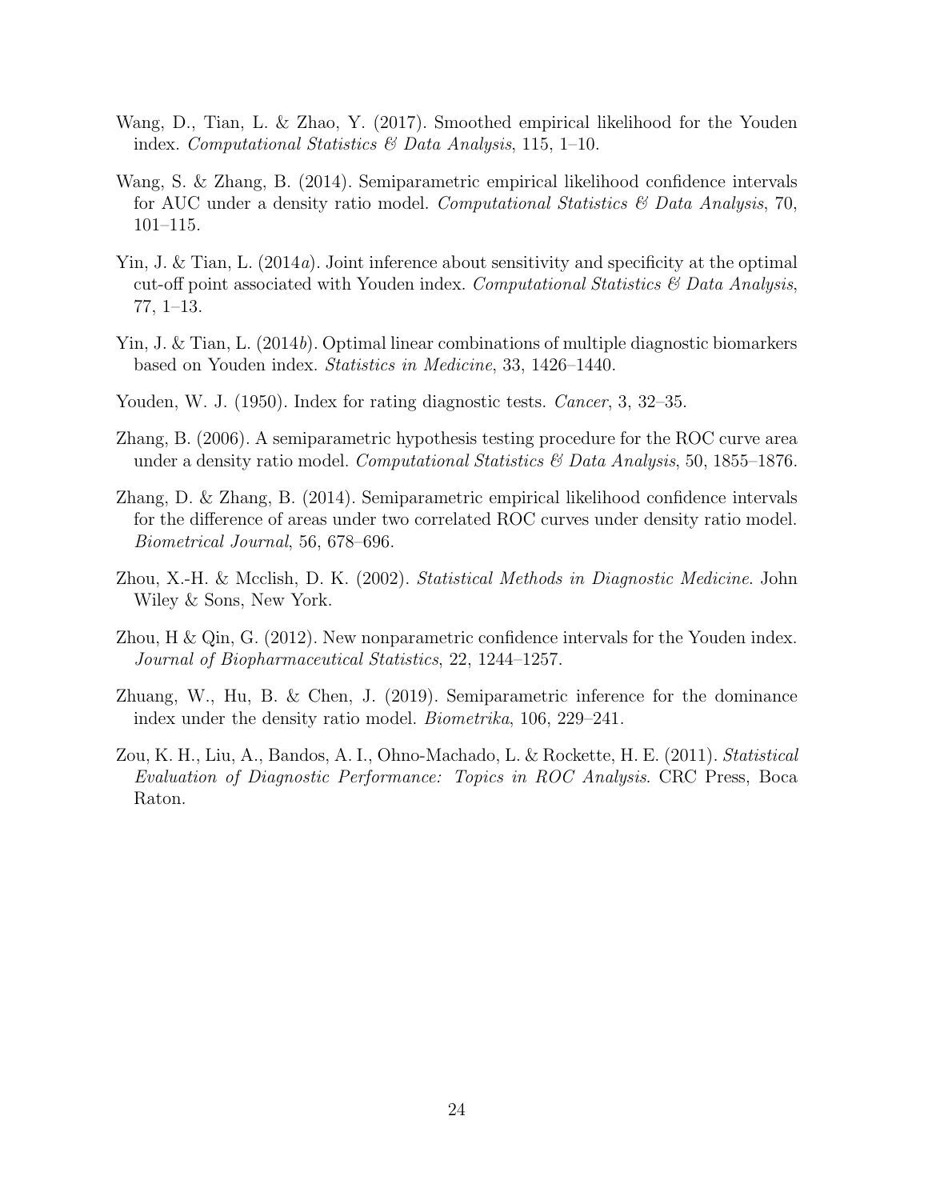Wang, D., Tian, L. & Zhao, Y. (2017). Smoothed empirical likelihood for the Youden index. *Computational Statistics & Data Analysis*, 115, 1–10.

Wang, S. & Zhang, B. (2014). Semiparametric empirical likelihood confidence intervals for AUC under a density ratio model. *Computational Statistics & Data Analysis*, 70, 101–115.

Yin, J. & Tian, L. (2014*a*). Joint inference about sensitivity and specificity at the optimal cut-off point associated with Youden index. *Computational Statistics & Data Analysis*, 77, 1–13.

Yin, J. & Tian, L. (2014*b*). Optimal linear combinations of multiple diagnostic biomarkers based on Youden index. *Statistics in Medicine*, 33, 1426–1440.

Youden, W. J. (1950). Index for rating diagnostic tests. *Cancer*, 3, 32–35.

Zhang, B. (2006). A semiparametric hypothesis testing procedure for the ROC curve area under a density ratio model. *Computational Statistics & Data Analysis*, 50, 1855–1876.

Zhang, D. & Zhang, B. (2014). Semiparametric empirical likelihood confidence intervals for the difference of areas under two correlated ROC curves under density ratio model. *Biometrical Journal*, 56, 678–696.

Zhou, X.-H. & Mcclish, D. K. (2002). *Statistical Methods in Diagnostic Medicine*. John Wiley & Sons, New York.

Zhou, H & Qin, G. (2012). New nonparametric confidence intervals for the Youden index. *Journal of Biopharmaceutical Statistics*, 22, 1244–1257.

Zhuang, W., Hu, B. & Chen, J. (2019). Semiparametric inference for the dominance index under the density ratio model. *Biometrika*, 106, 229–241.

Zou, K. H., Liu, A., Bandos, A. I., Ohno-Machado, L. & Rockette, H. E. (2011). *Statistical Evaluation of Diagnostic Performance: Topics in ROC Analysis*. CRC Press, Boca Raton.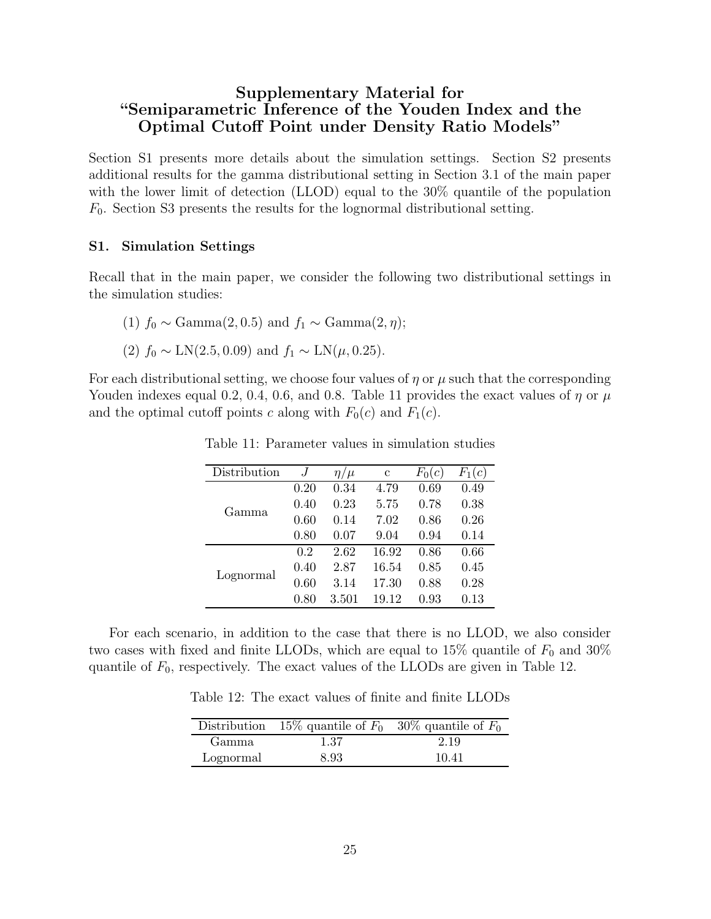# Supplementary Material for "Semiparametric Inference of the Youden Index and the Optimal Cutoff Point under Density Ratio Models"

Section S1 presents more details about the simulation settings. Section S2 presents additional results for the gamma distributional setting in Section 3.1 of the main paper with the lower limit of detection (LLOD) equal to the 30% quantile of the population $F_0$. Section S3 presents the results for the lognormal distributional setting.

### S1. Simulation Settings

Recall that in the main paper, we consider the following two distributional settings in the simulation studies:

(1) $f_0 \sim \text{Gamma}(2, 0.5)$ and $f_1 \sim \text{Gamma}(2, \eta)$;

(2) $f_0 \sim \text{LN}(2.5, 0.09)$ and $f_1 \sim \text{LN}(\mu, 0.25)$.

For each distributional setting, we choose four values of $\eta$ or $\mu$ such that the corresponding Youden indexes equal 0.2, 0.4, 0.6, and 0.8. Table 11 provides the exact values of $\eta$ or $\mu$ and the optimal cutoff points $c$ along with $F_0(c)$ and $F_1(c)$.

Table 11: Parameter values in simulation studies

| Distribution | $J$ | $\eta/\mu$ | c | $F_0(c)$ | $F_1(c)$ |
|---|---|---|---|---|---|
| Gamma | 0.20 | 0.34 | 4.79 | 0.69 | 0.49 |
| | 0.40 | 0.23 | 5.75 | 0.78 | 0.38 |
| | 0.60 | 0.14 | 7.02 | 0.86 | 0.26 |
| | 0.80 | 0.07 | 9.04 | 0.94 | 0.14 |
| Lognormal | 0.2 | 2.62 | 16.92 | 0.86 | 0.66 |
| | 0.40 | 2.87 | 16.54 | 0.85 | 0.45 |
| | 0.60 | 3.14 | 17.30 | 0.88 | 0.28 |
| | 0.80 | 3.501 | 19.12 | 0.93 | 0.13 |

For each scenario, in addition to the case that there is no LLOD, we also consider two cases with fixed and finite LLODs, which are equal to 15% quantile of $F_0$ and 30% quantile of $F_0$, respectively. The exact values of the LLODs are given in Table 12.

Table 12: The exact values of finite and finite LLODs

| Distribution | 15% quantile of $F_0$ | 30% quantile of $F_0$ |
|---|---|---|
| Gamma | 1.37 | 2.19 |
| Lognormal | 8.93 | 10.41 |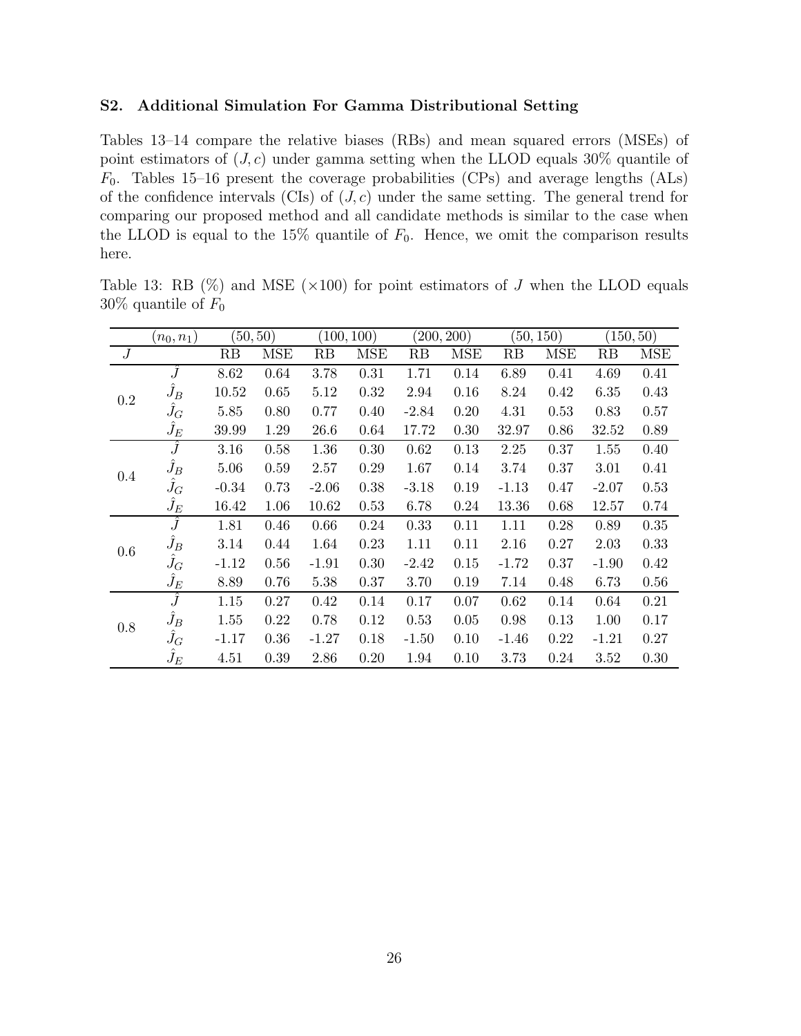### S2. Additional Simulation For Gamma Distributional Setting

Tables 13–14 compare the relative biases (RBs) and mean squared errors (MSEs) of point estimators of $(J, c)$ under gamma setting when the LLOD equals 30% quantile of $F_0$. Tables 15–16 present the coverage probabilities (CPs) and average lengths (ALs) of the confidence intervals (CIs) of $(J, c)$ under the same setting. The general trend for comparing our proposed method and all candidate methods is similar to the case when the LLOD is equal to the 15% quantile of $F_0$. Hence, we omit the comparison results here.

Table 13: RB (%) and MSE ($\times 100$) for point estimators of $J$ when the LLOD equals 30% quantile of $F_0$

| | $(n_0, n_1)$ | $(50, 50)$ | | $(100, 100)$ | | $(200, 200)$ | | $(50, 150)$ | | $(150, 50)$ | |
|---|---|---|---|---|---|---|---|---|---|---|---|
| $J$ | | RB | MSE | RB | MSE | RB | MSE | RB | MSE | RB | MSE |
| 0.2 | $\hat{J}$ | 8.62 | 0.64 | 3.78 | 0.31 | 1.71 | 0.14 | 6.89 | 0.41 | 4.69 | 0.41 |
| | $\hat{J}_B$ | 10.52 | 0.65 | 5.12 | 0.32 | 2.94 | 0.16 | 8.24 | 0.42 | 6.35 | 0.43 |
| | $\hat{J}_G$ | 5.85 | 0.80 | 0.77 | 0.40 | -2.84 | 0.20 | 4.31 | 0.53 | 0.83 | 0.57 |
| | $\hat{J}_E$ | 39.99 | 1.29 | 26.6 | 0.64 | 17.72 | 0.30 | 32.97 | 0.86 | 32.52 | 0.89 |
| 0.4 | $\hat{J}$ | 3.16 | 0.58 | 1.36 | 0.30 | 0.62 | 0.13 | 2.25 | 0.37 | 1.55 | 0.40 |
| | $\hat{J}_B$ | 5.06 | 0.59 | 2.57 | 0.29 | 1.67 | 0.14 | 3.74 | 0.37 | 3.01 | 0.41 |
| | $\hat{J}_G$ | -0.34 | 0.73 | -2.06 | 0.38 | -3.18 | 0.19 | -1.13 | 0.47 | -2.07 | 0.53 |
| | $\hat{J}_E$ | 16.42 | 1.06 | 10.62 | 0.53 | 6.78 | 0.24 | 13.36 | 0.68 | 12.57 | 0.74 |
| 0.6 | $\hat{J}$ | 1.81 | 0.46 | 0.66 | 0.24 | 0.33 | 0.11 | 1.11 | 0.28 | 0.89 | 0.35 |
| | $\hat{J}_B$ | 3.14 | 0.44 | 1.64 | 0.23 | 1.11 | 0.11 | 2.16 | 0.27 | 2.03 | 0.33 |
| | $\hat{J}_G$ | -1.12 | 0.56 | -1.91 | 0.30 | -2.42 | 0.15 | -1.72 | 0.37 | -1.90 | 0.42 |
| | $\hat{J}_E$ | 8.89 | 0.76 | 5.38 | 0.37 | 3.70 | 0.19 | 7.14 | 0.48 | 6.73 | 0.56 |
| 0.8 | $\hat{J}$ | 1.15 | 0.27 | 0.42 | 0.14 | 0.17 | 0.07 | 0.62 | 0.14 | 0.64 | 0.21 |
| | $\hat{J}_B$ | 1.55 | 0.22 | 0.78 | 0.12 | 0.53 | 0.05 | 0.98 | 0.13 | 1.00 | 0.17 |
| | $\hat{J}_G$ | -1.17 | 0.36 | -1.27 | 0.18 | -1.50 | 0.10 | -1.46 | 0.22 | -1.21 | 0.27 |
| | $\hat{J}_E$ | 4.51 | 0.39 | 2.86 | 0.20 | 1.94 | 0.10 | 3.73 | 0.24 | 3.52 | 0.30 |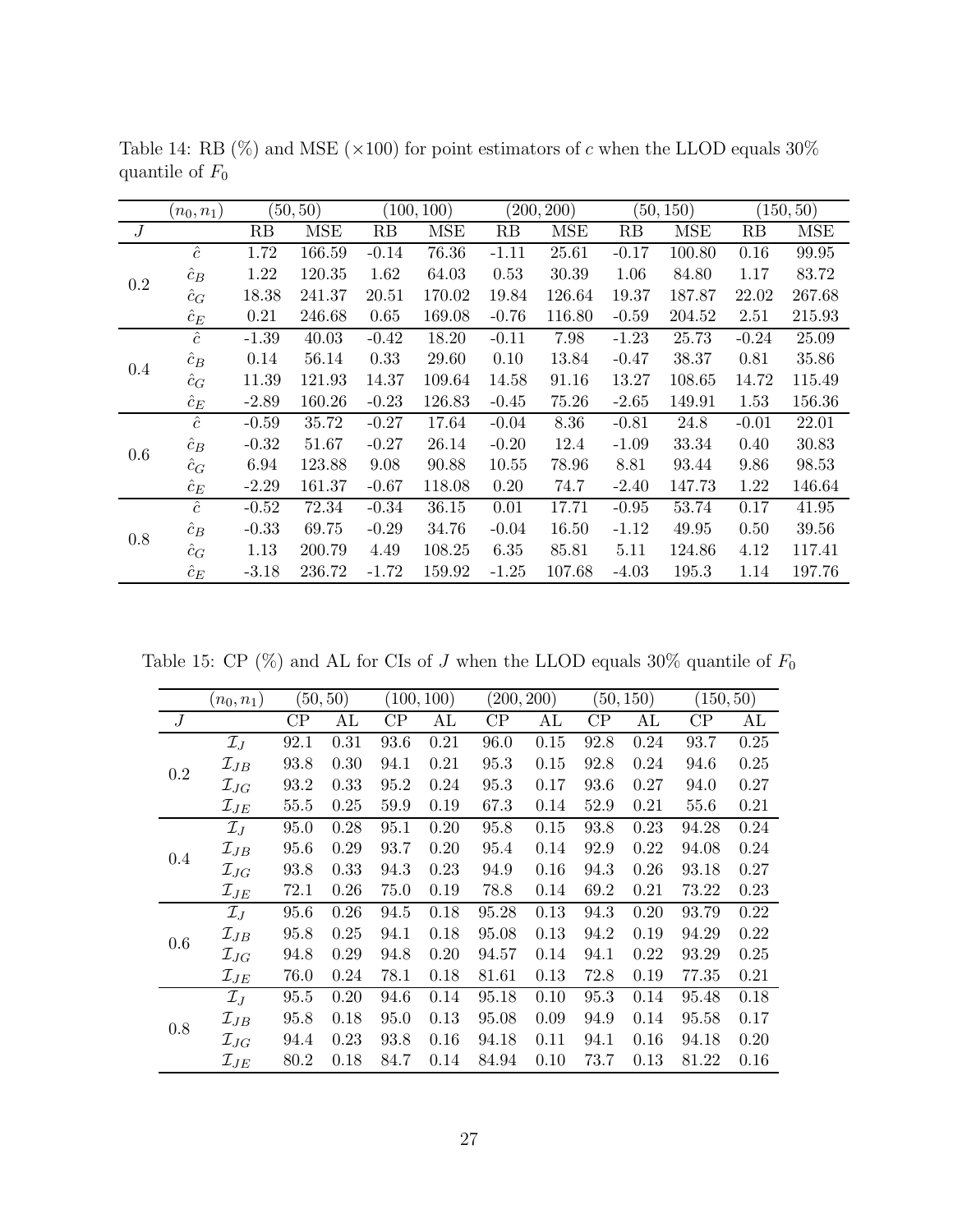Table 14: RB (%) and MSE ($\times 100$) for point estimators of $c$ when the LLOD equals 30% quantile of $F_0$

| $(n_0, n_1)$ | | (50, 50) | | (100, 100) | | (200, 200) | | (50, 150) | | (150, 50) | |
|---|---|---|---|---|---|---|---|---|---|---|---|
| $J$ | | RB | MSE | RB | MSE | RB | MSE | RB | MSE | RB | MSE |
| 0.2 | $\hat{c}$ | 1.72 | 166.59 | -0.14 | 76.36 | -1.11 | 25.61 | -0.17 | 100.80 | 0.16 | 99.95 |
| | $\hat{c}_B$ | 1.22 | 120.35 | 1.62 | 64.03 | 0.53 | 30.39 | 1.06 | 84.80 | 1.17 | 83.72 |
| | $\hat{c}_G$ | 18.38 | 241.37 | 20.51 | 170.02 | 19.84 | 126.64 | 19.37 | 187.87 | 22.02 | 267.68 |
| | $\hat{c}_E$ | 0.21 | 246.68 | 0.65 | 169.08 | -0.76 | 116.80 | -0.59 | 204.52 | 2.51 | 215.93 |
| 0.4 | $\hat{c}$ | -1.39 | 40.03 | -0.42 | 18.20 | -0.11 | 7.98 | -1.23 | 25.73 | -0.24 | 25.09 |
| | $\hat{c}_B$ | 0.14 | 56.14 | 0.33 | 29.60 | 0.10 | 13.84 | -0.47 | 38.37 | 0.81 | 35.86 |
| | $\hat{c}_G$ | 11.39 | 121.93 | 14.37 | 109.64 | 14.58 | 91.16 | 13.27 | 108.65 | 14.72 | 115.49 |
| | $\hat{c}_E$ | -2.89 | 160.26 | -0.23 | 126.83 | -0.45 | 75.26 | -2.65 | 149.91 | 1.53 | 156.36 |
| 0.6 | $\hat{c}$ | -0.59 | 35.72 | -0.27 | 17.64 | -0.04 | 8.36 | -0.81 | 24.8 | -0.01 | 22.01 |
| | $\hat{c}_B$ | -0.32 | 51.67 | -0.27 | 26.14 | -0.20 | 12.4 | -1.09 | 33.34 | 0.40 | 30.83 |
| | $\hat{c}_G$ | 6.94 | 123.88 | 9.08 | 90.88 | 10.55 | 78.96 | 8.81 | 93.44 | 9.86 | 98.53 |
| | $\hat{c}_E$ | -2.29 | 161.37 | -0.67 | 118.08 | 0.20 | 74.7 | -2.40 | 147.73 | 1.22 | 146.64 |
| 0.8 | $\hat{c}$ | -0.52 | 72.34 | -0.34 | 36.15 | 0.01 | 17.71 | -0.95 | 53.74 | 0.17 | 41.95 |
| | $\hat{c}_B$ | -0.33 | 69.75 | -0.29 | 34.76 | -0.04 | 16.50 | -1.12 | 49.95 | 0.50 | 39.56 |
| | $\hat{c}_G$ | 1.13 | 200.79 | 4.49 | 108.25 | 6.35 | 85.81 | 5.11 | 124.86 | 4.12 | 117.41 |
| | $\hat{c}_E$ | -3.18 | 236.72 | -1.72 | 159.92 | -1.25 | 107.68 | -4.03 | 195.3 | 1.14 | 197.76 |

Table 15: CP (%) and AL for CIs of $J$ when the LLOD equals 30% quantile of $F_0$

| $(n_0, n_1)$ | | (50, 50) | | (100, 100) | | (200, 200) | | (50, 150) | | (150, 50) | |
|---|---|---|---|---|---|---|---|---|---|---|---|
| $J$ | | CP | AL | CP | AL | CP | AL | CP | AL | CP | AL |
| 0.2 | $\mathcal{I}_J$ | 92.1 | 0.31 | 93.6 | 0.21 | 96.0 | 0.15 | 92.8 | 0.24 | 93.7 | 0.25 |
| | $\mathcal{I}_{JB}$ | 93.8 | 0.30 | 94.1 | 0.21 | 95.3 | 0.15 | 92.8 | 0.24 | 94.6 | 0.25 |
| | $\mathcal{I}_{JG}$ | 93.2 | 0.33 | 95.2 | 0.24 | 95.3 | 0.17 | 93.6 | 0.27 | 94.0 | 0.27 |
| | $\mathcal{I}_{JE}$ | 55.5 | 0.25 | 59.9 | 0.19 | 67.3 | 0.14 | 52.9 | 0.21 | 55.6 | 0.21 |
| 0.4 | $\mathcal{I}_J$ | 95.0 | 0.28 | 95.1 | 0.20 | 95.8 | 0.15 | 93.8 | 0.23 | 94.28 | 0.24 |
| | $\mathcal{I}_{JB}$ | 95.6 | 0.29 | 93.7 | 0.20 | 95.4 | 0.14 | 92.9 | 0.22 | 94.08 | 0.24 |
| | $\mathcal{I}_{JG}$ | 93.8 | 0.33 | 94.3 | 0.23 | 94.9 | 0.16 | 94.3 | 0.26 | 93.18 | 0.27 |
| | $\mathcal{I}_{JE}$ | 72.1 | 0.26 | 75.0 | 0.19 | 78.8 | 0.14 | 69.2 | 0.21 | 73.22 | 0.23 |
| 0.6 | $\mathcal{I}_J$ | 95.6 | 0.26 | 94.5 | 0.18 | 95.28 | 0.13 | 94.3 | 0.20 | 93.79 | 0.22 |
| | $\mathcal{I}_{JB}$ | 95.8 | 0.25 | 94.1 | 0.18 | 95.08 | 0.13 | 94.2 | 0.19 | 94.29 | 0.22 |
| | $\mathcal{I}_{JG}$ | 94.8 | 0.29 | 94.8 | 0.20 | 94.57 | 0.14 | 94.1 | 0.22 | 93.29 | 0.25 |
| | $\mathcal{I}_{JE}$ | 76.0 | 0.24 | 78.1 | 0.18 | 81.61 | 0.13 | 72.8 | 0.19 | 77.35 | 0.21 |
| 0.8 | $\mathcal{I}_J$ | 95.5 | 0.20 | 94.6 | 0.14 | 95.18 | 0.10 | 95.3 | 0.14 | 95.48 | 0.18 |
| | $\mathcal{I}_{JB}$ | 95.8 | 0.18 | 95.0 | 0.13 | 95.08 | 0.09 | 94.9 | 0.14 | 95.58 | 0.17 |
| | $\mathcal{I}_{JG}$ | 94.4 | 0.23 | 93.8 | 0.16 | 94.18 | 0.11 | 94.1 | 0.16 | 94.18 | 0.20 |
| | $\mathcal{I}_{JE}$ | 80.2 | 0.18 | 84.7 | 0.14 | 84.94 | 0.10 | 73.7 | 0.13 | 81.22 | 0.16 |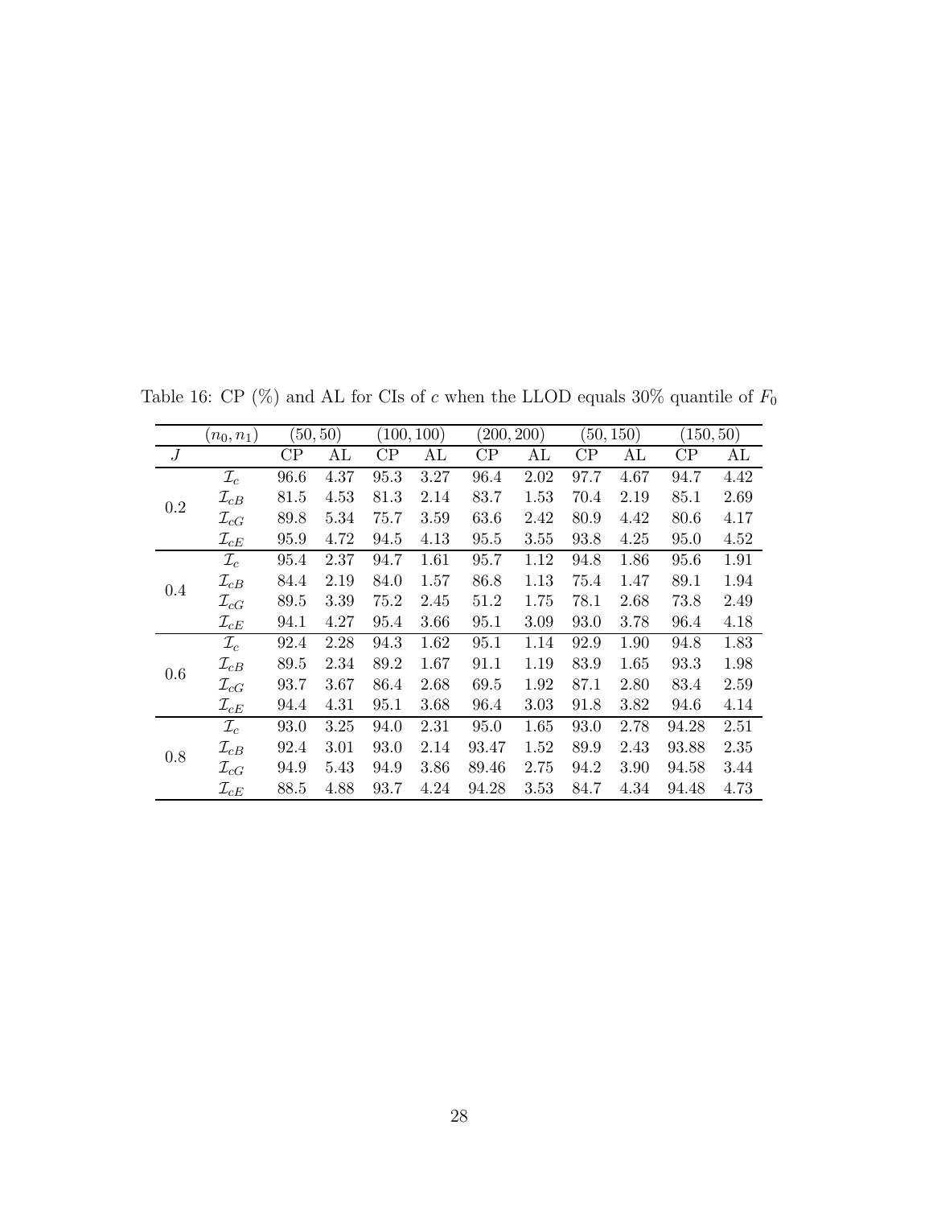Table 16: CP (%) and AL for CIs of $c$ when the LLOD equals 30% quantile of $F_0$

| | $(n_0, n_1)$ | (50, 50) | | (100, 100) | | (200, 200) | | (50, 150) | | (150, 50) | |
|---|---|---|---|---|---|---|---|---|---|---|---|
| $J$ | | CP | AL | CP | AL | CP | AL | CP | AL | CP | AL |
| 0.2 | $\mathcal{I}_c$ | 96.6 | 4.37 | 95.3 | 3.27 | 96.4 | 2.02 | 97.7 | 4.67 | 94.7 | 4.42 |
| | $\mathcal{I}_{cB}$ | 81.5 | 4.53 | 81.3 | 2.14 | 83.7 | 1.53 | 70.4 | 2.19 | 85.1 | 2.69 |
| | $\mathcal{I}_{cG}$ | 89.8 | 5.34 | 75.7 | 3.59 | 63.6 | 2.42 | 80.9 | 4.42 | 80.6 | 4.17 |
| | $\mathcal{I}_{cE}$ | 95.9 | 4.72 | 94.5 | 4.13 | 95.5 | 3.55 | 93.8 | 4.25 | 95.0 | 4.52 |
| 0.4 | $\mathcal{I}_c$ | 95.4 | 2.37 | 94.7 | 1.61 | 95.7 | 1.12 | 94.8 | 1.86 | 95.6 | 1.91 |
| | $\mathcal{I}_{cB}$ | 84.4 | 2.19 | 84.0 | 1.57 | 86.8 | 1.13 | 75.4 | 1.47 | 89.1 | 1.94 |
| | $\mathcal{I}_{cG}$ | 89.5 | 3.39 | 75.2 | 2.45 | 51.2 | 1.75 | 78.1 | 2.68 | 73.8 | 2.49 |
| | $\mathcal{I}_{cE}$ | 94.1 | 4.27 | 95.4 | 3.66 | 95.1 | 3.09 | 93.0 | 3.78 | 96.4 | 4.18 |
| 0.6 | $\mathcal{I}_c$ | 92.4 | 2.28 | 94.3 | 1.62 | 95.1 | 1.14 | 92.9 | 1.90 | 94.8 | 1.83 |
| | $\mathcal{I}_{cB}$ | 89.5 | 2.34 | 89.2 | 1.67 | 91.1 | 1.19 | 83.9 | 1.65 | 93.3 | 1.98 |
| | $\mathcal{I}_{cG}$ | 93.7 | 3.67 | 86.4 | 2.68 | 69.5 | 1.92 | 87.1 | 2.80 | 83.4 | 2.59 |
| | $\mathcal{I}_{cE}$ | 94.4 | 4.31 | 95.1 | 3.68 | 96.4 | 3.03 | 91.8 | 3.82 | 94.6 | 4.14 |
| 0.8 | $\mathcal{I}_c$ | 93.0 | 3.25 | 94.0 | 2.31 | 95.0 | 1.65 | 93.0 | 2.78 | 94.28 | 2.51 |
| | $\mathcal{I}_{cB}$ | 92.4 | 3.01 | 93.0 | 2.14 | 93.47 | 1.52 | 89.9 | 2.43 | 93.88 | 2.35 |
| | $\mathcal{I}_{cG}$ | 94.9 | 5.43 | 94.9 | 3.86 | 89.46 | 2.75 | 94.2 | 3.90 | 94.58 | 3.44 |
| | $\mathcal{I}_{cE}$ | 88.5 | 4.88 | 93.7 | 4.24 | 94.28 | 3.53 | 84.7 | 4.34 | 94.48 | 4.73 |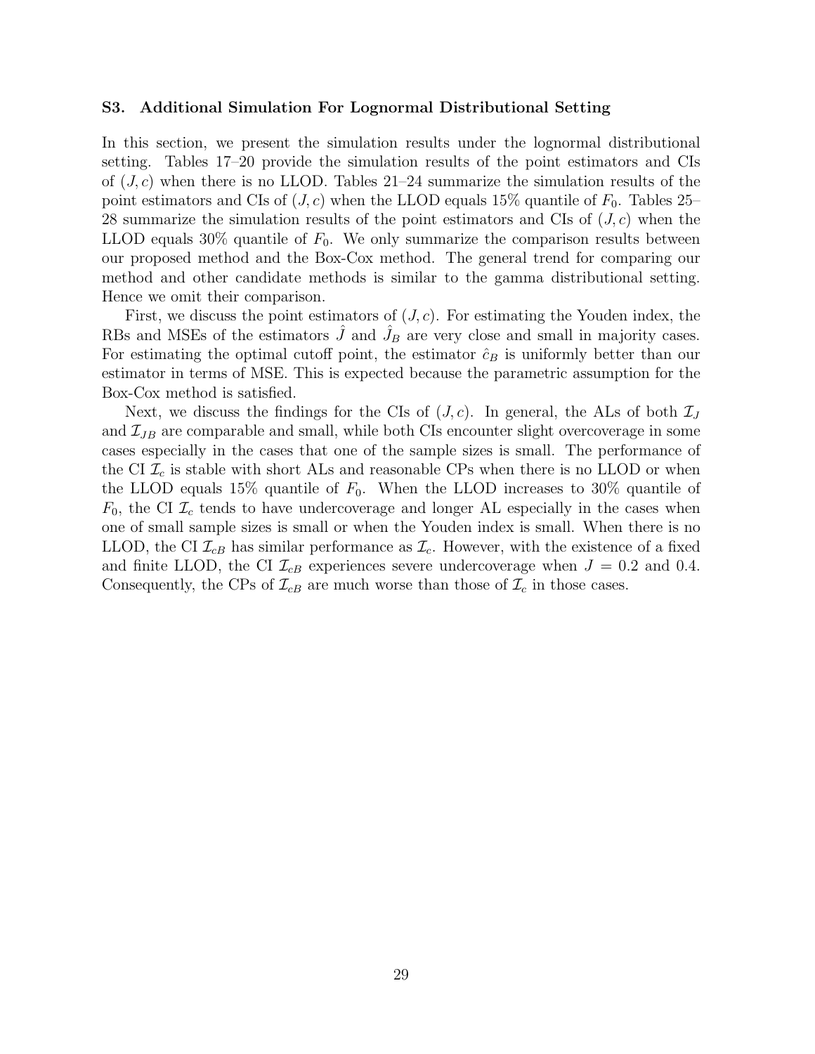### S3. Additional Simulation For Lognormal Distributional Setting

In this section, we present the simulation results under the lognormal distributional setting. Tables 17–20 provide the simulation results of the point estimators and CIs of $(J, c)$ when there is no LLOD. Tables 21–24 summarize the simulation results of the point estimators and CIs of $(J, c)$ when the LLOD equals 15% quantile of $F_0$. Tables 25–28 summarize the simulation results of the point estimators and CIs of $(J, c)$ when the LLOD equals 30% quantile of $F_0$. We only summarize the comparison results between our proposed method and the Box-Cox method. The general trend for comparing our method and other candidate methods is similar to the gamma distributional setting. Hence we omit their comparison.

First, we discuss the point estimators of $(J, c)$. For estimating the Youden index, the RBs and MSEs of the estimators $\hat{J}$ and $\hat{J}_B$ are very close and small in majority cases. For estimating the optimal cutoff point, the estimator $\hat{c}_B$ is uniformly better than our estimator in terms of MSE. This is expected because the parametric assumption for the Box-Cox method is satisfied.

Next, we discuss the findings for the CIs of $(J, c)$. In general, the ALs of both $\mathcal{I}_J$ and $\mathcal{I}_{JB}$ are comparable and small, while both CIs encounter slight overcoverage in some cases especially in the cases that one of the sample sizes is small. The performance of the CI $\mathcal{I}_c$ is stable with short ALs and reasonable CPs when there is no LLOD or when the LLOD equals 15% quantile of $F_0$. When the LLOD increases to 30% quantile of $F_0$, the CI $\mathcal{I}_c$ tends to have undercoverage and longer AL especially in the cases when one of small sample sizes is small or when the Youden index is small. When there is no LLOD, the CI $\mathcal{I}_{cB}$ has similar performance as $\mathcal{I}_c$. However, with the existence of a fixed and finite LLOD, the CI $\mathcal{I}_{cB}$ experiences severe undercoverage when $J = 0.2$ and $0.4$. Consequently, the CPs of $\mathcal{I}_{cB}$ are much worse than those of $\mathcal{I}_c$ in those cases.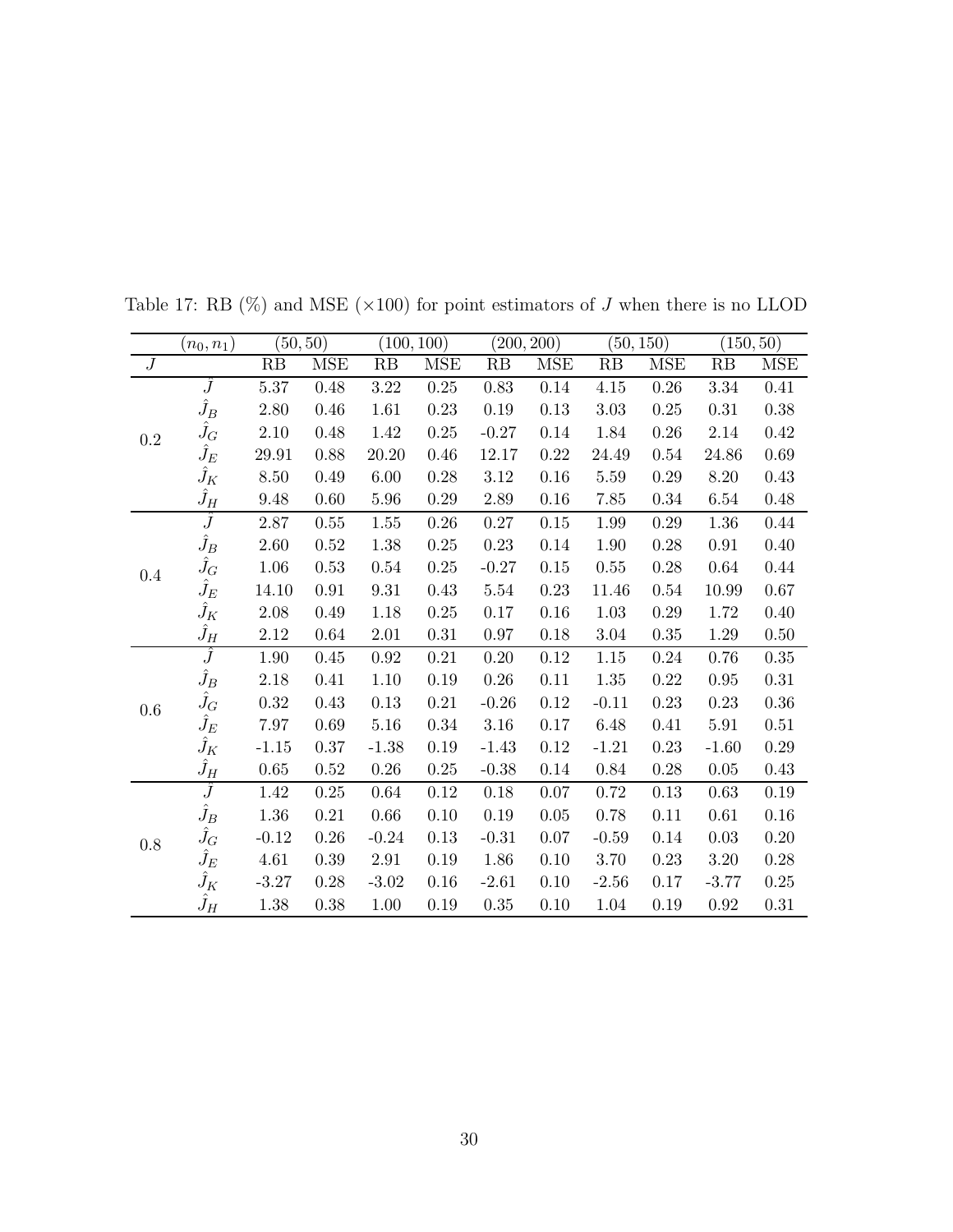Table 17: RB (%) and MSE (×100) for point estimators of $J$ when there is no LLOD

| | $(n_0, n_1)$ | $(50, 50)$ | | $(100, 100)$ | | $(200, 200)$ | | $(50, 150)$ | | $(150, 50)$ | |
|---|---|---|---|---|---|---|---|---|---|---|---|
| $J$ | | RB | MSE | RB | MSE | RB | MSE | RB | MSE | RB | MSE |
| 0.2 | $\hat{J}$ | 5.37 | 0.48 | 3.22 | 0.25 | 0.83 | 0.14 | 4.15 | 0.26 | 3.34 | 0.41 |
| | $\hat{J}_B$ | 2.80 | 0.46 | 1.61 | 0.23 | 0.19 | 0.13 | 3.03 | 0.25 | 0.31 | 0.38 |
| | $\hat{J}_G$ | 2.10 | 0.48 | 1.42 | 0.25 | -0.27 | 0.14 | 1.84 | 0.26 | 2.14 | 0.42 |
| | $\hat{J}_E$ | 29.91 | 0.88 | 20.20 | 0.46 | 12.17 | 0.22 | 24.49 | 0.54 | 24.86 | 0.69 |
| | $\hat{J}_K$ | 8.50 | 0.49 | 6.00 | 0.28 | 3.12 | 0.16 | 5.59 | 0.29 | 8.20 | 0.43 |
| | $\hat{J}_H$ | 9.48 | 0.60 | 5.96 | 0.29 | 2.89 | 0.16 | 7.85 | 0.34 | 6.54 | 0.48 |
| 0.4 | $\hat{J}$ | 2.87 | 0.55 | 1.55 | 0.26 | 0.27 | 0.15 | 1.99 | 0.29 | 1.36 | 0.44 |
| | $\hat{J}_B$ | 2.60 | 0.52 | 1.38 | 0.25 | 0.23 | 0.14 | 1.90 | 0.28 | 0.91 | 0.40 |
| | $\hat{J}_G$ | 1.06 | 0.53 | 0.54 | 0.25 | -0.27 | 0.15 | 0.55 | 0.28 | 0.64 | 0.44 |
| | $\hat{J}_E$ | 14.10 | 0.91 | 9.31 | 0.43 | 5.54 | 0.23 | 11.46 | 0.54 | 10.99 | 0.67 |
| | $\hat{J}_K$ | 2.08 | 0.49 | 1.18 | 0.25 | 0.17 | 0.16 | 1.03 | 0.29 | 1.72 | 0.40 |
| | $\hat{J}_H$ | 2.12 | 0.64 | 2.01 | 0.31 | 0.97 | 0.18 | 3.04 | 0.35 | 1.29 | 0.50 |
| 0.6 | $\hat{J}$ | 1.90 | 0.45 | 0.92 | 0.21 | 0.20 | 0.12 | 1.15 | 0.24 | 0.76 | 0.35 |
| | $\hat{J}_B$ | 2.18 | 0.41 | 1.10 | 0.19 | 0.26 | 0.11 | 1.35 | 0.22 | 0.95 | 0.31 |
| | $\hat{J}_G$ | 0.32 | 0.43 | 0.13 | 0.21 | -0.26 | 0.12 | -0.11 | 0.23 | 0.23 | 0.36 |
| | $\hat{J}_E$ | 7.97 | 0.69 | 5.16 | 0.34 | 3.16 | 0.17 | 6.48 | 0.41 | 5.91 | 0.51 |
| | $\hat{J}_K$ | -1.15 | 0.37 | -1.38 | 0.19 | -1.43 | 0.12 | -1.21 | 0.23 | -1.60 | 0.29 |
| | $\hat{J}_H$ | 0.65 | 0.52 | 0.26 | 0.25 | -0.38 | 0.14 | 0.84 | 0.28 | 0.05 | 0.43 |
| 0.8 | $\hat{J}$ | 1.42 | 0.25 | 0.64 | 0.12 | 0.18 | 0.07 | 0.72 | 0.13 | 0.63 | 0.19 |
| | $\hat{J}_B$ | 1.36 | 0.21 | 0.66 | 0.10 | 0.19 | 0.05 | 0.78 | 0.11 | 0.61 | 0.16 |
| | $\hat{J}_G$ | -0.12 | 0.26 | -0.24 | 0.13 | -0.31 | 0.07 | -0.59 | 0.14 | 0.03 | 0.20 |
| | $\hat{J}_E$ | 4.61 | 0.39 | 2.91 | 0.19 | 1.86 | 0.10 | 3.70 | 0.23 | 3.20 | 0.28 |
| | $\hat{J}_K$ | -3.27 | 0.28 | -3.02 | 0.16 | -2.61 | 0.10 | -2.56 | 0.17 | -3.77 | 0.25 |
| | $\hat{J}_H$ | 1.38 | 0.38 | 1.00 | 0.19 | 0.35 | 0.10 | 1.04 | 0.19 | 0.92 | 0.31 |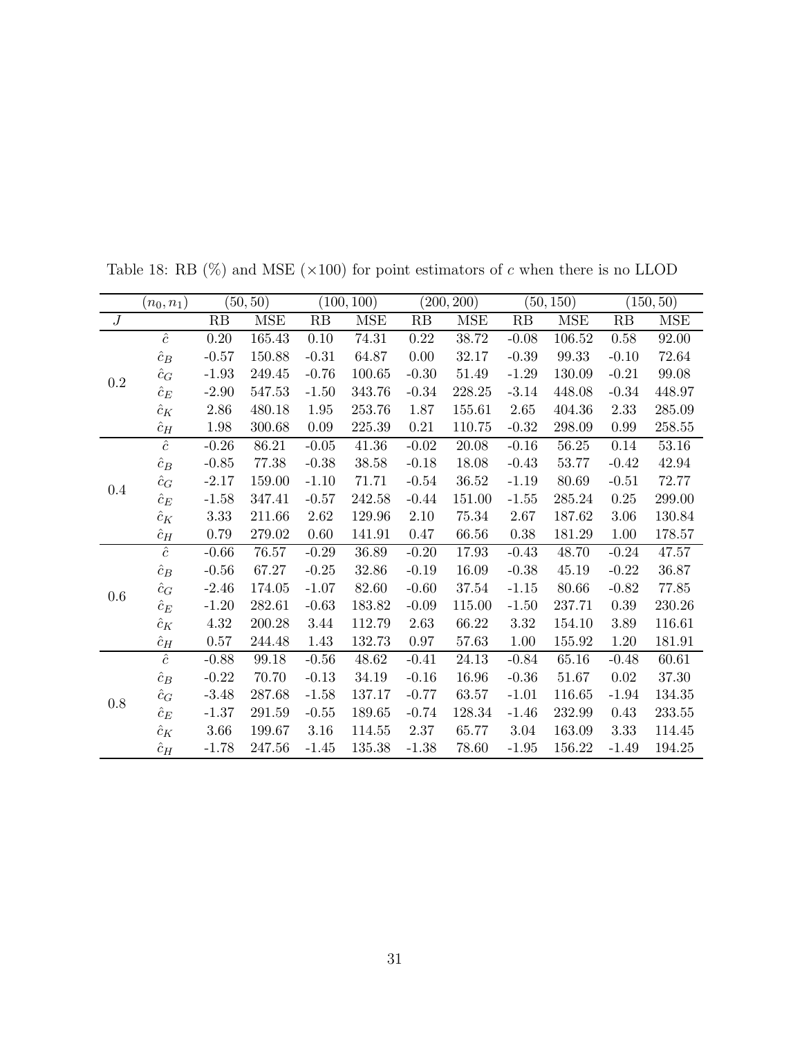Table 18: RB (%) and MSE ($\times 100$) for point estimators of $c$ when there is no LLOD

| | $(n_0, n_1)$ | $(50, 50)$ | | $(100, 100)$ | | $(200, 200)$ | | $(50, 150)$ | | $(150, 50)$ | |
|---|---|---|---|---|---|---|---|---|---|---|---|
| $J$ | | RB | MSE | RB | MSE | RB | MSE | RB | MSE | RB | MSE |
| 0.2 | $\hat{c}$ | 0.20 | 165.43 | 0.10 | 74.31 | 0.22 | 38.72 | -0.08 | 106.52 | 0.58 | 92.00 |
| | $\hat{c}_B$ | -0.57 | 150.88 | -0.31 | 64.87 | 0.00 | 32.17 | -0.39 | 99.33 | -0.10 | 72.64 |
| | $\hat{c}_G$ | -1.93 | 249.45 | -0.76 | 100.65 | -0.30 | 51.49 | -1.29 | 130.09 | -0.21 | 99.08 |
| | $\hat{c}_E$ | -2.90 | 547.53 | -1.50 | 343.76 | -0.34 | 228.25 | -3.14 | 448.08 | -0.34 | 448.97 |
| | $\hat{c}_K$ | 2.86 | 480.18 | 1.95 | 253.76 | 1.87 | 155.61 | 2.65 | 404.36 | 2.33 | 285.09 |
| | $\hat{c}_H$ | 1.98 | 300.68 | 0.09 | 225.39 | 0.21 | 110.75 | -0.32 | 298.09 | 0.99 | 258.55 |
| 0.4 | $\hat{c}$ | -0.26 | 86.21 | -0.05 | 41.36 | -0.02 | 20.08 | -0.16 | 56.25 | 0.14 | 53.16 |
| | $\hat{c}_B$ | -0.85 | 77.38 | -0.38 | 38.58 | -0.18 | 18.08 | -0.43 | 53.77 | -0.42 | 42.94 |
| | $\hat{c}_G$ | -2.17 | 159.00 | -1.10 | 71.71 | -0.54 | 36.52 | -1.19 | 80.69 | -0.51 | 72.77 |
| | $\hat{c}_E$ | -1.58 | 347.41 | -0.57 | 242.58 | -0.44 | 151.00 | -1.55 | 285.24 | 0.25 | 299.00 |
| | $\hat{c}_K$ | 3.33 | 211.66 | 2.62 | 129.96 | 2.10 | 75.34 | 2.67 | 187.62 | 3.06 | 130.84 |
| | $\hat{c}_H$ | 0.79 | 279.02 | 0.60 | 141.91 | 0.47 | 66.56 | 0.38 | 181.29 | 1.00 | 178.57 |
| 0.6 | $\hat{c}$ | -0.66 | 76.57 | -0.29 | 36.89 | -0.20 | 17.93 | -0.43 | 48.70 | -0.24 | 47.57 |
| | $\hat{c}_B$ | -0.56 | 67.27 | -0.25 | 32.86 | -0.19 | 16.09 | -0.38 | 45.19 | -0.22 | 36.87 |
| | $\hat{c}_G$ | -2.46 | 174.05 | -1.07 | 82.60 | -0.60 | 37.54 | -1.15 | 80.66 | -0.82 | 77.85 |
| | $\hat{c}_E$ | -1.20 | 282.61 | -0.63 | 183.82 | -0.09 | 115.00 | -1.50 | 237.71 | 0.39 | 230.26 |
| | $\hat{c}_K$ | 4.32 | 200.28 | 3.44 | 112.79 | 2.63 | 66.22 | 3.32 | 154.10 | 3.89 | 116.61 |
| | $\hat{c}_H$ | 0.57 | 244.48 | 1.43 | 132.73 | 0.97 | 57.63 | 1.00 | 155.92 | 1.20 | 181.91 |
| 0.8 | $\hat{c}$ | -0.88 | 99.18 | -0.56 | 48.62 | -0.41 | 24.13 | -0.84 | 65.16 | -0.48 | 60.61 |
| | $\hat{c}_B$ | -0.22 | 70.70 | -0.13 | 34.19 | -0.16 | 16.96 | -0.36 | 51.67 | 0.02 | 37.30 |
| | $\hat{c}_G$ | -3.48 | 287.68 | -1.58 | 137.17 | -0.77 | 63.57 | -1.01 | 116.65 | -1.94 | 134.35 |
| | $\hat{c}_E$ | -1.37 | 291.59 | -0.55 | 189.65 | -0.74 | 128.34 | -1.46 | 232.99 | 0.43 | 233.55 |
| | $\hat{c}_K$ | 3.66 | 199.67 | 3.16 | 114.55 | 2.37 | 65.77 | 3.04 | 163.09 | 3.33 | 114.45 |
| | $\hat{c}_H$ | -1.78 | 247.56 | -1.45 | 135.38 | -1.38 | 78.60 | -1.95 | 156.22 | -1.49 | 194.25 |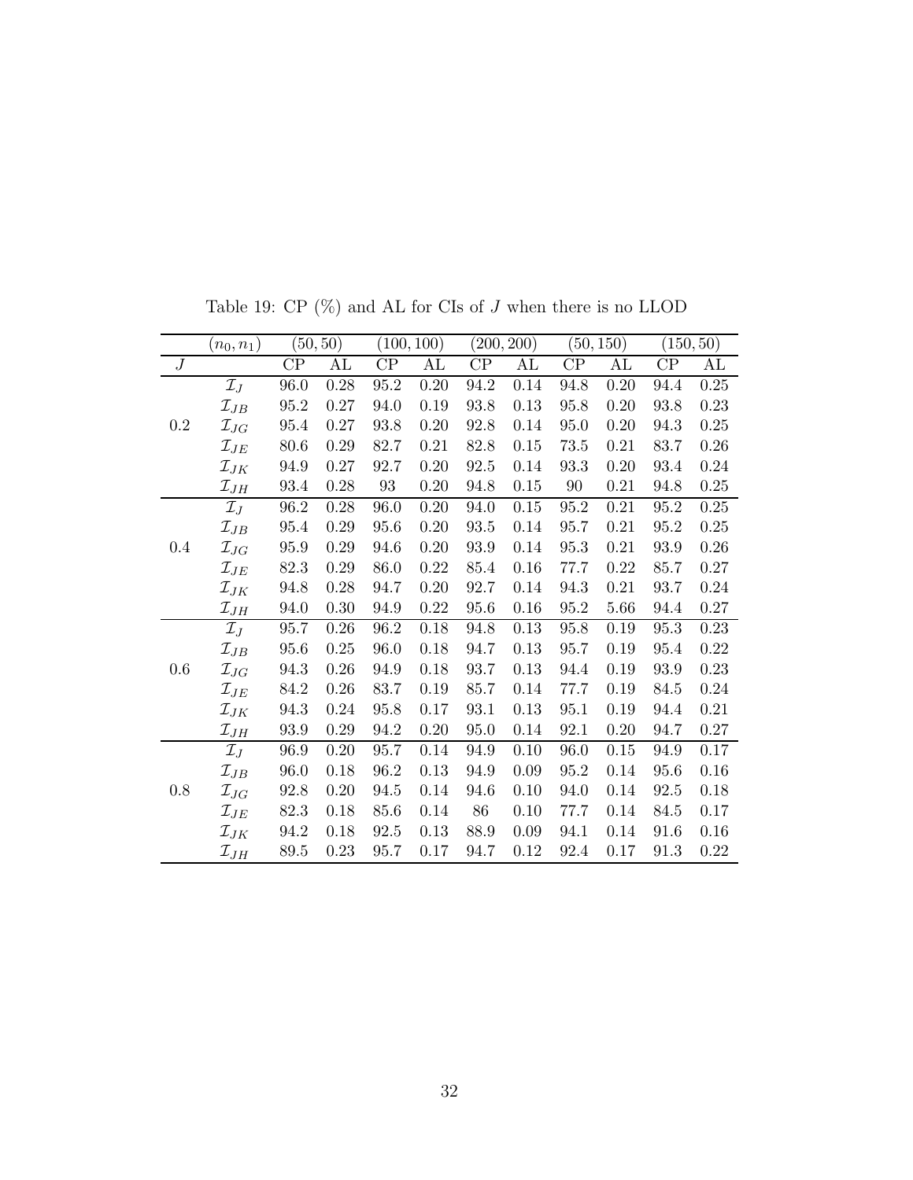Table 19: CP (%) and AL for CIs of $J$ when there is no LLOD

| | $(n_0, n_1)$ | $(50, 50)$ | | $(100, 100)$ | | $(200, 200)$ | | $(50, 150)$ | | $(150, 50)$ | |
|---|---|---|---|---|---|---|---|---|---|---|---|
| $J$ | | CP | AL | CP | AL | CP | AL | CP | AL | CP | AL |
| 0.2 | $\mathcal{I}_J$ | 96.0 | 0.28 | 95.2 | 0.20 | 94.2 | 0.14 | 94.8 | 0.20 | 94.4 | 0.25 |
| | $\mathcal{I}_{JB}$ | 95.2 | 0.27 | 94.0 | 0.19 | 93.8 | 0.13 | 95.8 | 0.20 | 93.8 | 0.23 |
| | $\mathcal{I}_{JG}$ | 95.4 | 0.27 | 93.8 | 0.20 | 92.8 | 0.14 | 95.0 | 0.20 | 94.3 | 0.25 |
| | $\mathcal{I}_{JE}$ | 80.6 | 0.29 | 82.7 | 0.21 | 82.8 | 0.15 | 73.5 | 0.21 | 83.7 | 0.26 |
| | $\mathcal{I}_{JK}$ | 94.9 | 0.27 | 92.7 | 0.20 | 92.5 | 0.14 | 93.3 | 0.20 | 93.4 | 0.24 |
| | $\mathcal{I}_{JH}$ | 93.4 | 0.28 | 93 | 0.20 | 94.8 | 0.15 | 90 | 0.21 | 94.8 | 0.25 |
| 0.4 | $\mathcal{I}_J$ | 96.2 | 0.28 | 96.0 | 0.20 | 94.0 | 0.15 | 95.2 | 0.21 | 95.2 | 0.25 |
| | $\mathcal{I}_{JB}$ | 95.4 | 0.29 | 95.6 | 0.20 | 93.5 | 0.14 | 95.7 | 0.21 | 95.2 | 0.25 |
| | $\mathcal{I}_{JG}$ | 95.9 | 0.29 | 94.6 | 0.20 | 93.9 | 0.14 | 95.3 | 0.21 | 93.9 | 0.26 |
| | $\mathcal{I}_{JE}$ | 82.3 | 0.29 | 86.0 | 0.22 | 85.4 | 0.16 | 77.7 | 0.22 | 85.7 | 0.27 |
| | $\mathcal{I}_{JK}$ | 94.8 | 0.28 | 94.7 | 0.20 | 92.7 | 0.14 | 94.3 | 0.21 | 93.7 | 0.24 |
| | $\mathcal{I}_{JH}$ | 94.0 | 0.30 | 94.9 | 0.22 | 95.6 | 0.16 | 95.2 | 5.66 | 94.4 | 0.27 |
| 0.6 | $\mathcal{I}_J$ | 95.7 | 0.26 | 96.2 | 0.18 | 94.8 | 0.13 | 95.8 | 0.19 | 95.3 | 0.23 |
| | $\mathcal{I}_{JB}$ | 95.6 | 0.25 | 96.0 | 0.18 | 94.7 | 0.13 | 95.7 | 0.19 | 95.4 | 0.22 |
| | $\mathcal{I}_{JG}$ | 94.3 | 0.26 | 94.9 | 0.18 | 93.7 | 0.13 | 94.4 | 0.19 | 93.9 | 0.23 |
| | $\mathcal{I}_{JE}$ | 84.2 | 0.26 | 83.7 | 0.19 | 85.7 | 0.14 | 77.7 | 0.19 | 84.5 | 0.24 |
| | $\mathcal{I}_{JK}$ | 94.3 | 0.24 | 95.8 | 0.17 | 93.1 | 0.13 | 95.1 | 0.19 | 94.4 | 0.21 |
| | $\mathcal{I}_{JH}$ | 93.9 | 0.29 | 94.2 | 0.20 | 95.0 | 0.14 | 92.1 | 0.20 | 94.7 | 0.27 |
| 0.8 | $\mathcal{I}_J$ | 96.9 | 0.20 | 95.7 | 0.14 | 94.9 | 0.10 | 96.0 | 0.15 | 94.9 | 0.17 |
| | $\mathcal{I}_{JB}$ | 96.0 | 0.18 | 96.2 | 0.13 | 94.9 | 0.09 | 95.2 | 0.14 | 95.6 | 0.16 |
| | $\mathcal{I}_{JG}$ | 92.8 | 0.20 | 94.5 | 0.14 | 94.6 | 0.10 | 94.0 | 0.14 | 92.5 | 0.18 |
| | $\mathcal{I}_{JE}$ | 82.3 | 0.18 | 85.6 | 0.14 | 86 | 0.10 | 77.7 | 0.14 | 84.5 | 0.17 |
| | $\mathcal{I}_{JK}$ | 94.2 | 0.18 | 92.5 | 0.13 | 88.9 | 0.09 | 94.1 | 0.14 | 91.6 | 0.16 |
| | $\mathcal{I}_{JH}$ | 89.5 | 0.23 | 95.7 | 0.17 | 94.7 | 0.12 | 92.4 | 0.17 | 91.3 | 0.22 |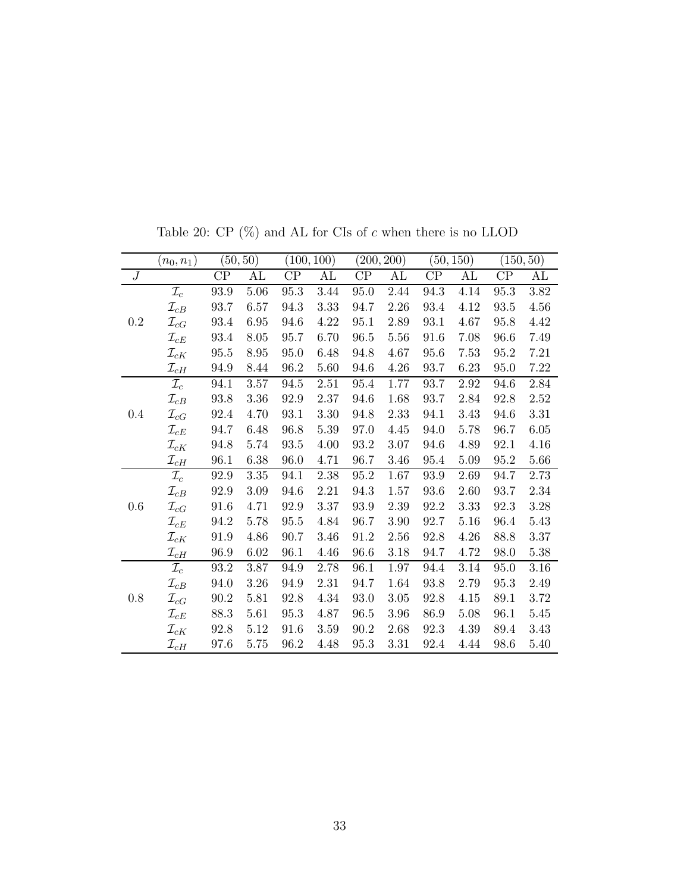Table 20: CP (%) and AL for CIs of $c$ when there is no LLOD

| | $(n_0, n_1)$ | (50, 50) | | (100, 100) | | (200, 200) | | (50, 150) | | (150, 50) | |
|---|---|---|---|---|---|---|---|---|---|---|---|
| $J$ | | CP | AL | CP | AL | CP | AL | CP | AL | CP | AL |
| 0.2 | $\mathcal{I}_c$ | 93.9 | 5.06 | 95.3 | 3.44 | 95.0 | 2.44 | 94.3 | 4.14 | 95.3 | 3.82 |
| | $\mathcal{I}_{cB}$ | 93.7 | 6.57 | 94.3 | 3.33 | 94.7 | 2.26 | 93.4 | 4.12 | 93.5 | 4.56 |
| | $\mathcal{I}_{cG}$ | 93.4 | 6.95 | 94.6 | 4.22 | 95.1 | 2.89 | 93.1 | 4.67 | 95.8 | 4.42 |
| | $\mathcal{I}_{cE}$ | 93.4 | 8.05 | 95.7 | 6.70 | 96.5 | 5.56 | 91.6 | 7.08 | 96.6 | 7.49 |
| | $\mathcal{I}_{cK}$ | 95.5 | 8.95 | 95.0 | 6.48 | 94.8 | 4.67 | 95.6 | 7.53 | 95.2 | 7.21 |
| | $\mathcal{I}_{cH}$ | 94.9 | 8.44 | 96.2 | 5.60 | 94.6 | 4.26 | 93.7 | 6.23 | 95.0 | 7.22 |
| 0.4 | $\mathcal{I}_c$ | 94.1 | 3.57 | 94.5 | 2.51 | 95.4 | 1.77 | 93.7 | 2.92 | 94.6 | 2.84 |
| | $\mathcal{I}_{cB}$ | 93.8 | 3.36 | 92.9 | 2.37 | 94.6 | 1.68 | 93.7 | 2.84 | 92.8 | 2.52 |
| | $\mathcal{I}_{cG}$ | 92.4 | 4.70 | 93.1 | 3.30 | 94.8 | 2.33 | 94.1 | 3.43 | 94.6 | 3.31 |
| | $\mathcal{I}_{cE}$ | 94.7 | 6.48 | 96.8 | 5.39 | 97.0 | 4.45 | 94.0 | 5.78 | 96.7 | 6.05 |
| | $\mathcal{I}_{cK}$ | 94.8 | 5.74 | 93.5 | 4.00 | 93.2 | 3.07 | 94.6 | 4.89 | 92.1 | 4.16 |
| | $\mathcal{I}_{cH}$ | 96.1 | 6.38 | 96.0 | 4.71 | 96.7 | 3.46 | 95.4 | 5.09 | 95.2 | 5.66 |
| 0.6 | $\mathcal{I}_c$ | 92.9 | 3.35 | 94.1 | 2.38 | 95.2 | 1.67 | 93.9 | 2.69 | 94.7 | 2.73 |
| | $\mathcal{I}_{cB}$ | 92.9 | 3.09 | 94.6 | 2.21 | 94.3 | 1.57 | 93.6 | 2.60 | 93.7 | 2.34 |
| | $\mathcal{I}_{cG}$ | 91.6 | 4.71 | 92.9 | 3.37 | 93.9 | 2.39 | 92.2 | 3.33 | 92.3 | 3.28 |
| | $\mathcal{I}_{cE}$ | 94.2 | 5.78 | 95.5 | 4.84 | 96.7 | 3.90 | 92.7 | 5.16 | 96.4 | 5.43 |
| | $\mathcal{I}_{cK}$ | 91.9 | 4.86 | 90.7 | 3.46 | 91.2 | 2.56 | 92.8 | 4.26 | 88.8 | 3.37 |
| | $\mathcal{I}_{cH}$ | 96.9 | 6.02 | 96.1 | 4.46 | 96.6 | 3.18 | 94.7 | 4.72 | 98.0 | 5.38 |
| 0.8 | $\mathcal{I}_c$ | 93.2 | 3.87 | 94.9 | 2.78 | 96.1 | 1.97 | 94.4 | 3.14 | 95.0 | 3.16 |
| | $\mathcal{I}_{cB}$ | 94.0 | 3.26 | 94.9 | 2.31 | 94.7 | 1.64 | 93.8 | 2.79 | 95.3 | 2.49 |
| | $\mathcal{I}_{cG}$ | 90.2 | 5.81 | 92.8 | 4.34 | 93.0 | 3.05 | 92.8 | 4.15 | 89.1 | 3.72 |
| | $\mathcal{I}_{cE}$ | 88.3 | 5.61 | 95.3 | 4.87 | 96.5 | 3.96 | 86.9 | 5.08 | 96.1 | 5.45 |
| | $\mathcal{I}_{cK}$ | 92.8 | 5.12 | 91.6 | 3.59 | 90.2 | 2.68 | 92.3 | 4.39 | 89.4 | 3.43 |
| | $\mathcal{I}_{cH}$ | 97.6 | 5.75 | 96.2 | 4.48 | 95.3 | 3.31 | 92.4 | 4.44 | 98.6 | 5.40 |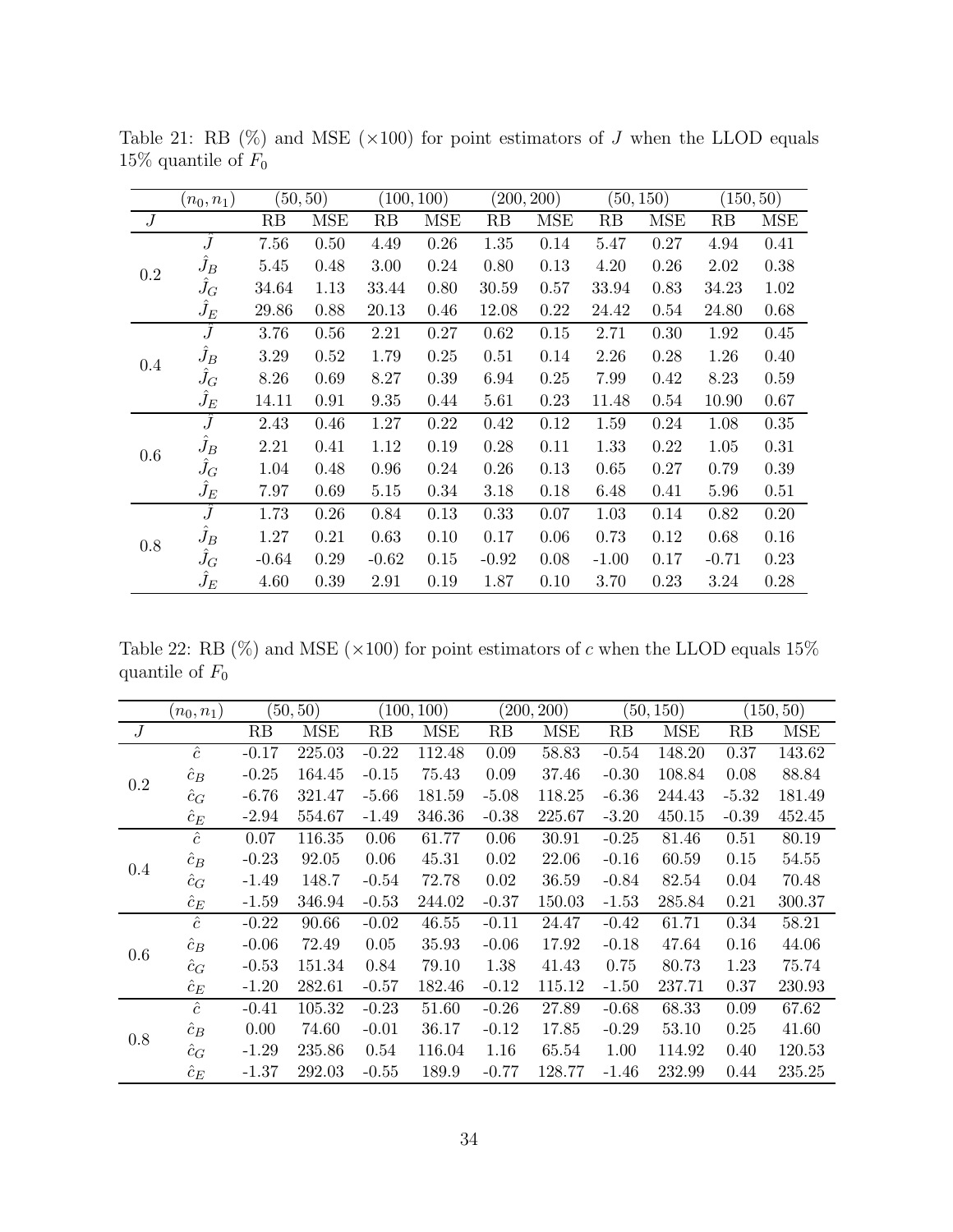Table 21: RB (%) and MSE (×100) for point estimators of $J$ when the LLOD equals 15% quantile of $F_0$

| $J$ | $(n_0, n_1)$ | $(50, 50)$ | | $(100, 100)$ | | $(200, 200)$ | | $(50, 150)$ | | $(150, 50)$ | |
|---|---|---|---|---|---|---|---|---|---|---|---|
| | | RB | MSE | RB | MSE | RB | MSE | RB | MSE | RB | MSE |
| 0.2 | $\hat{J}$ | 7.56 | 0.50 | 4.49 | 0.26 | 1.35 | 0.14 | 5.47 | 0.27 | 4.94 | 0.41 |
| | $\hat{J}_B$ | 5.45 | 0.48 | 3.00 | 0.24 | 0.80 | 0.13 | 4.20 | 0.26 | 2.02 | 0.38 |
| | $\hat{J}_G$ | 34.64 | 1.13 | 33.44 | 0.80 | 30.59 | 0.57 | 33.94 | 0.83 | 34.23 | 1.02 |
| | $\hat{J}_E$ | 29.86 | 0.88 | 20.13 | 0.46 | 12.08 | 0.22 | 24.42 | 0.54 | 24.80 | 0.68 |
| 0.4 | $\hat{J}$ | 3.76 | 0.56 | 2.21 | 0.27 | 0.62 | 0.15 | 2.71 | 0.30 | 1.92 | 0.45 |
| | $\hat{J}_B$ | 3.29 | 0.52 | 1.79 | 0.25 | 0.51 | 0.14 | 2.26 | 0.28 | 1.26 | 0.40 |
| | $\hat{J}_G$ | 8.26 | 0.69 | 8.27 | 0.39 | 6.94 | 0.25 | 7.99 | 0.42 | 8.23 | 0.59 |
| | $\hat{J}_E$ | 14.11 | 0.91 | 9.35 | 0.44 | 5.61 | 0.23 | 11.48 | 0.54 | 10.90 | 0.67 |
| 0.6 | $\hat{J}$ | 2.43 | 0.46 | 1.27 | 0.22 | 0.42 | 0.12 | 1.59 | 0.24 | 1.08 | 0.35 |
| | $\hat{J}_B$ | 2.21 | 0.41 | 1.12 | 0.19 | 0.28 | 0.11 | 1.33 | 0.22 | 1.05 | 0.31 |
| | $\hat{J}_G$ | 1.04 | 0.48 | 0.96 | 0.24 | 0.26 | 0.13 | 0.65 | 0.27 | 0.79 | 0.39 |
| | $\hat{J}_E$ | 7.97 | 0.69 | 5.15 | 0.34 | 3.18 | 0.18 | 6.48 | 0.41 | 5.96 | 0.51 |
| 0.8 | $\hat{J}$ | 1.73 | 0.26 | 0.84 | 0.13 | 0.33 | 0.07 | 1.03 | 0.14 | 0.82 | 0.20 |
| | $\hat{J}_B$ | 1.27 | 0.21 | 0.63 | 0.10 | 0.17 | 0.06 | 0.73 | 0.12 | 0.68 | 0.16 |
| | $\hat{J}_G$ | -0.64 | 0.29 | -0.62 | 0.15 | -0.92 | 0.08 | -1.00 | 0.17 | -0.71 | 0.23 |
| | $\hat{J}_E$ | 4.60 | 0.39 | 2.91 | 0.19 | 1.87 | 0.10 | 3.70 | 0.23 | 3.24 | 0.28 |

Table 22: RB (%) and MSE (×100) for point estimators of $c$ when the LLOD equals 15% quantile of $F_0$

| $J$ | $(n_0, n_1)$ | $(50, 50)$ | | $(100, 100)$ | | $(200, 200)$ | | $(50, 150)$ | | $(150, 50)$ | |
|---|---|---|---|---|---|---|---|---|---|---|---|
| | | RB | MSE | RB | MSE | RB | MSE | RB | MSE | RB | MSE |
| 0.2 | $\hat{c}$ | -0.17 | 225.03 | -0.22 | 112.48 | 0.09 | 58.83 | -0.54 | 148.20 | 0.37 | 143.62 |
| | $\hat{c}_B$ | -0.25 | 164.45 | -0.15 | 75.43 | 0.09 | 37.46 | -0.30 | 108.84 | 0.08 | 88.84 |
| | $\hat{c}_G$ | -6.76 | 321.47 | -5.66 | 181.59 | -5.08 | 118.25 | -6.36 | 244.43 | -5.32 | 181.49 |
| | $\hat{c}_E$ | -2.94 | 554.67 | -1.49 | 346.36 | -0.38 | 225.67 | -3.20 | 450.15 | -0.39 | 452.45 |
| 0.4 | $\hat{c}$ | 0.07 | 116.35 | 0.06 | 61.77 | 0.06 | 30.91 | -0.25 | 81.46 | 0.51 | 80.19 |
| | $\hat{c}_B$ | -0.23 | 92.05 | 0.06 | 45.31 | 0.02 | 22.06 | -0.16 | 60.59 | 0.15 | 54.55 |
| | $\hat{c}_G$ | -1.49 | 148.7 | -0.54 | 72.78 | 0.02 | 36.59 | -0.84 | 82.54 | 0.04 | 70.48 |
| | $\hat{c}_E$ | -1.59 | 346.94 | -0.53 | 244.02 | -0.37 | 150.03 | -1.53 | 285.84 | 0.21 | 300.37 |
| 0.6 | $\hat{c}$ | -0.22 | 90.66 | -0.02 | 46.55 | -0.11 | 24.47 | -0.42 | 61.71 | 0.34 | 58.21 |
| | $\hat{c}_B$ | -0.06 | 72.49 | 0.05 | 35.93 | -0.06 | 17.92 | -0.18 | 47.64 | 0.16 | 44.06 |
| | $\hat{c}_G$ | -0.53 | 151.34 | 0.84 | 79.10 | 1.38 | 41.43 | 0.75 | 80.73 | 1.23 | 75.74 |
| | $\hat{c}_E$ | -1.20 | 282.61 | -0.57 | 182.46 | -0.12 | 115.12 | -1.50 | 237.71 | 0.37 | 230.93 |
| 0.8 | $\hat{c}$ | -0.41 | 105.32 | -0.23 | 51.60 | -0.26 | 27.89 | -0.68 | 68.33 | 0.09 | 67.62 |
| | $\hat{c}_B$ | 0.00 | 74.60 | -0.01 | 36.17 | -0.12 | 17.85 | -0.29 | 53.10 | 0.25 | 41.60 |
| | $\hat{c}_G$ | -1.29 | 235.86 | 0.54 | 116.04 | 1.16 | 65.54 | 1.00 | 114.92 | 0.40 | 120.53 |
| | $\hat{c}_E$ | -1.37 | 292.03 | -0.55 | 189.9 | -0.77 | 128.77 | -1.46 | 232.99 | 0.44 | 235.25 |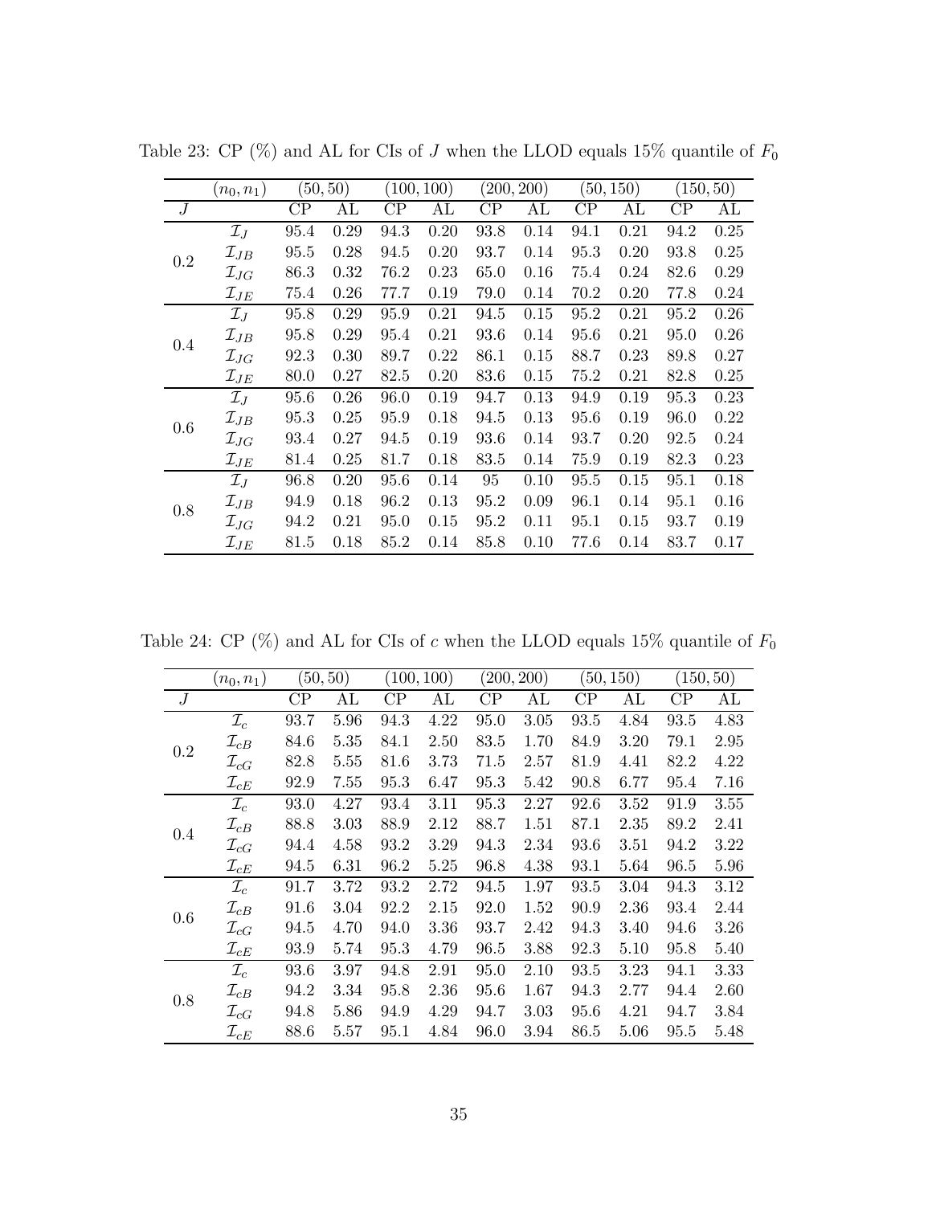Table 23: CP (%) and AL for CIs of $J$ when the LLOD equals 15% quantile of $F_0$

| | $(n_0, n_1)$ | (50, 50) | | (100, 100) | | (200, 200) | | (50, 150) | | (150, 50) | |
|---|---|---|---|---|---|---|---|---|---|---|---|
| $J$ | | CP | AL | CP | AL | CP | AL | CP | AL | CP | AL |
| 0.2 | $\mathcal{I}_J$ | 95.4 | 0.29 | 94.3 | 0.20 | 93.8 | 0.14 | 94.1 | 0.21 | 94.2 | 0.25 |
| | $\mathcal{I}_{JB}$ | 95.5 | 0.28 | 94.5 | 0.20 | 93.7 | 0.14 | 95.3 | 0.20 | 93.8 | 0.25 |
| | $\mathcal{I}_{JG}$ | 86.3 | 0.32 | 76.2 | 0.23 | 65.0 | 0.16 | 75.4 | 0.24 | 82.6 | 0.29 |
| | $\mathcal{I}_{JE}$ | 75.4 | 0.26 | 77.7 | 0.19 | 79.0 | 0.14 | 70.2 | 0.20 | 77.8 | 0.24 |
| 0.4 | $\mathcal{I}_J$ | 95.8 | 0.29 | 95.9 | 0.21 | 94.5 | 0.15 | 95.2 | 0.21 | 95.2 | 0.26 |
| | $\mathcal{I}_{JB}$ | 95.8 | 0.29 | 95.4 | 0.21 | 93.6 | 0.14 | 95.6 | 0.21 | 95.0 | 0.26 |
| | $\mathcal{I}_{JG}$ | 92.3 | 0.30 | 89.7 | 0.22 | 86.1 | 0.15 | 88.7 | 0.23 | 89.8 | 0.27 |
| | $\mathcal{I}_{JE}$ | 80.0 | 0.27 | 82.5 | 0.20 | 83.6 | 0.15 | 75.2 | 0.21 | 82.8 | 0.25 |
| 0.6 | $\mathcal{I}_J$ | 95.6 | 0.26 | 96.0 | 0.19 | 94.7 | 0.13 | 94.9 | 0.19 | 95.3 | 0.23 |
| | $\mathcal{I}_{JB}$ | 95.3 | 0.25 | 95.9 | 0.18 | 94.5 | 0.13 | 95.6 | 0.19 | 96.0 | 0.22 |
| | $\mathcal{I}_{JG}$ | 93.4 | 0.27 | 94.5 | 0.19 | 93.6 | 0.14 | 93.7 | 0.20 | 92.5 | 0.24 |
| | $\mathcal{I}_{JE}$ | 81.4 | 0.25 | 81.7 | 0.18 | 83.5 | 0.14 | 75.9 | 0.19 | 82.3 | 0.23 |
| 0.8 | $\mathcal{I}_J$ | 96.8 | 0.20 | 95.6 | 0.14 | 95 | 0.10 | 95.5 | 0.15 | 95.1 | 0.18 |
| | $\mathcal{I}_{JB}$ | 94.9 | 0.18 | 96.2 | 0.13 | 95.2 | 0.09 | 96.1 | 0.14 | 95.1 | 0.16 |
| | $\mathcal{I}_{JG}$ | 94.2 | 0.21 | 95.0 | 0.15 | 95.2 | 0.11 | 95.1 | 0.15 | 93.7 | 0.19 |
| | $\mathcal{I}_{JE}$ | 81.5 | 0.18 | 85.2 | 0.14 | 85.8 | 0.10 | 77.6 | 0.14 | 83.7 | 0.17 |

Table 24: CP (%) and AL for CIs of $c$ when the LLOD equals 15% quantile of $F_0$

| | $(n_0, n_1)$ | (50, 50) | | (100, 100) | | (200, 200) | | (50, 150) | | (150, 50) | |
|---|---|---|---|---|---|---|---|---|---|---|---|
| $J$ | | CP | AL | CP | AL | CP | AL | CP | AL | CP | AL |
| 0.2 | $\mathcal{I}_c$ | 93.7 | 5.96 | 94.3 | 4.22 | 95.0 | 3.05 | 93.5 | 4.84 | 93.5 | 4.83 |
| | $\mathcal{I}_{cB}$ | 84.6 | 5.35 | 84.1 | 2.50 | 83.5 | 1.70 | 84.9 | 3.20 | 79.1 | 2.95 |
| | $\mathcal{I}_{cG}$ | 82.8 | 5.55 | 81.6 | 3.73 | 71.5 | 2.57 | 81.9 | 4.41 | 82.2 | 4.22 |
| | $\mathcal{I}_{cE}$ | 92.9 | 7.55 | 95.3 | 6.47 | 95.3 | 5.42 | 90.8 | 6.77 | 95.4 | 7.16 |
| 0.4 | $\mathcal{I}_c$ | 93.0 | 4.27 | 93.4 | 3.11 | 95.3 | 2.27 | 92.6 | 3.52 | 91.9 | 3.55 |
| | $\mathcal{I}_{cB}$ | 88.8 | 3.03 | 88.9 | 2.12 | 88.7 | 1.51 | 87.1 | 2.35 | 89.2 | 2.41 |
| | $\mathcal{I}_{cG}$ | 94.4 | 4.58 | 93.2 | 3.29 | 94.3 | 2.34 | 93.6 | 3.51 | 94.2 | 3.22 |
| | $\mathcal{I}_{cE}$ | 94.5 | 6.31 | 96.2 | 5.25 | 96.8 | 4.38 | 93.1 | 5.64 | 96.5 | 5.96 |
| 0.6 | $\mathcal{I}_c$ | 91.7 | 3.72 | 93.2 | 2.72 | 94.5 | 1.97 | 93.5 | 3.04 | 94.3 | 3.12 |
| | $\mathcal{I}_{cB}$ | 91.6 | 3.04 | 92.2 | 2.15 | 92.0 | 1.52 | 90.9 | 2.36 | 93.4 | 2.44 |
| | $\mathcal{I}_{cG}$ | 94.5 | 4.70 | 94.0 | 3.36 | 93.7 | 2.42 | 94.3 | 3.40 | 94.6 | 3.26 |
| | $\mathcal{I}_{cE}$ | 93.9 | 5.74 | 95.3 | 4.79 | 96.5 | 3.88 | 92.3 | 5.10 | 95.8 | 5.40 |
| 0.8 | $\mathcal{I}_c$ | 93.6 | 3.97 | 94.8 | 2.91 | 95.0 | 2.10 | 93.5 | 3.23 | 94.1 | 3.33 |
| | $\mathcal{I}_{cB}$ | 94.2 | 3.34 | 95.8 | 2.36 | 95.6 | 1.67 | 94.3 | 2.77 | 94.4 | 2.60 |
| | $\mathcal{I}_{cG}$ | 94.8 | 5.86 | 94.9 | 4.29 | 94.7 | 3.03 | 95.6 | 4.21 | 94.7 | 3.84 |
| | $\mathcal{I}_{cE}$ | 88.6 | 5.57 | 95.1 | 4.84 | 96.0 | 3.94 | 86.5 | 5.06 | 95.5 | 5.48 |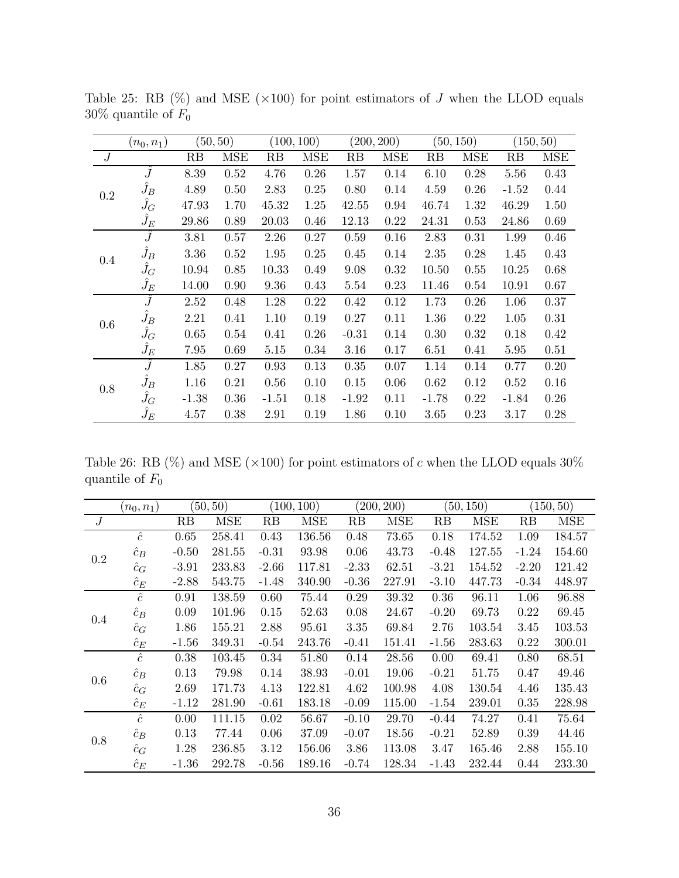Table 25: RB (%) and MSE (×100) for point estimators of $J$ when the LLOD equals 30% quantile of $F_0$

| | $(n_0, n_1)$ | (50, 50) | | (100, 100) | | (200, 200) | | (50, 150) | | (150, 50) | |
|---|---|---|---|---|---|---|---|---|---|---|---|
| $J$ | | RB | MSE | RB | MSE | RB | MSE | RB | MSE | RB | MSE |
| 0.2 | $\hat{J}$ | 8.39 | 0.52 | 4.76 | 0.26 | 1.57 | 0.14 | 6.10 | 0.28 | 5.56 | 0.43 |
| | $\hat{J}_B$ | 4.89 | 0.50 | 2.83 | 0.25 | 0.80 | 0.14 | 4.59 | 0.26 | -1.52 | 0.44 |
| | $\hat{J}_G$ | 47.93 | 1.70 | 45.32 | 1.25 | 42.55 | 0.94 | 46.74 | 1.32 | 46.29 | 1.50 |
| | $\hat{J}_E$ | 29.86 | 0.89 | 20.03 | 0.46 | 12.13 | 0.22 | 24.31 | 0.53 | 24.86 | 0.69 |
| 0.4 | $\hat{J}$ | 3.81 | 0.57 | 2.26 | 0.27 | 0.59 | 0.16 | 2.83 | 0.31 | 1.99 | 0.46 |
| | $\hat{J}_B$ | 3.36 | 0.52 | 1.95 | 0.25 | 0.45 | 0.14 | 2.35 | 0.28 | 1.45 | 0.43 |
| | $\hat{J}_G$ | 10.94 | 0.85 | 10.33 | 0.49 | 9.08 | 0.32 | 10.50 | 0.55 | 10.25 | 0.68 |
| | $\hat{J}_E$ | 14.00 | 0.90 | 9.36 | 0.43 | 5.54 | 0.23 | 11.46 | 0.54 | 10.91 | 0.67 |
| 0.6 | $\hat{J}$ | 2.52 | 0.48 | 1.28 | 0.22 | 0.42 | 0.12 | 1.73 | 0.26 | 1.06 | 0.37 |
| | $\hat{J}_B$ | 2.21 | 0.41 | 1.10 | 0.19 | 0.27 | 0.11 | 1.36 | 0.22 | 1.05 | 0.31 |
| | $\hat{J}_G$ | 0.65 | 0.54 | 0.41 | 0.26 | -0.31 | 0.14 | 0.30 | 0.32 | 0.18 | 0.42 |
| | $\hat{J}_E$ | 7.95 | 0.69 | 5.15 | 0.34 | 3.16 | 0.17 | 6.51 | 0.41 | 5.95 | 0.51 |
| 0.8 | $\hat{J}$ | 1.85 | 0.27 | 0.93 | 0.13 | 0.35 | 0.07 | 1.14 | 0.14 | 0.77 | 0.20 |
| | $\hat{J}_B$ | 1.16 | 0.21 | 0.56 | 0.10 | 0.15 | 0.06 | 0.62 | 0.12 | 0.52 | 0.16 |
| | $\hat{J}_G$ | -1.38 | 0.36 | -1.51 | 0.18 | -1.92 | 0.11 | -1.78 | 0.22 | -1.84 | 0.26 |
| | $\hat{J}_E$ | 4.57 | 0.38 | 2.91 | 0.19 | 1.86 | 0.10 | 3.65 | 0.23 | 3.17 | 0.28 |

Table 26: RB (%) and MSE (×100) for point estimators of $c$ when the LLOD equals 30% quantile of $F_0$

| | $(n_0, n_1)$ | (50, 50) | | (100, 100) | | (200, 200) | | (50, 150) | | (150, 50) | |
|---|---|---|---|---|---|---|---|---|---|---|---|
| $J$ | | RB | MSE | RB | MSE | RB | MSE | RB | MSE | RB | MSE |
| 0.2 | $\hat{c}$ | 0.65 | 258.41 | 0.43 | 136.56 | 0.48 | 73.65 | 0.18 | 174.52 | 1.09 | 184.57 |
| | $\hat{c}_B$ | -0.50 | 281.55 | -0.31 | 93.98 | 0.06 | 43.73 | -0.48 | 127.55 | -1.24 | 154.60 |
| | $\hat{c}_G$ | -3.91 | 233.83 | -2.66 | 117.81 | -2.33 | 62.51 | -3.21 | 154.52 | -2.20 | 121.42 |
| | $\hat{c}_E$ | -2.88 | 543.75 | -1.48 | 340.90 | -0.36 | 227.91 | -3.10 | 447.73 | -0.34 | 448.97 |
| 0.4 | $\hat{c}$ | 0.91 | 138.59 | 0.60 | 75.44 | 0.29 | 39.32 | 0.36 | 96.11 | 1.06 | 96.88 |
| | $\hat{c}_B$ | 0.09 | 101.96 | 0.15 | 52.63 | 0.08 | 24.67 | -0.20 | 69.73 | 0.22 | 69.45 |
| | $\hat{c}_G$ | 1.86 | 155.21 | 2.88 | 95.61 | 3.35 | 69.84 | 2.76 | 103.54 | 3.45 | 103.53 |
| | $\hat{c}_E$ | -1.56 | 349.31 | -0.54 | 243.76 | -0.41 | 151.41 | -1.56 | 283.63 | 0.22 | 300.01 |
| 0.6 | $\hat{c}$ | 0.38 | 103.45 | 0.34 | 51.80 | 0.14 | 28.56 | 0.00 | 69.41 | 0.80 | 68.51 |
| | $\hat{c}_B$ | 0.13 | 79.98 | 0.14 | 38.93 | -0.01 | 19.06 | -0.21 | 51.75 | 0.47 | 49.46 |
| | $\hat{c}_G$ | 2.69 | 171.73 | 4.13 | 122.81 | 4.62 | 100.98 | 4.08 | 130.54 | 4.46 | 135.43 |
| | $\hat{c}_E$ | -1.12 | 281.90 | -0.61 | 183.18 | -0.09 | 115.00 | -1.54 | 239.01 | 0.35 | 228.98 |
| 0.8 | $\hat{c}$ | 0.00 | 111.15 | 0.02 | 56.67 | -0.10 | 29.70 | -0.44 | 74.27 | 0.41 | 75.64 |
| | $\hat{c}_B$ | 0.13 | 77.44 | 0.06 | 37.09 | -0.07 | 18.56 | -0.21 | 52.89 | 0.39 | 44.46 |
| | $\hat{c}_G$ | 1.28 | 236.85 | 3.12 | 156.06 | 3.86 | 113.08 | 3.47 | 165.46 | 2.88 | 155.10 |
| | $\hat{c}_E$ | -1.36 | 292.78 | -0.56 | 189.16 | -0.74 | 128.34 | -1.43 | 232.44 | 0.44 | 233.30 |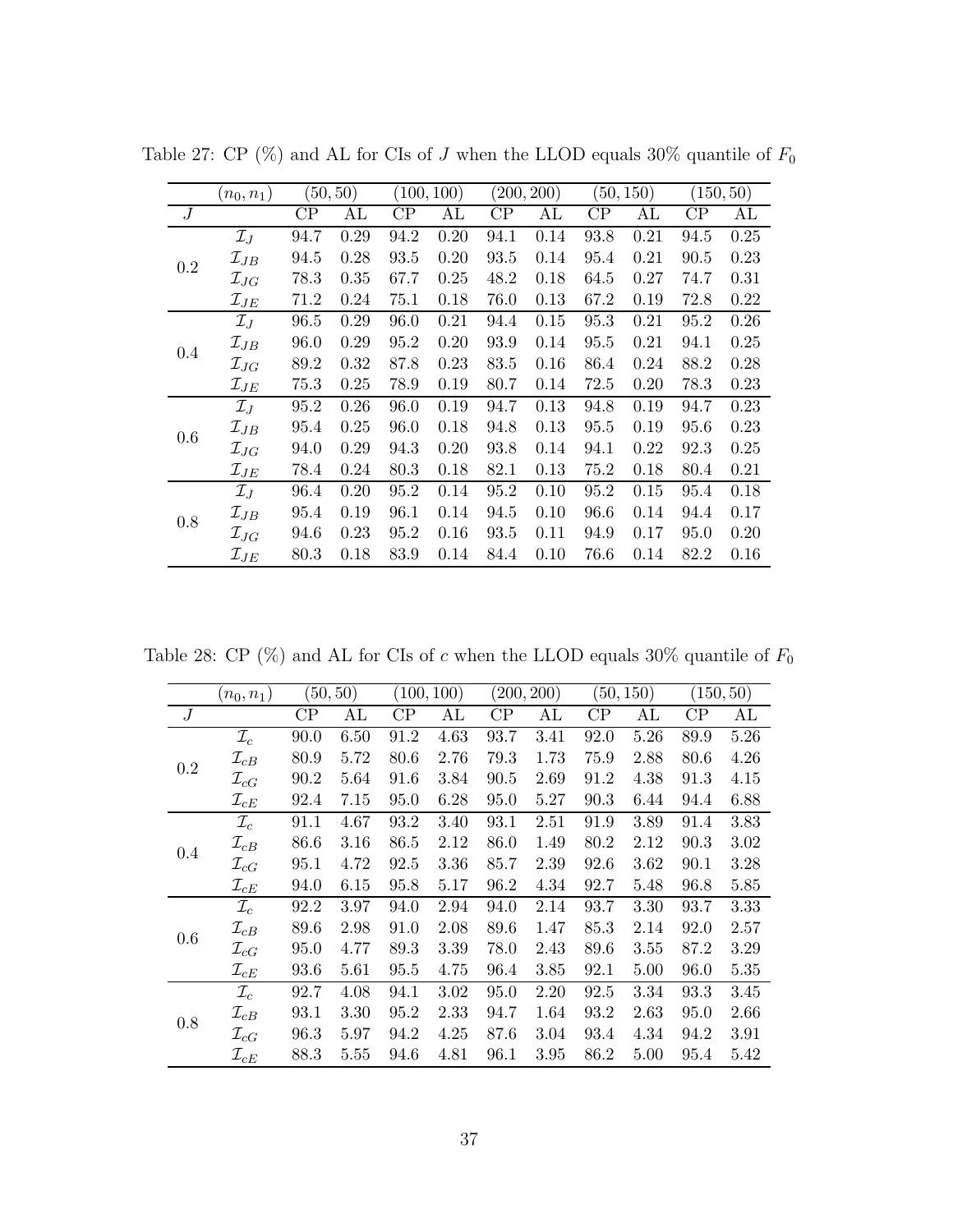Table 27: CP (%) and AL for CIs of $J$ when the LLOD equals 30% quantile of $F_0$

| | $(n_0, n_1)$ | (50, 50) | | (100, 100) | | (200, 200) | | (50, 150) | | (150, 50) | |
|---|---|---|---|---|---|---|---|---|---|---|---|
| $J$ | | CP | AL | CP | AL | CP | AL | CP | AL | CP | AL |
| 0.2 | $\mathcal{I}_J$ | 94.7 | 0.29 | 94.2 | 0.20 | 94.1 | 0.14 | 93.8 | 0.21 | 94.5 | 0.25 |
| | $\mathcal{I}_{JB}$ | 94.5 | 0.28 | 93.5 | 0.20 | 93.5 | 0.14 | 95.4 | 0.21 | 90.5 | 0.23 |
| | $\mathcal{I}_{JG}$ | 78.3 | 0.35 | 67.7 | 0.25 | 48.2 | 0.18 | 64.5 | 0.27 | 74.7 | 0.31 |
| | $\mathcal{I}_{JE}$ | 71.2 | 0.24 | 75.1 | 0.18 | 76.0 | 0.13 | 67.2 | 0.19 | 72.8 | 0.22 |
| 0.4 | $\mathcal{I}_J$ | 96.5 | 0.29 | 96.0 | 0.21 | 94.4 | 0.15 | 95.3 | 0.21 | 95.2 | 0.26 |
| | $\mathcal{I}_{JB}$ | 96.0 | 0.29 | 95.2 | 0.20 | 93.9 | 0.14 | 95.5 | 0.21 | 94.1 | 0.25 |
| | $\mathcal{I}_{JG}$ | 89.2 | 0.32 | 87.8 | 0.23 | 83.5 | 0.16 | 86.4 | 0.24 | 88.2 | 0.28 |
| | $\mathcal{I}_{JE}$ | 75.3 | 0.25 | 78.9 | 0.19 | 80.7 | 0.14 | 72.5 | 0.20 | 78.3 | 0.23 |
| 0.6 | $\mathcal{I}_J$ | 95.2 | 0.26 | 96.0 | 0.19 | 94.7 | 0.13 | 94.8 | 0.19 | 94.7 | 0.23 |
| | $\mathcal{I}_{JB}$ | 95.4 | 0.25 | 96.0 | 0.18 | 94.8 | 0.13 | 95.5 | 0.19 | 95.6 | 0.23 |
| | $\mathcal{I}_{JG}$ | 94.0 | 0.29 | 94.3 | 0.20 | 93.8 | 0.14 | 94.1 | 0.22 | 92.3 | 0.25 |
| | $\mathcal{I}_{JE}$ | 78.4 | 0.24 | 80.3 | 0.18 | 82.1 | 0.13 | 75.2 | 0.18 | 80.4 | 0.21 |
| 0.8 | $\mathcal{I}_J$ | 96.4 | 0.20 | 95.2 | 0.14 | 95.2 | 0.10 | 95.2 | 0.15 | 95.4 | 0.18 |
| | $\mathcal{I}_{JB}$ | 95.4 | 0.19 | 96.1 | 0.14 | 94.5 | 0.10 | 96.6 | 0.14 | 94.4 | 0.17 |
| | $\mathcal{I}_{JG}$ | 94.6 | 0.23 | 95.2 | 0.16 | 93.5 | 0.11 | 94.9 | 0.17 | 95.0 | 0.20 |
| | $\mathcal{I}_{JE}$ | 80.3 | 0.18 | 83.9 | 0.14 | 84.4 | 0.10 | 76.6 | 0.14 | 82.2 | 0.16 |

Table 28: CP (%) and AL for CIs of $c$ when the LLOD equals 30% quantile of $F_0$

| | $(n_0, n_1)$ | (50, 50) | | (100, 100) | | (200, 200) | | (50, 150) | | (150, 50) | |
|---|---|---|---|---|---|---|---|---|---|---|---|
| $J$ | | CP | AL | CP | AL | CP | AL | CP | AL | CP | AL |
| 0.2 | $\mathcal{I}_c$ | 90.0 | 6.50 | 91.2 | 4.63 | 93.7 | 3.41 | 92.0 | 5.26 | 89.9 | 5.26 |
| | $\mathcal{I}_{cB}$ | 80.9 | 5.72 | 80.6 | 2.76 | 79.3 | 1.73 | 75.9 | 2.88 | 80.6 | 4.26 |
| | $\mathcal{I}_{cG}$ | 90.2 | 5.64 | 91.6 | 3.84 | 90.5 | 2.69 | 91.2 | 4.38 | 91.3 | 4.15 |
| | $\mathcal{I}_{cE}$ | 92.4 | 7.15 | 95.0 | 6.28 | 95.0 | 5.27 | 90.3 | 6.44 | 94.4 | 6.88 |
| 0.4 | $\mathcal{I}_c$ | 91.1 | 4.67 | 93.2 | 3.40 | 93.1 | 2.51 | 91.9 | 3.89 | 91.4 | 3.83 |
| | $\mathcal{I}_{cB}$ | 86.6 | 3.16 | 86.5 | 2.12 | 86.0 | 1.49 | 80.2 | 2.12 | 90.3 | 3.02 |
| | $\mathcal{I}_{cG}$ | 95.1 | 4.72 | 92.5 | 3.36 | 85.7 | 2.39 | 92.6 | 3.62 | 90.1 | 3.28 |
| | $\mathcal{I}_{cE}$ | 94.0 | 6.15 | 95.8 | 5.17 | 96.2 | 4.34 | 92.7 | 5.48 | 96.8 | 5.85 |
| 0.6 | $\mathcal{I}_c$ | 92.2 | 3.97 | 94.0 | 2.94 | 94.0 | 2.14 | 93.7 | 3.30 | 93.7 | 3.33 |
| | $\mathcal{I}_{cB}$ | 89.6 | 2.98 | 91.0 | 2.08 | 89.6 | 1.47 | 85.3 | 2.14 | 92.0 | 2.57 |
| | $\mathcal{I}_{cG}$ | 95.0 | 4.77 | 89.3 | 3.39 | 78.0 | 2.43 | 89.6 | 3.55 | 87.2 | 3.29 |
| | $\mathcal{I}_{cE}$ | 93.6 | 5.61 | 95.5 | 4.75 | 96.4 | 3.85 | 92.1 | 5.00 | 96.0 | 5.35 |
| 0.8 | $\mathcal{I}_c$ | 92.7 | 4.08 | 94.1 | 3.02 | 95.0 | 2.20 | 92.5 | 3.34 | 93.3 | 3.45 |
| | $\mathcal{I}_{cB}$ | 93.1 | 3.30 | 95.2 | 2.33 | 94.7 | 1.64 | 93.2 | 2.63 | 95.0 | 2.66 |
| | $\mathcal{I}_{cG}$ | 96.3 | 5.97 | 94.2 | 4.25 | 87.6 | 3.04 | 93.4 | 4.34 | 94.2 | 3.91 |
| | $\mathcal{I}_{cE}$ | 88.3 | 5.55 | 94.6 | 4.81 | 96.1 | 3.95 | 86.2 | 5.00 | 95.4 | 5.42 |